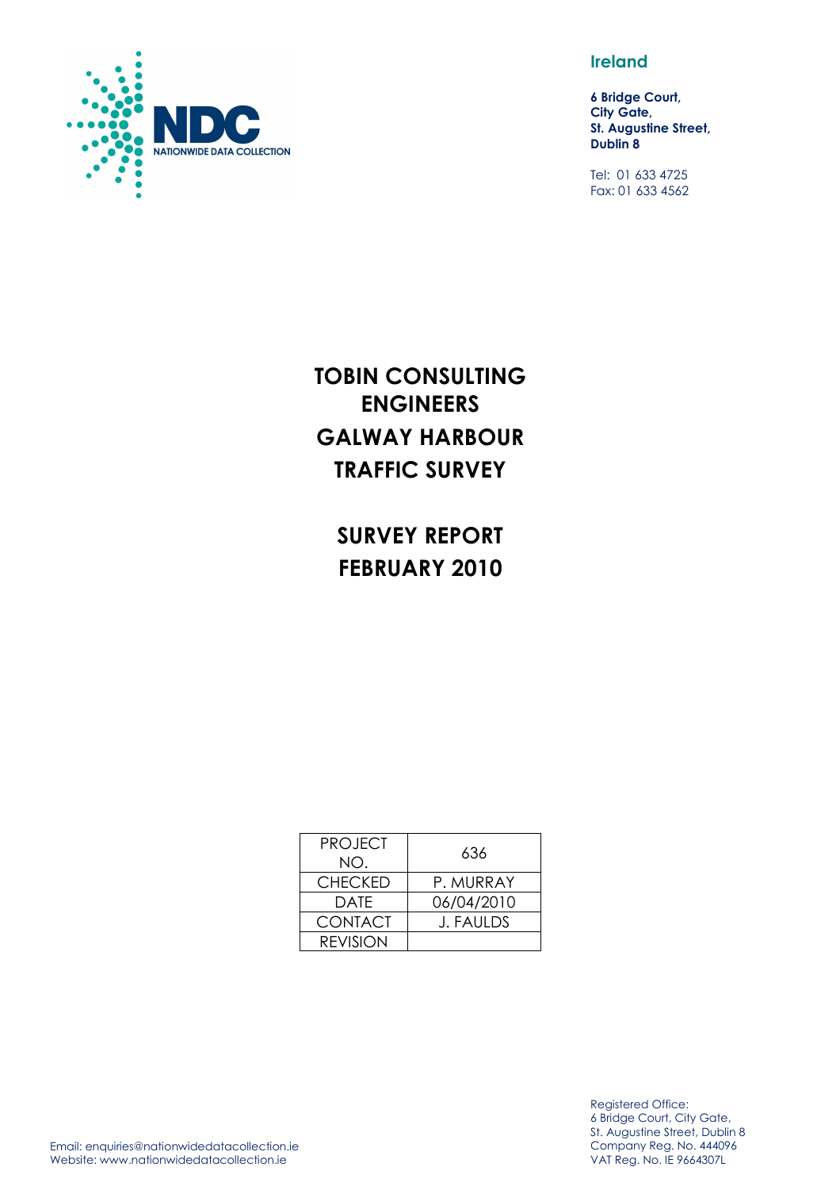NDC
NATIONWIDE DATA COLLECTION

**Ireland**

**6 Bridge Court,**
**City Gate,**
**St. Augustine Street,**
**Dublin 8**

Tel: 01 633 4725
Fax: 01 633 4562

# TOBIN CONSULTING ENGINEERS

# GALWAY HARBOUR TRAFFIC SURVEY

# SURVEY REPORT FEBRUARY 2010

| PROJECT NO. | 636 |
|---|---|
| CHECKED | P. MURRAY |
| DATE | 06/04/2010 |
| CONTACT | J. FAULDS |
| REVISION | |

Email: enquiries@nationwidedatacollection.ie
Website: www.nationwidedatacollection.ie

Registered Office:
6 Bridge Court, City Gate,
St. Augustine Street, Dublin 8
Company Reg. No. 444096
VAT Reg. No. IE 9664307L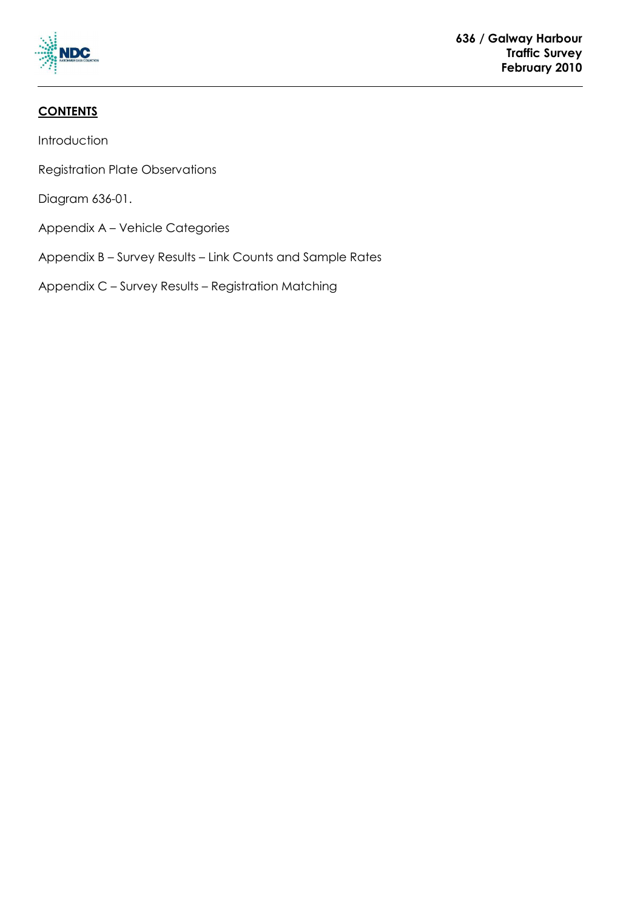## CONTENTS

Introduction

Registration Plate Observations

Diagram 636-01.

Appendix A – Vehicle Categories

Appendix B – Survey Results – Link Counts and Sample Rates

Appendix C – Survey Results – Registration Matching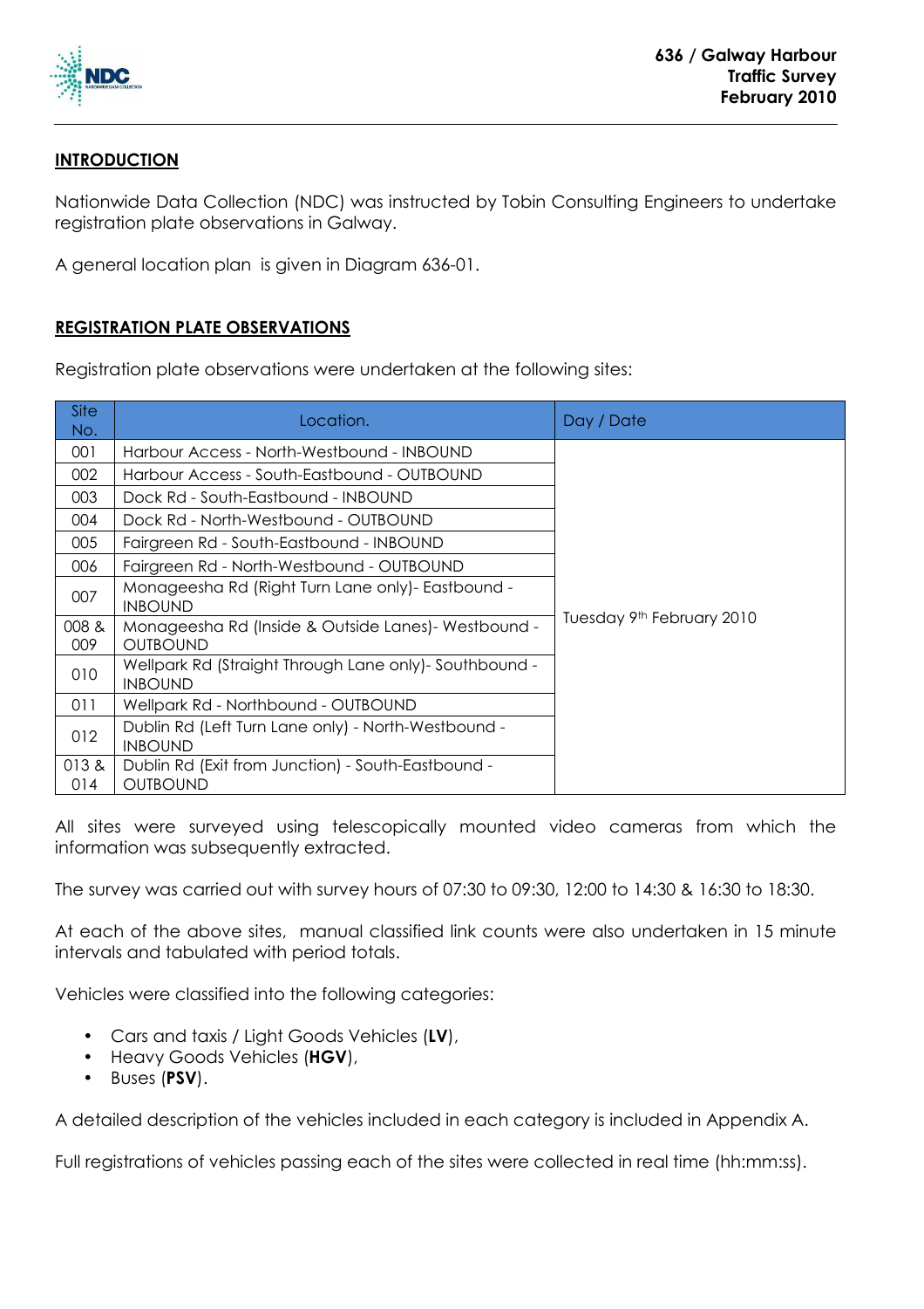## INTRODUCTION

Nationwide Data Collection (NDC) was instructed by Tobin Consulting Engineers to undertake registration plate observations in Galway.

A general location plan is given in Diagram 636-01.

## REGISTRATION PLATE OBSERVATIONS

Registration plate observations were undertaken at the following sites:

| Site No. | Location. | Day / Date |
|---|---|---|
| 001 | Harbour Access - North-Westbound - INBOUND | Tuesday 9th February 2010 |
| 002 | Harbour Access - South-Eastbound - OUTBOUND | |
| 003 | Dock Rd - South-Eastbound - INBOUND | |
| 004 | Dock Rd - North-Westbound - OUTBOUND | |
| 005 | Fairgreen Rd - South-Eastbound - INBOUND | |
| 006 | Fairgreen Rd - North-Westbound - OUTBOUND | |
| 007 | Monageesha Rd (Right Turn Lane only)- Eastbound - INBOUND | |
| 008 & 009 | Monageesha Rd (Inside & Outside Lanes)- Westbound - OUTBOUND | |
| 010 | Wellpark Rd (Straight Through Lane only)- Southbound - INBOUND | |
| 011 | Wellpark Rd - Northbound - OUTBOUND | |
| 012 | Dublin Rd (Left Turn Lane only) - North-Westbound - INBOUND | |
| 013 & 014 | Dublin Rd (Exit from Junction) - South-Eastbound - OUTBOUND | |

All sites were surveyed using telescopically mounted video cameras from which the information was subsequently extracted.

The survey was carried out with survey hours of 07:30 to 09:30, 12:00 to 14:30 & 16:30 to 18:30.

At each of the above sites, manual classified link counts were also undertaken in 15 minute intervals and tabulated with period totals.

Vehicles were classified into the following categories:

- Cars and taxis / Light Goods Vehicles (**LV**),
- Heavy Goods Vehicles (**HGV**),
- Buses (**PSV**).

A detailed description of the vehicles included in each category is included in Appendix A.

Full registrations of vehicles passing each of the sites were collected in real time (hh:mm:ss).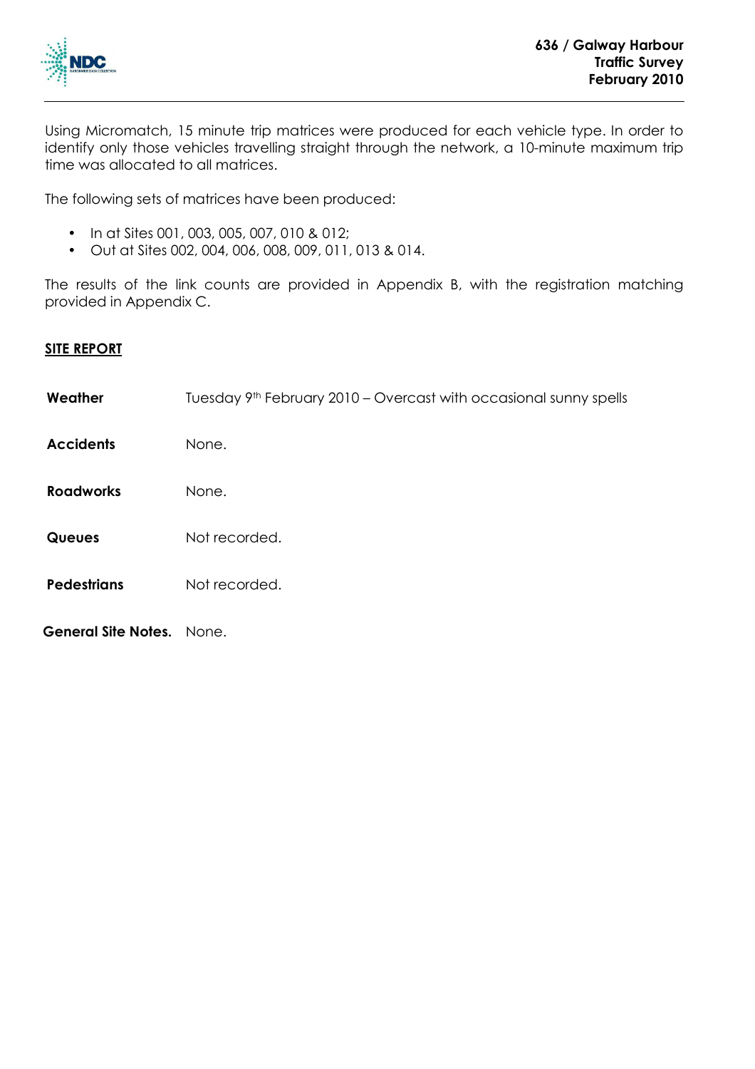Using Micromatch, 15 minute trip matrices were produced for each vehicle type. In order to identify only those vehicles travelling straight through the network, a 10-minute maximum trip time was allocated to all matrices.

The following sets of matrices have been produced:

- In at Sites 001, 003, 005, 007, 010 & 012;
- Out at Sites 002, 004, 006, 008, 009, 011, 013 & 014.

The results of the link counts are provided in Appendix B, with the registration matching provided in Appendix C.

## SITE REPORT

| | |
|---|---|
| **Weather** | Tuesday 9th February 2010 – Overcast with occasional sunny spells |
| **Accidents** | None. |
| **Roadworks** | None. |
| **Queues** | Not recorded. |
| **Pedestrians** | Not recorded. |
| **General Site Notes.** | None. |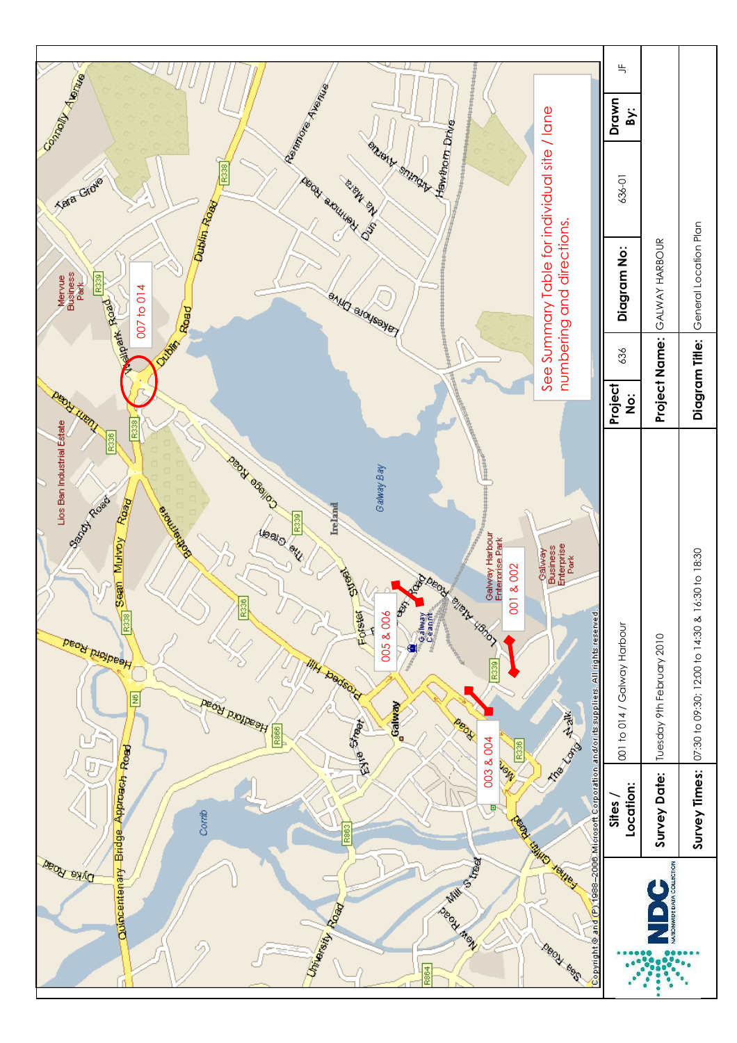See Summary Table for individual site / lane numbering and directions.

| | | | | | | |
|---|---|---|---|---|---|---|
| **Sites / Location:** | 001 to 014 / Galway Harbour | **Project No:** | 636 | **Diagram No:** | 636-01 | **Drawn By:** JF |
| **Survey Date:** | Tuesday 9th February 2010 | **Project Name:** | GALWAY HARBOUR | | | |
| **Survey Times:** | 07:30 to 09:30; 12:00 to 14:30 & 16:30 to 18:30 | **Diagram Title:** | General Location Plan | | | |

Copyright © and (P) 1988–2006 Microsoft Corporation and/or its suppliers. All rights reserved.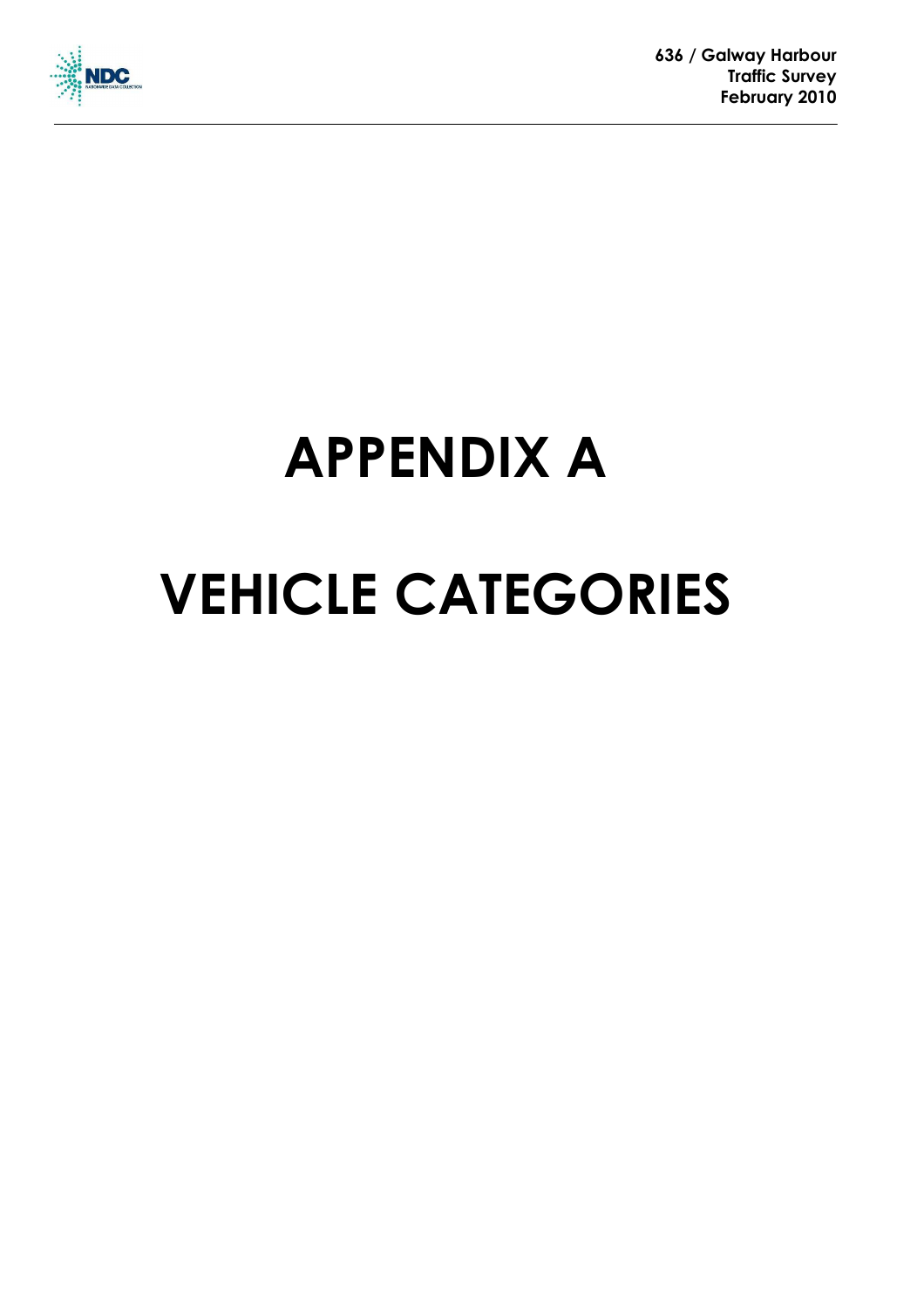# APPENDIX A

# VEHICLE CATEGORIES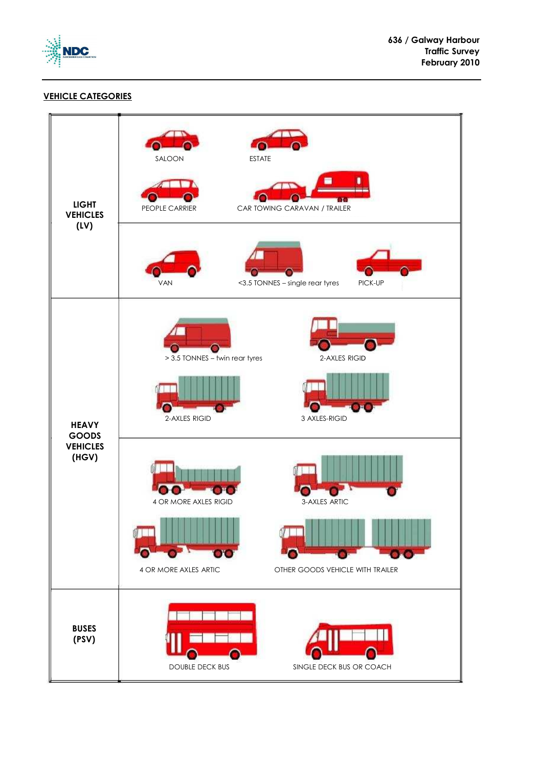## VEHICLE CATEGORIES

| | |
|---|---|
| **LIGHT VEHICLES (LV)** | SALOON<br>ESTATE<br>PEOPLE CARRIER<br>CAR TOWING CARAVAN / TRAILER |
| | VAN<br><3.5 TONNES – single rear tyres<br>PICK-UP |
| **HEAVY GOODS VEHICLES (HGV)** | > 3.5 TONNES – twin rear tyres<br>2-AXLES RIGID<br>2-AXLES RIGID<br>3 AXLES-RIGID |
| | 4 OR MORE AXLES RIGID<br>3-AXLES ARTIC<br>4 OR MORE AXLES ARTIC<br>OTHER GOODS VEHICLE WITH TRAILER |
| **BUSES (PSV)** | DOUBLE DECK BUS<br>SINGLE DECK BUS OR COACH |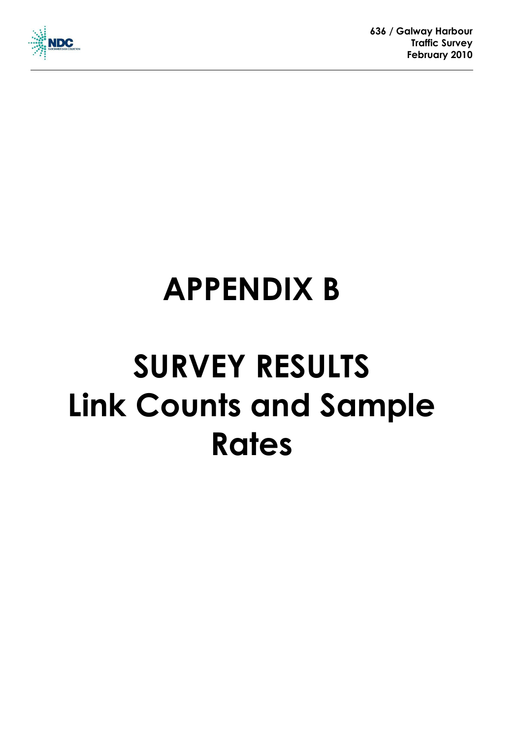# APPENDIX B

# SURVEY RESULTS
# Link Counts and Sample Rates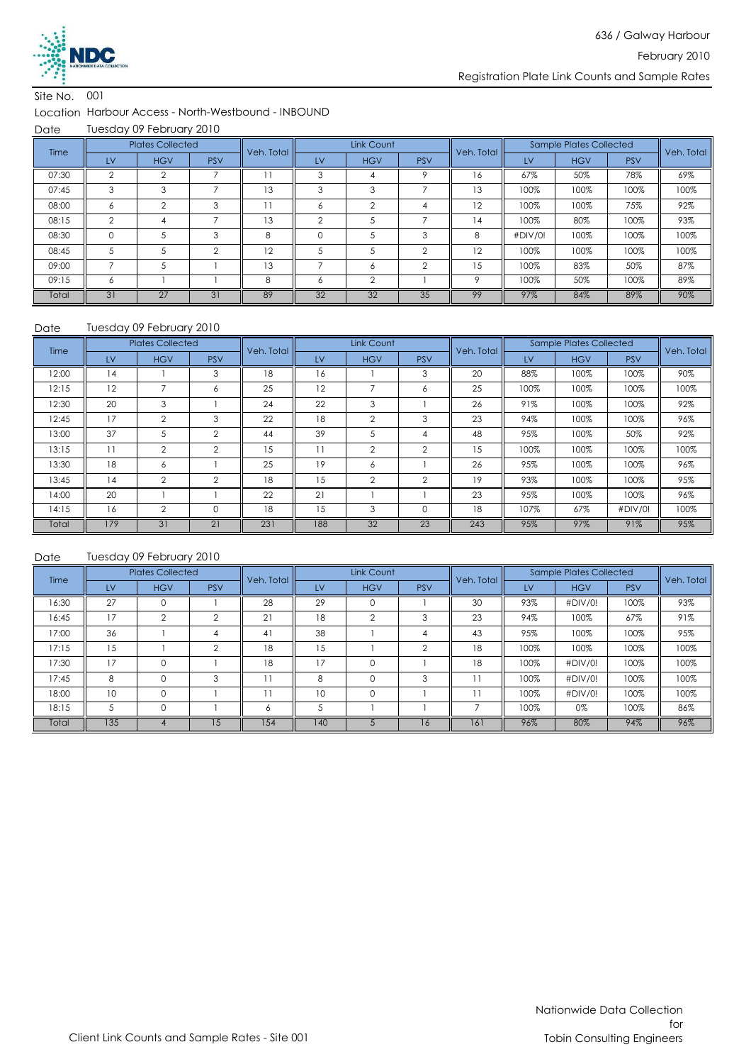636 / Galway Harbour

February 2010

Registration Plate Link Counts and Sample Rates

Site No. 001

Location Harbour Access - North-Westbound - INBOUND

Date Tuesday 09 February 2010

| Time | Plates Collected | | | Veh. Total | Link Count | | | Veh. Total | Sample Plates Collected | | | Veh. Total |
|---|---|---|---|---|---|---|---|---|---|---|---|---|
| | LV | HGV | PSV | | LV | HGV | PSV | | LV | HGV | PSV | |
| 07:30 | 2 | 2 | 7 | 11 | 3 | 4 | 9 | 16 | 67% | 50% | 78% | 69% |
| 07:45 | 3 | 3 | 7 | 13 | 3 | 3 | 7 | 13 | 100% | 100% | 100% | 100% |
| 08:00 | 6 | 2 | 3 | 11 | 6 | 2 | 4 | 12 | 100% | 100% | 75% | 92% |
| 08:15 | 2 | 4 | 7 | 13 | 2 | 5 | 7 | 14 | 100% | 80% | 100% | 93% |
| 08:30 | 0 | 5 | 3 | 8 | 0 | 5 | 3 | 8 | #DIV/0! | 100% | 100% | 100% |
| 08:45 | 5 | 5 | 2 | 12 | 5 | 5 | 2 | 12 | 100% | 100% | 100% | 100% |
| 09:00 | 7 | 5 | 1 | 13 | 7 | 6 | 2 | 15 | 100% | 83% | 50% | 87% |
| 09:15 | 6 | 1 | 1 | 8 | 6 | 2 | 1 | 9 | 100% | 50% | 100% | 89% |
| Total | 31 | 27 | 31 | 89 | 32 | 32 | 35 | 99 | 97% | 84% | 89% | 90% |

Date Tuesday 09 February 2010

| Time | Plates Collected | | | Veh. Total | Link Count | | | Veh. Total | Sample Plates Collected | | | Veh. Total |
|---|---|---|---|---|---|---|---|---|---|---|---|---|
| | LV | HGV | PSV | | LV | HGV | PSV | | LV | HGV | PSV | |
| 12:00 | 14 | 1 | 3 | 18 | 16 | 1 | 3 | 20 | 88% | 100% | 100% | 90% |
| 12:15 | 12 | 7 | 6 | 25 | 12 | 7 | 6 | 25 | 100% | 100% | 100% | 100% |
| 12:30 | 20 | 3 | 1 | 24 | 22 | 3 | 1 | 26 | 91% | 100% | 100% | 92% |
| 12:45 | 17 | 2 | 3 | 22 | 18 | 2 | 3 | 23 | 94% | 100% | 100% | 96% |
| 13:00 | 37 | 5 | 2 | 44 | 39 | 5 | 4 | 48 | 95% | 100% | 50% | 92% |
| 13:15 | 11 | 2 | 2 | 15 | 11 | 2 | 2 | 15 | 100% | 100% | 100% | 100% |
| 13:30 | 18 | 6 | 1 | 25 | 19 | 6 | 1 | 26 | 95% | 100% | 100% | 96% |
| 13:45 | 14 | 2 | 2 | 18 | 15 | 2 | 2 | 19 | 93% | 100% | 100% | 95% |
| 14:00 | 20 | 1 | 1 | 22 | 21 | 1 | 1 | 23 | 95% | 100% | 100% | 96% |
| 14:15 | 16 | 2 | 0 | 18 | 15 | 3 | 0 | 18 | 107% | 67% | #DIV/0! | 100% |
| Total | 179 | 31 | 21 | 231 | 188 | 32 | 23 | 243 | 95% | 97% | 91% | 95% |

Date Tuesday 09 February 2010

| Time | Plates Collected | | | Veh. Total | Link Count | | | Veh. Total | Sample Plates Collected | | | Veh. Total |
|---|---|---|---|---|---|---|---|---|---|---|---|---|
| | LV | HGV | PSV | | LV | HGV | PSV | | LV | HGV | PSV | |
| 16:30 | 27 | 0 | 1 | 28 | 29 | 0 | 1 | 30 | 93% | #DIV/0! | 100% | 93% |
| 16:45 | 17 | 2 | 2 | 21 | 18 | 2 | 3 | 23 | 94% | 100% | 67% | 91% |
| 17:00 | 36 | 1 | 4 | 41 | 38 | 1 | 4 | 43 | 95% | 100% | 100% | 95% |
| 17:15 | 15 | 1 | 2 | 18 | 15 | 1 | 2 | 18 | 100% | 100% | 100% | 100% |
| 17:30 | 17 | 0 | 1 | 18 | 17 | 0 | 1 | 18 | 100% | #DIV/0! | 100% | 100% |
| 17:45 | 8 | 0 | 3 | 11 | 8 | 0 | 3 | 11 | 100% | #DIV/0! | 100% | 100% |
| 18:00 | 10 | 0 | 1 | 11 | 10 | 0 | 1 | 11 | 100% | #DIV/0! | 100% | 100% |
| 18:15 | 5 | 0 | 1 | 6 | 5 | 1 | 1 | 7 | 100% | 0% | 100% | 86% |
| Total | 135 | 4 | 15 | 154 | 140 | 5 | 16 | 161 | 96% | 80% | 94% | 96% |

Client Link Counts and Sample Rates - Site 001

Nationwide Data Collection for Tobin Consulting Engineers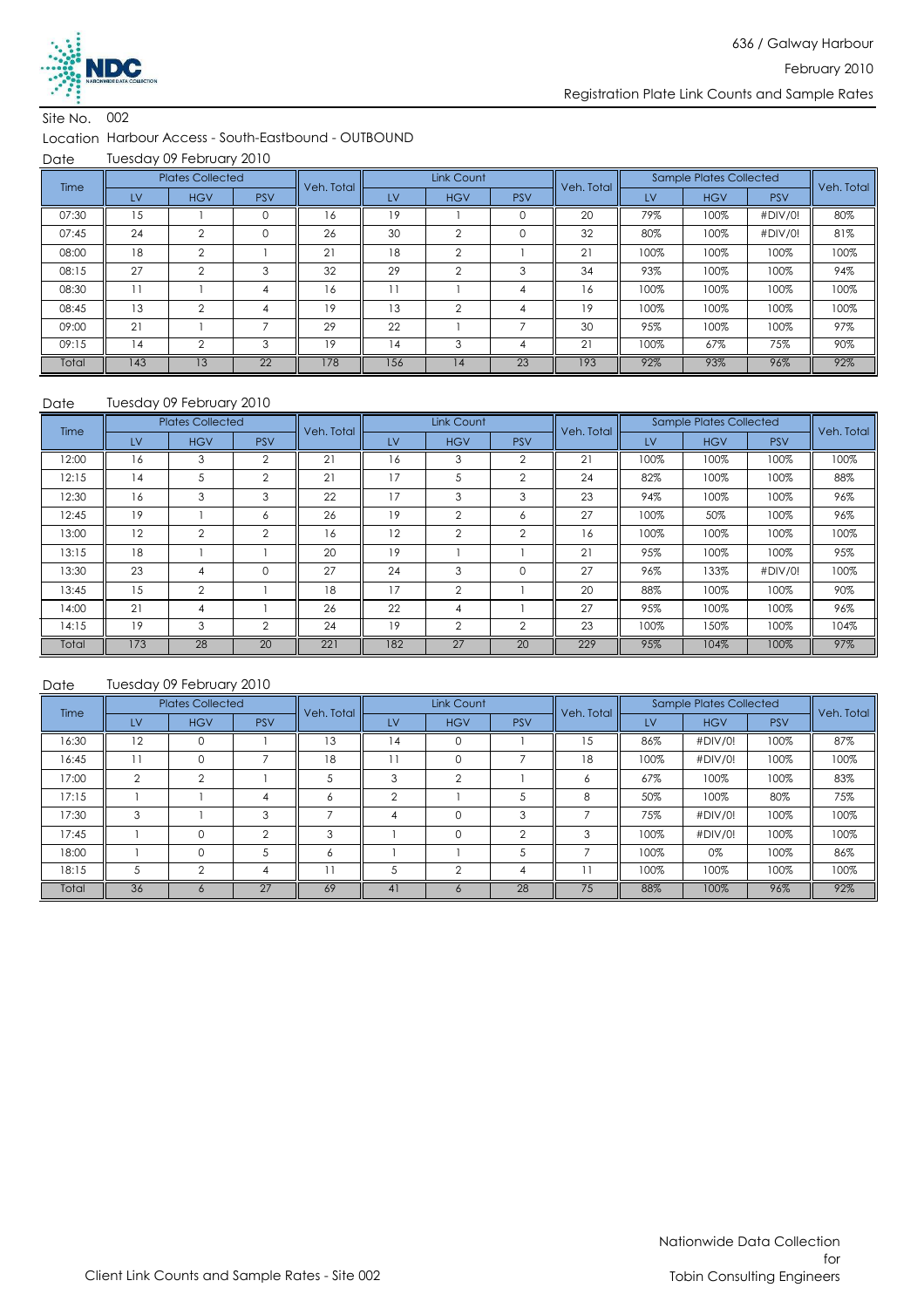636 / Galway Harbour

February 2010

Registration Plate Link Counts and Sample Rates

Site No. 002

Location Harbour Access - South-Eastbound - OUTBOUND

Date Tuesday 09 February 2010

| Time | Plates Collected | | | Veh. Total | Link Count | | | Veh. Total | Sample Plates Collected | | | Veh. Total |
|---|---|---|---|---|---|---|---|---|---|---|---|---|
| | LV | HGV | PSV | | LV | HGV | PSV | | LV | HGV | PSV | |
| 07:30 | 15 | 1 | 0 | 16 | 19 | 1 | 0 | 20 | 79% | 100% | #DIV/0! | 80% |
| 07:45 | 24 | 2 | 0 | 26 | 30 | 2 | 0 | 32 | 80% | 100% | #DIV/0! | 81% |
| 08:00 | 18 | 2 | 1 | 21 | 18 | 2 | 1 | 21 | 100% | 100% | 100% | 100% |
| 08:15 | 27 | 2 | 3 | 32 | 29 | 2 | 3 | 34 | 93% | 100% | 100% | 94% |
| 08:30 | 11 | 1 | 4 | 16 | 11 | 1 | 4 | 16 | 100% | 100% | 100% | 100% |
| 08:45 | 13 | 2 | 4 | 19 | 13 | 2 | 4 | 19 | 100% | 100% | 100% | 100% |
| 09:00 | 21 | 1 | 7 | 29 | 22 | 1 | 7 | 30 | 95% | 100% | 100% | 97% |
| 09:15 | 14 | 2 | 3 | 19 | 14 | 3 | 4 | 21 | 100% | 67% | 75% | 90% |
| Total | 143 | 13 | 22 | 178 | 156 | 14 | 23 | 193 | 92% | 93% | 96% | 92% |

Date Tuesday 09 February 2010

| Time | Plates Collected | | | Veh. Total | Link Count | | | Veh. Total | Sample Plates Collected | | | Veh. Total |
|---|---|---|---|---|---|---|---|---|---|---|---|---|
| | LV | HGV | PSV | | LV | HGV | PSV | | LV | HGV | PSV | |
| 12:00 | 16 | 3 | 2 | 21 | 16 | 3 | 2 | 21 | 100% | 100% | 100% | 100% |
| 12:15 | 14 | 5 | 2 | 21 | 17 | 5 | 2 | 24 | 82% | 100% | 100% | 88% |
| 12:30 | 16 | 3 | 3 | 22 | 17 | 3 | 3 | 23 | 94% | 100% | 100% | 96% |
| 12:45 | 19 | 1 | 6 | 26 | 19 | 2 | 6 | 27 | 100% | 50% | 100% | 96% |
| 13:00 | 12 | 2 | 2 | 16 | 12 | 2 | 2 | 16 | 100% | 100% | 100% | 100% |
| 13:15 | 18 | 1 | 1 | 20 | 19 | 1 | 1 | 21 | 95% | 100% | 100% | 95% |
| 13:30 | 23 | 4 | 0 | 27 | 24 | 3 | 0 | 27 | 96% | 133% | #DIV/0! | 100% |
| 13:45 | 15 | 2 | 1 | 18 | 17 | 2 | 1 | 20 | 88% | 100% | 100% | 90% |
| 14:00 | 21 | 4 | 1 | 26 | 22 | 4 | 1 | 27 | 95% | 100% | 100% | 96% |
| 14:15 | 19 | 3 | 2 | 24 | 19 | 2 | 2 | 23 | 100% | 150% | 100% | 104% |
| Total | 173 | 28 | 20 | 221 | 182 | 27 | 20 | 229 | 95% | 104% | 100% | 97% |

Date Tuesday 09 February 2010

| Time | Plates Collected | | | Veh. Total | Link Count | | | Veh. Total | Sample Plates Collected | | | Veh. Total |
|---|---|---|---|---|---|---|---|---|---|---|---|---|
| | LV | HGV | PSV | | LV | HGV | PSV | | LV | HGV | PSV | |
| 16:30 | 12 | 0 | 1 | 13 | 14 | 0 | 1 | 15 | 86% | #DIV/0! | 100% | 87% |
| 16:45 | 11 | 0 | 7 | 18 | 11 | 0 | 7 | 18 | 100% | #DIV/0! | 100% | 100% |
| 17:00 | 2 | 2 | 1 | 5 | 3 | 2 | 1 | 6 | 67% | 100% | 100% | 83% |
| 17:15 | 1 | 1 | 4 | 6 | 2 | 1 | 5 | 8 | 50% | 100% | 80% | 75% |
| 17:30 | 3 | 1 | 3 | 7 | 4 | 0 | 3 | 7 | 75% | #DIV/0! | 100% | 100% |
| 17:45 | 1 | 0 | 2 | 3 | 1 | 0 | 2 | 3 | 100% | #DIV/0! | 100% | 100% |
| 18:00 | 1 | 0 | 5 | 6 | 1 | 1 | 5 | 7 | 100% | 0% | 100% | 86% |
| 18:15 | 5 | 2 | 4 | 11 | 5 | 2 | 4 | 11 | 100% | 100% | 100% | 100% |
| Total | 36 | 6 | 27 | 69 | 41 | 6 | 28 | 75 | 88% | 100% | 96% | 92% |

Client Link Counts and Sample Rates - Site 002

Nationwide Data Collection for Tobin Consulting Engineers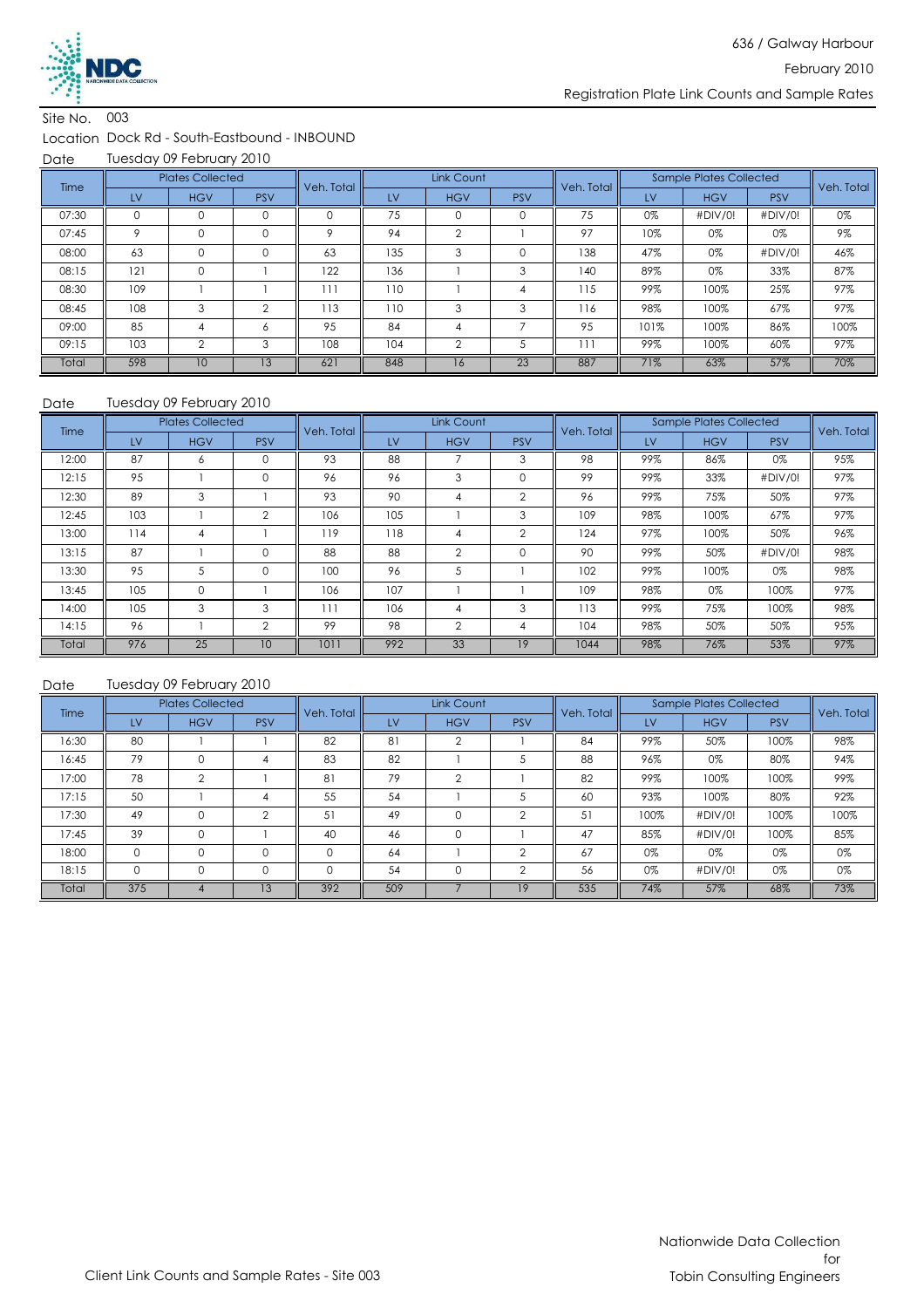636 / Galway Harbour

February 2010

Registration Plate Link Counts and Sample Rates

Site No. 003

Location Dock Rd - South-Eastbound - INBOUND

Date Tuesday 09 February 2010

| Time | Plates Collected | | | Veh. Total | Link Count | | | Veh. Total | Sample Plates Collected | | | Veh. Total |
|---|---|---|---|---|---|---|---|---|---|---|---|---|
| | LV | HGV | PSV | | LV | HGV | PSV | | LV | HGV | PSV | |
| 07:30 | 0 | 0 | 0 | 0 | 75 | 0 | 0 | 75 | 0% | #DIV/0! | #DIV/0! | 0% |
| 07:45 | 9 | 0 | 0 | 9 | 94 | 2 | 1 | 97 | 10% | 0% | 0% | 9% |
| 08:00 | 63 | 0 | 0 | 63 | 135 | 3 | 0 | 138 | 47% | 0% | #DIV/0! | 46% |
| 08:15 | 121 | 0 | 1 | 122 | 136 | 1 | 3 | 140 | 89% | 0% | 33% | 87% |
| 08:30 | 109 | 1 | 1 | 111 | 110 | 1 | 4 | 115 | 99% | 100% | 25% | 97% |
| 08:45 | 108 | 3 | 2 | 113 | 110 | 3 | 3 | 116 | 98% | 100% | 67% | 97% |
| 09:00 | 85 | 4 | 6 | 95 | 84 | 4 | 7 | 95 | 101% | 100% | 86% | 100% |
| 09:15 | 103 | 2 | 3 | 108 | 104 | 2 | 5 | 111 | 99% | 100% | 60% | 97% |
| Total | 598 | 10 | 13 | 621 | 848 | 16 | 23 | 887 | 71% | 63% | 57% | 70% |

Date Tuesday 09 February 2010

| Time | Plates Collected | | | Veh. Total | Link Count | | | Veh. Total | Sample Plates Collected | | | Veh. Total |
|---|---|---|---|---|---|---|---|---|---|---|---|---|
| | LV | HGV | PSV | | LV | HGV | PSV | | LV | HGV | PSV | |
| 12:00 | 87 | 6 | 0 | 93 | 88 | 7 | 3 | 98 | 99% | 86% | 0% | 95% |
| 12:15 | 95 | 1 | 0 | 96 | 96 | 3 | 0 | 99 | 99% | 33% | #DIV/0! | 97% |
| 12:30 | 89 | 3 | 1 | 93 | 90 | 4 | 2 | 96 | 99% | 75% | 50% | 97% |
| 12:45 | 103 | 1 | 2 | 106 | 105 | 1 | 3 | 109 | 98% | 100% | 67% | 97% |
| 13:00 | 114 | 4 | 1 | 119 | 118 | 4 | 2 | 124 | 97% | 100% | 50% | 96% |
| 13:15 | 87 | 1 | 0 | 88 | 88 | 2 | 0 | 90 | 99% | 50% | #DIV/0! | 98% |
| 13:30 | 95 | 5 | 0 | 100 | 96 | 5 | 1 | 102 | 99% | 100% | 0% | 98% |
| 13:45 | 105 | 0 | 1 | 106 | 107 | 1 | 1 | 109 | 98% | 0% | 100% | 97% |
| 14:00 | 105 | 3 | 3 | 111 | 106 | 4 | 3 | 113 | 99% | 75% | 100% | 98% |
| 14:15 | 96 | 1 | 2 | 99 | 98 | 2 | 4 | 104 | 98% | 50% | 50% | 95% |
| Total | 976 | 25 | 10 | 1011 | 992 | 33 | 19 | 1044 | 98% | 76% | 53% | 97% |

Date Tuesday 09 February 2010

| Time | Plates Collected | | | Veh. Total | Link Count | | | Veh. Total | Sample Plates Collected | | | Veh. Total |
|---|---|---|---|---|---|---|---|---|---|---|---|---|
| | LV | HGV | PSV | | LV | HGV | PSV | | LV | HGV | PSV | |
| 16:30 | 80 | 1 | 1 | 82 | 81 | 2 | 1 | 84 | 99% | 50% | 100% | 98% |
| 16:45 | 79 | 0 | 4 | 83 | 82 | 1 | 5 | 88 | 96% | 0% | 80% | 94% |
| 17:00 | 78 | 2 | 1 | 81 | 79 | 2 | 1 | 82 | 99% | 100% | 100% | 99% |
| 17:15 | 50 | 1 | 4 | 55 | 54 | 1 | 5 | 60 | 93% | 100% | 80% | 92% |
| 17:30 | 49 | 0 | 2 | 51 | 49 | 0 | 2 | 51 | 100% | #DIV/0! | 100% | 100% |
| 17:45 | 39 | 0 | 1 | 40 | 46 | 0 | 1 | 47 | 85% | #DIV/0! | 100% | 85% |
| 18:00 | 0 | 0 | 0 | 0 | 64 | 1 | 2 | 67 | 0% | 0% | 0% | 0% |
| 18:15 | 0 | 0 | 0 | 0 | 54 | 0 | 2 | 56 | 0% | #DIV/0! | 0% | 0% |
| Total | 375 | 4 | 13 | 392 | 509 | 7 | 19 | 535 | 74% | 57% | 68% | 73% |

Client Link Counts and Sample Rates - Site 003

Nationwide Data Collection for Tobin Consulting Engineers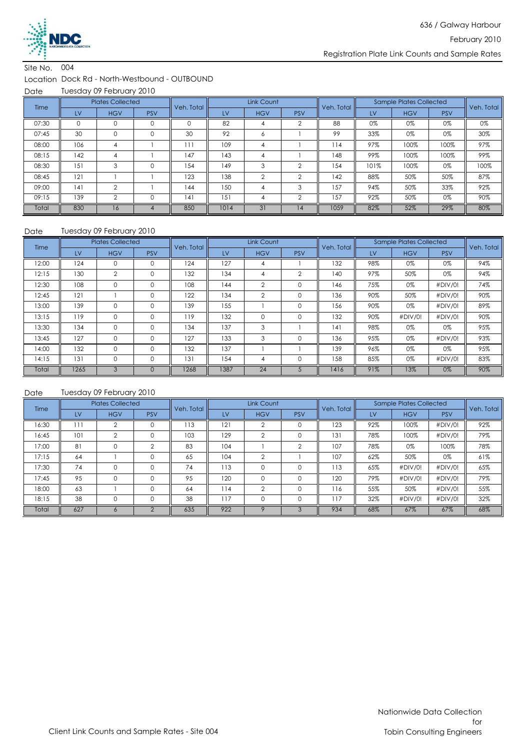636 / Galway Harbour

February 2010

Registration Plate Link Counts and Sample Rates

Site No. 004

Location Dock Rd - North-Westbound - OUTBOUND

Date Tuesday 09 February 2010

| Time | Plates Collected | | | Veh. Total | Link Count | | | Veh. Total | Sample Plates Collected | | | Veh. Total |
|---|---|---|---|---|---|---|---|---|---|---|---|---|
| | LV | HGV | PSV | | LV | HGV | PSV | | LV | HGV | PSV | |
| 07:30 | 0 | 0 | 0 | 0 | 82 | 4 | 2 | 88 | 0% | 0% | 0% | 0% |
| 07:45 | 30 | 0 | 0 | 30 | 92 | 6 | 1 | 99 | 33% | 0% | 0% | 30% |
| 08:00 | 106 | 4 | 1 | 111 | 109 | 4 | 1 | 114 | 97% | 100% | 100% | 97% |
| 08:15 | 142 | 4 | 1 | 147 | 143 | 4 | 1 | 148 | 99% | 100% | 100% | 99% |
| 08:30 | 151 | 3 | 0 | 154 | 149 | 3 | 2 | 154 | 101% | 100% | 0% | 100% |
| 08:45 | 121 | 1 | 1 | 123 | 138 | 2 | 2 | 142 | 88% | 50% | 50% | 87% |
| 09:00 | 141 | 2 | 1 | 144 | 150 | 4 | 3 | 157 | 94% | 50% | 33% | 92% |
| 09:15 | 139 | 2 | 0 | 141 | 151 | 4 | 2 | 157 | 92% | 50% | 0% | 90% |
| Total | 830 | 16 | 4 | 850 | 1014 | 31 | 14 | 1059 | 82% | 52% | 29% | 80% |

Date Tuesday 09 February 2010

| Time | Plates Collected | | | Veh. Total | Link Count | | | Veh. Total | Sample Plates Collected | | | Veh. Total |
|---|---|---|---|---|---|---|---|---|---|---|---|---|
| | LV | HGV | PSV | | LV | HGV | PSV | | LV | HGV | PSV | |
| 12:00 | 124 | 0 | 0 | 124 | 127 | 4 | 1 | 132 | 98% | 0% | 0% | 94% |
| 12:15 | 130 | 2 | 0 | 132 | 134 | 4 | 2 | 140 | 97% | 50% | 0% | 94% |
| 12:30 | 108 | 0 | 0 | 108 | 144 | 2 | 0 | 146 | 75% | 0% | #DIV/0! | 74% |
| 12:45 | 121 | 1 | 0 | 122 | 134 | 2 | 0 | 136 | 90% | 50% | #DIV/0! | 90% |
| 13:00 | 139 | 0 | 0 | 139 | 155 | 1 | 0 | 156 | 90% | 0% | #DIV/0! | 89% |
| 13:15 | 119 | 0 | 0 | 119 | 132 | 0 | 0 | 132 | 90% | #DIV/0! | #DIV/0! | 90% |
| 13:30 | 134 | 0 | 0 | 134 | 137 | 3 | 1 | 141 | 98% | 0% | 0% | 95% |
| 13:45 | 127 | 0 | 0 | 127 | 133 | 3 | 0 | 136 | 95% | 0% | #DIV/0! | 93% |
| 14:00 | 132 | 0 | 0 | 132 | 137 | 1 | 1 | 139 | 96% | 0% | 0% | 95% |
| 14:15 | 131 | 0 | 0 | 131 | 154 | 4 | 0 | 158 | 85% | 0% | #DIV/0! | 83% |
| Total | 1265 | 3 | 0 | 1268 | 1387 | 24 | 5 | 1416 | 91% | 13% | 0% | 90% |

Date Tuesday 09 February 2010

| Time | Plates Collected | | | Veh. Total | Link Count | | | Veh. Total | Sample Plates Collected | | | Veh. Total |
|---|---|---|---|---|---|---|---|---|---|---|---|---|
| | LV | HGV | PSV | | LV | HGV | PSV | | LV | HGV | PSV | |
| 16:30 | 111 | 2 | 0 | 113 | 121 | 2 | 0 | 123 | 92% | 100% | #DIV/0! | 92% |
| 16:45 | 101 | 2 | 0 | 103 | 129 | 2 | 0 | 131 | 78% | 100% | #DIV/0! | 79% |
| 17:00 | 81 | 0 | 2 | 83 | 104 | 1 | 2 | 107 | 78% | 0% | 100% | 78% |
| 17:15 | 64 | 1 | 0 | 65 | 104 | 2 | 1 | 107 | 62% | 50% | 0% | 61% |
| 17:30 | 74 | 0 | 0 | 74 | 113 | 0 | 0 | 113 | 65% | #DIV/0! | #DIV/0! | 65% |
| 17:45 | 95 | 0 | 0 | 95 | 120 | 0 | 0 | 120 | 79% | #DIV/0! | #DIV/0! | 79% |
| 18:00 | 63 | 1 | 0 | 64 | 114 | 2 | 0 | 116 | 55% | 50% | #DIV/0! | 55% |
| 18:15 | 38 | 0 | 0 | 38 | 117 | 0 | 0 | 117 | 32% | #DIV/0! | #DIV/0! | 32% |
| Total | 627 | 6 | 2 | 635 | 922 | 9 | 3 | 934 | 68% | 67% | 67% | 68% |

Client Link Counts and Sample Rates - Site 004

Nationwide Data Collection for Tobin Consulting Engineers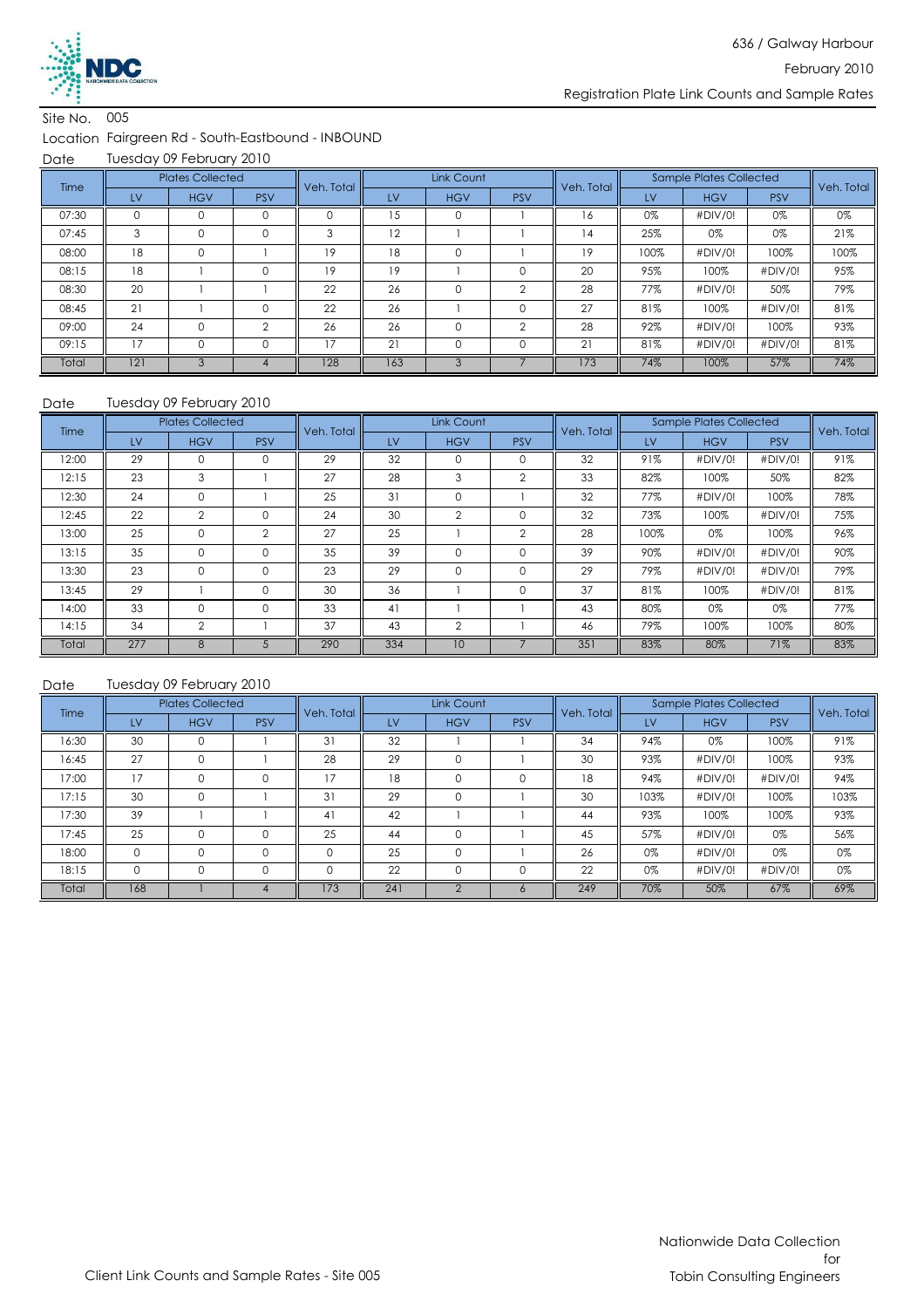Site No. 005

Location Fairgreen Rd - South-Eastbound - INBOUND

Date Tuesday 09 February 2010

| Time | Plates Collected | | | Veh. Total | Link Count | | | Veh. Total | Sample Plates Collected | | | Veh. Total |
|---|---|---|---|---|---|---|---|---|---|---|---|---|
| | LV | HGV | PSV | | LV | HGV | PSV | | LV | HGV | PSV | |
| 07:30 | 0 | 0 | 0 | 0 | 15 | 0 | 1 | 16 | 0% | #DIV/0! | 0% | 0% |
| 07:45 | 3 | 0 | 0 | 3 | 12 | 1 | 1 | 14 | 25% | 0% | 0% | 21% |
| 08:00 | 18 | 0 | 1 | 19 | 18 | 0 | 1 | 19 | 100% | #DIV/0! | 100% | 100% |
| 08:15 | 18 | 1 | 0 | 19 | 19 | 1 | 0 | 20 | 95% | 100% | #DIV/0! | 95% |
| 08:30 | 20 | 1 | 1 | 22 | 26 | 0 | 2 | 28 | 77% | #DIV/0! | 50% | 79% |
| 08:45 | 21 | 1 | 0 | 22 | 26 | 1 | 0 | 27 | 81% | 100% | #DIV/0! | 81% |
| 09:00 | 24 | 0 | 2 | 26 | 26 | 0 | 2 | 28 | 92% | #DIV/0! | 100% | 93% |
| 09:15 | 17 | 0 | 0 | 17 | 21 | 0 | 0 | 21 | 81% | #DIV/0! | #DIV/0! | 81% |
| Total | 121 | 3 | 4 | 128 | 163 | 3 | 7 | 173 | 74% | 100% | 57% | 74% |

Date Tuesday 09 February 2010

| Time | Plates Collected | | | Veh. Total | Link Count | | | Veh. Total | Sample Plates Collected | | | Veh. Total |
|---|---|---|---|---|---|---|---|---|---|---|---|---|
| | LV | HGV | PSV | | LV | HGV | PSV | | LV | HGV | PSV | |
| 12:00 | 29 | 0 | 0 | 29 | 32 | 0 | 0 | 32 | 91% | #DIV/0! | #DIV/0! | 91% |
| 12:15 | 23 | 3 | 1 | 27 | 28 | 3 | 2 | 33 | 82% | 100% | 50% | 82% |
| 12:30 | 24 | 0 | 1 | 25 | 31 | 0 | 1 | 32 | 77% | #DIV/0! | 100% | 78% |
| 12:45 | 22 | 2 | 0 | 24 | 30 | 2 | 0 | 32 | 73% | 100% | #DIV/0! | 75% |
| 13:00 | 25 | 0 | 2 | 27 | 25 | 1 | 2 | 28 | 100% | 0% | 100% | 96% |
| 13:15 | 35 | 0 | 0 | 35 | 39 | 0 | 0 | 39 | 90% | #DIV/0! | #DIV/0! | 90% |
| 13:30 | 23 | 0 | 0 | 23 | 29 | 0 | 0 | 29 | 79% | #DIV/0! | #DIV/0! | 79% |
| 13:45 | 29 | 1 | 0 | 30 | 36 | 1 | 0 | 37 | 81% | 100% | #DIV/0! | 81% |
| 14:00 | 33 | 0 | 0 | 33 | 41 | 1 | 1 | 43 | 80% | 0% | 0% | 77% |
| 14:15 | 34 | 2 | 1 | 37 | 43 | 2 | 1 | 46 | 79% | 100% | 100% | 80% |
| Total | 277 | 8 | 5 | 290 | 334 | 10 | 7 | 351 | 83% | 80% | 71% | 83% |

Date Tuesday 09 February 2010

| Time | Plates Collected | | | Veh. Total | Link Count | | | Veh. Total | Sample Plates Collected | | | Veh. Total |
|---|---|---|---|---|---|---|---|---|---|---|---|---|
| | LV | HGV | PSV | | LV | HGV | PSV | | LV | HGV | PSV | |
| 16:30 | 30 | 0 | 1 | 31 | 32 | 1 | 1 | 34 | 94% | 0% | 100% | 91% |
| 16:45 | 27 | 0 | 1 | 28 | 29 | 0 | 1 | 30 | 93% | #DIV/0! | 100% | 93% |
| 17:00 | 17 | 0 | 0 | 17 | 18 | 0 | 0 | 18 | 94% | #DIV/0! | #DIV/0! | 94% |
| 17:15 | 30 | 0 | 1 | 31 | 29 | 0 | 1 | 30 | 103% | #DIV/0! | 100% | 103% |
| 17:30 | 39 | 1 | 1 | 41 | 42 | 1 | 1 | 44 | 93% | 100% | 100% | 93% |
| 17:45 | 25 | 0 | 0 | 25 | 44 | 0 | 1 | 45 | 57% | #DIV/0! | 0% | 56% |
| 18:00 | 0 | 0 | 0 | 0 | 25 | 0 | 1 | 26 | 0% | #DIV/0! | 0% | 0% |
| 18:15 | 0 | 0 | 0 | 0 | 22 | 0 | 0 | 22 | 0% | #DIV/0! | #DIV/0! | 0% |
| Total | 168 | 1 | 4 | 173 | 241 | 2 | 6 | 249 | 70% | 50% | 67% | 69% |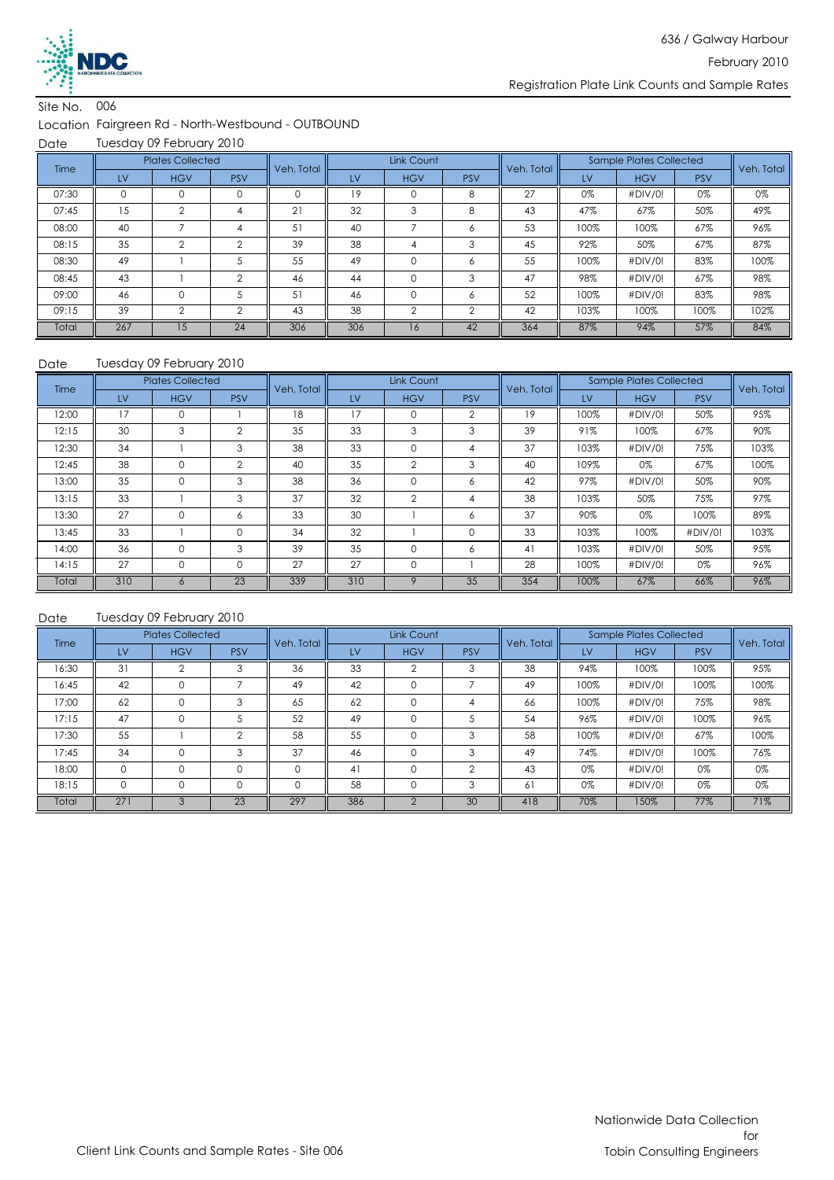Site No. 006

Location Fairgreen Rd - North-Westbound - OUTBOUND

Date Tuesday 09 February 2010

| Time | Plates Collected | | | Veh. Total | Link Count | | | Veh. Total | Sample Plates Collected | | | Veh. Total |
|---|---|---|---|---|---|---|---|---|---|---|---|---|
| | LV | HGV | PSV | | LV | HGV | PSV | | LV | HGV | PSV | |
| 07:30 | 0 | 0 | 0 | 0 | 19 | 0 | 8 | 27 | 0% | #DIV/0! | 0% | 0% |
| 07:45 | 15 | 2 | 4 | 21 | 32 | 3 | 8 | 43 | 47% | 67% | 50% | 49% |
| 08:00 | 40 | 7 | 4 | 51 | 40 | 7 | 6 | 53 | 100% | 100% | 67% | 96% |
| 08:15 | 35 | 2 | 2 | 39 | 38 | 4 | 3 | 45 | 92% | 50% | 67% | 87% |
| 08:30 | 49 | 1 | 5 | 55 | 49 | 0 | 6 | 55 | 100% | #DIV/0! | 83% | 100% |
| 08:45 | 43 | 1 | 2 | 46 | 44 | 0 | 3 | 47 | 98% | #DIV/0! | 67% | 98% |
| 09:00 | 46 | 0 | 5 | 51 | 46 | 0 | 6 | 52 | 100% | #DIV/0! | 83% | 98% |
| 09:15 | 39 | 2 | 2 | 43 | 38 | 2 | 2 | 42 | 103% | 100% | 100% | 102% |
| Total | 267 | 15 | 24 | 306 | 306 | 16 | 42 | 364 | 87% | 94% | 57% | 84% |

Date Tuesday 09 February 2010

| Time | Plates Collected | | | Veh. Total | Link Count | | | Veh. Total | Sample Plates Collected | | | Veh. Total |
|---|---|---|---|---|---|---|---|---|---|---|---|---|
| | LV | HGV | PSV | | LV | HGV | PSV | | LV | HGV | PSV | |
| 12:00 | 17 | 0 | 1 | 18 | 17 | 0 | 2 | 19 | 100% | #DIV/0! | 50% | 95% |
| 12:15 | 30 | 3 | 2 | 35 | 33 | 3 | 3 | 39 | 91% | 100% | 67% | 90% |
| 12:30 | 34 | 1 | 3 | 38 | 33 | 0 | 4 | 37 | 103% | #DIV/0! | 75% | 103% |
| 12:45 | 38 | 0 | 2 | 40 | 35 | 2 | 3 | 40 | 109% | 0% | 67% | 100% |
| 13:00 | 35 | 0 | 3 | 38 | 36 | 0 | 6 | 42 | 97% | #DIV/0! | 50% | 90% |
| 13:15 | 33 | 1 | 3 | 37 | 32 | 2 | 4 | 38 | 103% | 50% | 75% | 97% |
| 13:30 | 27 | 0 | 6 | 33 | 30 | 1 | 6 | 37 | 90% | 0% | 100% | 89% |
| 13:45 | 33 | 1 | 0 | 34 | 32 | 1 | 0 | 33 | 103% | 100% | #DIV/0! | 103% |
| 14:00 | 36 | 0 | 3 | 39 | 35 | 0 | 6 | 41 | 103% | #DIV/0! | 50% | 95% |
| 14:15 | 27 | 0 | 0 | 27 | 27 | 0 | 1 | 28 | 100% | #DIV/0! | 0% | 96% |
| Total | 310 | 6 | 23 | 339 | 310 | 9 | 35 | 354 | 100% | 67% | 66% | 96% |

Date Tuesday 09 February 2010

| Time | Plates Collected | | | Veh. Total | Link Count | | | Veh. Total | Sample Plates Collected | | | Veh. Total |
|---|---|---|---|---|---|---|---|---|---|---|---|---|
| | LV | HGV | PSV | | LV | HGV | PSV | | LV | HGV | PSV | |
| 16:30 | 31 | 2 | 3 | 36 | 33 | 2 | 3 | 38 | 94% | 100% | 100% | 95% |
| 16:45 | 42 | 0 | 7 | 49 | 42 | 0 | 7 | 49 | 100% | #DIV/0! | 100% | 100% |
| 17:00 | 62 | 0 | 3 | 65 | 62 | 0 | 4 | 66 | 100% | #DIV/0! | 75% | 98% |
| 17:15 | 47 | 0 | 5 | 52 | 49 | 0 | 5 | 54 | 96% | #DIV/0! | 100% | 96% |
| 17:30 | 55 | 1 | 2 | 58 | 55 | 0 | 3 | 58 | 100% | #DIV/0! | 67% | 100% |
| 17:45 | 34 | 0 | 3 | 37 | 46 | 0 | 3 | 49 | 74% | #DIV/0! | 100% | 76% |
| 18:00 | 0 | 0 | 0 | 0 | 41 | 0 | 2 | 43 | 0% | #DIV/0! | 0% | 0% |
| 18:15 | 0 | 0 | 0 | 0 | 58 | 0 | 3 | 61 | 0% | #DIV/0! | 0% | 0% |
| Total | 271 | 3 | 23 | 297 | 386 | 2 | 30 | 418 | 70% | 150% | 77% | 71% |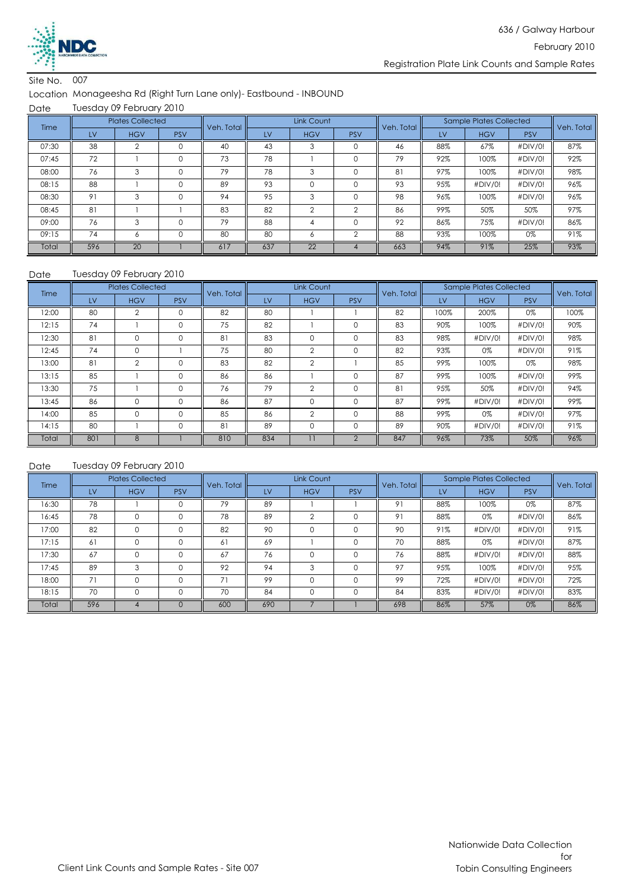636 / Galway Harbour

February 2010

Registration Plate Link Counts and Sample Rates

Site No. 007

Location Monageesha Rd (Right Turn Lane only)- Eastbound - INBOUND

Date Tuesday 09 February 2010

| Time | Plates Collected | | | Veh. Total | Link Count | | | Veh. Total | Sample Plates Collected | | | Veh. Total |
|---|---|---|---|---|---|---|---|---|---|---|---|---|
| | LV | HGV | PSV | | LV | HGV | PSV | | LV | HGV | PSV | |
| 07:30 | 38 | 2 | 0 | 40 | 43 | 3 | 0 | 46 | 88% | 67% | #DIV/0! | 87% |
| 07:45 | 72 | 1 | 0 | 73 | 78 | 1 | 0 | 79 | 92% | 100% | #DIV/0! | 92% |
| 08:00 | 76 | 3 | 0 | 79 | 78 | 3 | 0 | 81 | 97% | 100% | #DIV/0! | 98% |
| 08:15 | 88 | 1 | 0 | 89 | 93 | 0 | 0 | 93 | 95% | #DIV/0! | #DIV/0! | 96% |
| 08:30 | 91 | 3 | 0 | 94 | 95 | 3 | 0 | 98 | 96% | 100% | #DIV/0! | 96% |
| 08:45 | 81 | 1 | 1 | 83 | 82 | 2 | 2 | 86 | 99% | 50% | 50% | 97% |
| 09:00 | 76 | 3 | 0 | 79 | 88 | 4 | 0 | 92 | 86% | 75% | #DIV/0! | 86% |
| 09:15 | 74 | 6 | 0 | 80 | 80 | 6 | 2 | 88 | 93% | 100% | 0% | 91% |
| Total | 596 | 20 | 1 | 617 | 637 | 22 | 4 | 663 | 94% | 91% | 25% | 93% |

Date Tuesday 09 February 2010

| Time | Plates Collected | | | Veh. Total | Link Count | | | Veh. Total | Sample Plates Collected | | | Veh. Total |
|---|---|---|---|---|---|---|---|---|---|---|---|---|
| | LV | HGV | PSV | | LV | HGV | PSV | | LV | HGV | PSV | |
| 12:00 | 80 | 2 | 0 | 82 | 80 | 1 | 1 | 82 | 100% | 200% | 0% | 100% |
| 12:15 | 74 | 1 | 0 | 75 | 82 | 1 | 0 | 83 | 90% | 100% | #DIV/0! | 90% |
| 12:30 | 81 | 0 | 0 | 81 | 83 | 0 | 0 | 83 | 98% | #DIV/0! | #DIV/0! | 98% |
| 12:45 | 74 | 0 | 1 | 75 | 80 | 2 | 0 | 82 | 93% | 0% | #DIV/0! | 91% |
| 13:00 | 81 | 2 | 0 | 83 | 82 | 2 | 1 | 85 | 99% | 100% | 0% | 98% |
| 13:15 | 85 | 1 | 0 | 86 | 86 | 1 | 0 | 87 | 99% | 100% | #DIV/0! | 99% |
| 13:30 | 75 | 1 | 0 | 76 | 79 | 2 | 0 | 81 | 95% | 50% | #DIV/0! | 94% |
| 13:45 | 86 | 0 | 0 | 86 | 87 | 0 | 0 | 87 | 99% | #DIV/0! | #DIV/0! | 99% |
| 14:00 | 85 | 0 | 0 | 85 | 86 | 2 | 0 | 88 | 99% | 0% | #DIV/0! | 97% |
| 14:15 | 80 | 1 | 0 | 81 | 89 | 0 | 0 | 89 | 90% | #DIV/0! | #DIV/0! | 91% |
| Total | 801 | 8 | 1 | 810 | 834 | 11 | 2 | 847 | 96% | 73% | 50% | 96% |

Date Tuesday 09 February 2010

| Time | Plates Collected | | | Veh. Total | Link Count | | | Veh. Total | Sample Plates Collected | | | Veh. Total |
|---|---|---|---|---|---|---|---|---|---|---|---|---|
| | LV | HGV | PSV | | LV | HGV | PSV | | LV | HGV | PSV | |
| 16:30 | 78 | 1 | 0 | 79 | 89 | 1 | 1 | 91 | 88% | 100% | 0% | 87% |
| 16:45 | 78 | 0 | 0 | 78 | 89 | 2 | 0 | 91 | 88% | 0% | #DIV/0! | 86% |
| 17:00 | 82 | 0 | 0 | 82 | 90 | 0 | 0 | 90 | 91% | #DIV/0! | #DIV/0! | 91% |
| 17:15 | 61 | 0 | 0 | 61 | 69 | 1 | 0 | 70 | 88% | 0% | #DIV/0! | 87% |
| 17:30 | 67 | 0 | 0 | 67 | 76 | 0 | 0 | 76 | 88% | #DIV/0! | #DIV/0! | 88% |
| 17:45 | 89 | 3 | 0 | 92 | 94 | 3 | 0 | 97 | 95% | 100% | #DIV/0! | 95% |
| 18:00 | 71 | 0 | 0 | 71 | 99 | 0 | 0 | 99 | 72% | #DIV/0! | #DIV/0! | 72% |
| 18:15 | 70 | 0 | 0 | 70 | 84 | 0 | 0 | 84 | 83% | #DIV/0! | #DIV/0! | 83% |
| Total | 596 | 4 | 0 | 600 | 690 | 7 | 1 | 698 | 86% | 57% | 0% | 86% |

Client Link Counts and Sample Rates - Site 007

Nationwide Data Collection for Tobin Consulting Engineers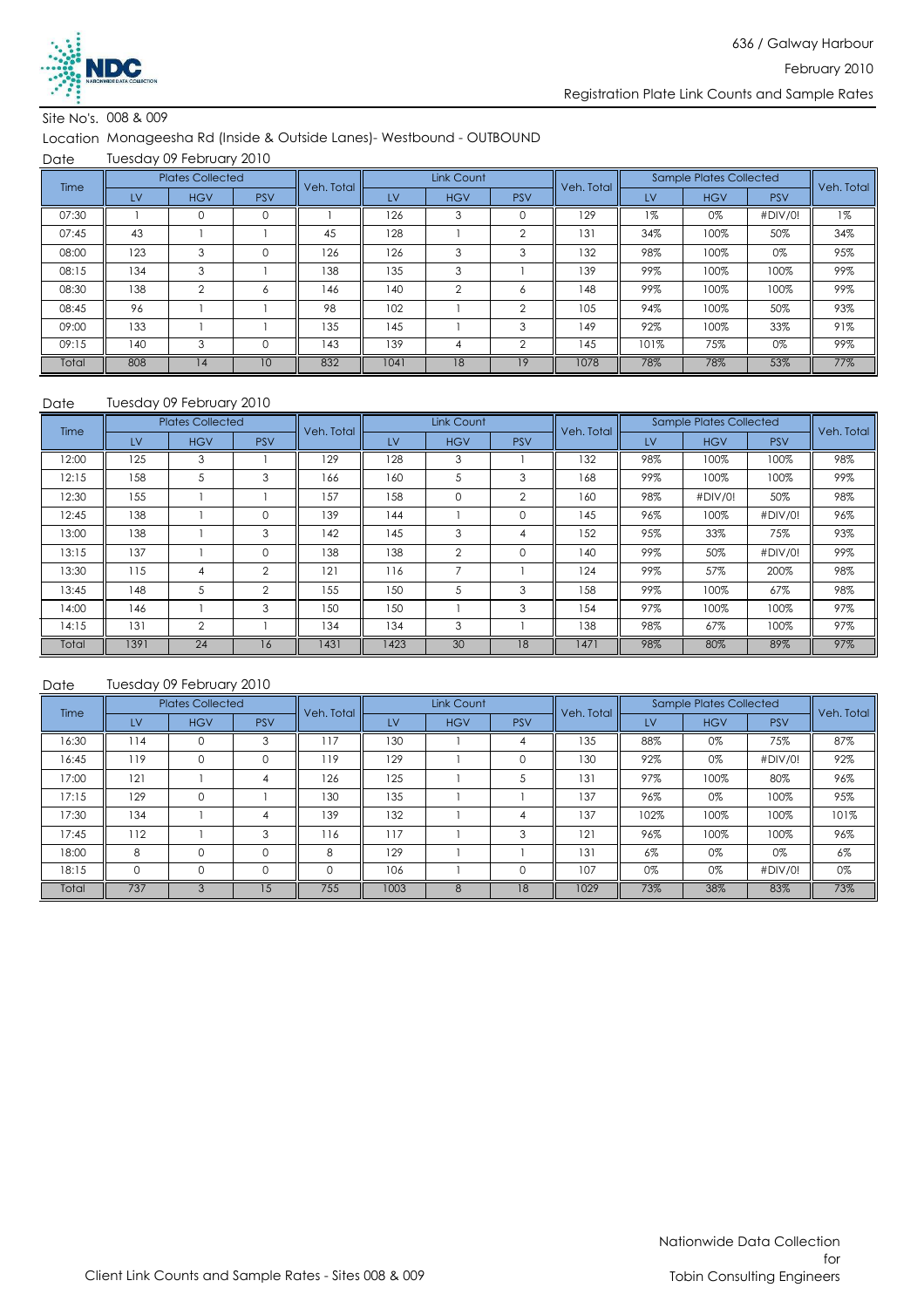Site No's. 008 & 009

Location Monageesha Rd (Inside & Outside Lanes)- Westbound - OUTBOUND

Date Tuesday 09 February 2010

| Time | Plates Collected | | | Veh. Total | Link Count | | | Veh. Total | Sample Plates Collected | | | Veh. Total |
|---|---|---|---|---|---|---|---|---|---|---|---|---|
| | LV | HGV | PSV | | LV | HGV | PSV | | LV | HGV | PSV | |
| 07:30 | 1 | 0 | 0 | 1 | 126 | 3 | 0 | 129 | 1% | 0% | #DIV/0! | 1% |
| 07:45 | 43 | 1 | 1 | 45 | 128 | 1 | 2 | 131 | 34% | 100% | 50% | 34% |
| 08:00 | 123 | 3 | 0 | 126 | 126 | 3 | 3 | 132 | 98% | 100% | 0% | 95% |
| 08:15 | 134 | 3 | 1 | 138 | 135 | 3 | 1 | 139 | 99% | 100% | 100% | 99% |
| 08:30 | 138 | 2 | 6 | 146 | 140 | 2 | 6 | 148 | 99% | 100% | 100% | 99% |
| 08:45 | 96 | 1 | 1 | 98 | 102 | 1 | 2 | 105 | 94% | 100% | 50% | 93% |
| 09:00 | 133 | 1 | 1 | 135 | 145 | 1 | 3 | 149 | 92% | 100% | 33% | 91% |
| 09:15 | 140 | 3 | 0 | 143 | 139 | 4 | 2 | 145 | 101% | 75% | 0% | 99% |
| Total | 808 | 14 | 10 | 832 | 1041 | 18 | 19 | 1078 | 78% | 78% | 53% | 77% |

Date Tuesday 09 February 2010

| Time | Plates Collected | | | Veh. Total | Link Count | | | Veh. Total | Sample Plates Collected | | | Veh. Total |
|---|---|---|---|---|---|---|---|---|---|---|---|---|
| | LV | HGV | PSV | | LV | HGV | PSV | | LV | HGV | PSV | |
| 12:00 | 125 | 3 | 1 | 129 | 128 | 3 | 1 | 132 | 98% | 100% | 100% | 98% |
| 12:15 | 158 | 5 | 3 | 166 | 160 | 5 | 3 | 168 | 99% | 100% | 100% | 99% |
| 12:30 | 155 | 1 | 1 | 157 | 158 | 0 | 2 | 160 | 98% | #DIV/0! | 50% | 98% |
| 12:45 | 138 | 1 | 0 | 139 | 144 | 1 | 0 | 145 | 96% | 100% | #DIV/0! | 96% |
| 13:00 | 138 | 1 | 3 | 142 | 145 | 3 | 4 | 152 | 95% | 33% | 75% | 93% |
| 13:15 | 137 | 1 | 0 | 138 | 138 | 2 | 0 | 140 | 99% | 50% | #DIV/0! | 99% |
| 13:30 | 115 | 4 | 2 | 121 | 116 | 7 | 1 | 124 | 99% | 57% | 200% | 98% |
| 13:45 | 148 | 5 | 2 | 155 | 150 | 5 | 3 | 158 | 99% | 100% | 67% | 98% |
| 14:00 | 146 | 1 | 3 | 150 | 150 | 1 | 3 | 154 | 97% | 100% | 100% | 97% |
| 14:15 | 131 | 2 | 1 | 134 | 134 | 3 | 1 | 138 | 98% | 67% | 100% | 97% |
| Total | 1391 | 24 | 16 | 1431 | 1423 | 30 | 18 | 1471 | 98% | 80% | 89% | 97% |

Date Tuesday 09 February 2010

| Time | Plates Collected | | | Veh. Total | Link Count | | | Veh. Total | Sample Plates Collected | | | Veh. Total |
|---|---|---|---|---|---|---|---|---|---|---|---|---|
| | LV | HGV | PSV | | LV | HGV | PSV | | LV | HGV | PSV | |
| 16:30 | 114 | 0 | 3 | 117 | 130 | 1 | 4 | 135 | 88% | 0% | 75% | 87% |
| 16:45 | 119 | 0 | 0 | 119 | 129 | 1 | 0 | 130 | 92% | 0% | #DIV/0! | 92% |
| 17:00 | 121 | 1 | 4 | 126 | 125 | 1 | 5 | 131 | 97% | 100% | 80% | 96% |
| 17:15 | 129 | 0 | 1 | 130 | 135 | 1 | 1 | 137 | 96% | 0% | 100% | 95% |
| 17:30 | 134 | 1 | 4 | 139 | 132 | 1 | 4 | 137 | 102% | 100% | 100% | 101% |
| 17:45 | 112 | 1 | 3 | 116 | 117 | 1 | 3 | 121 | 96% | 100% | 100% | 96% |
| 18:00 | 8 | 0 | 0 | 8 | 129 | 1 | 1 | 131 | 6% | 0% | 0% | 6% |
| 18:15 | 0 | 0 | 0 | 0 | 106 | 1 | 0 | 107 | 0% | 0% | #DIV/0! | 0% |
| Total | 737 | 3 | 15 | 755 | 1003 | 8 | 18 | 1029 | 73% | 38% | 83% | 73% |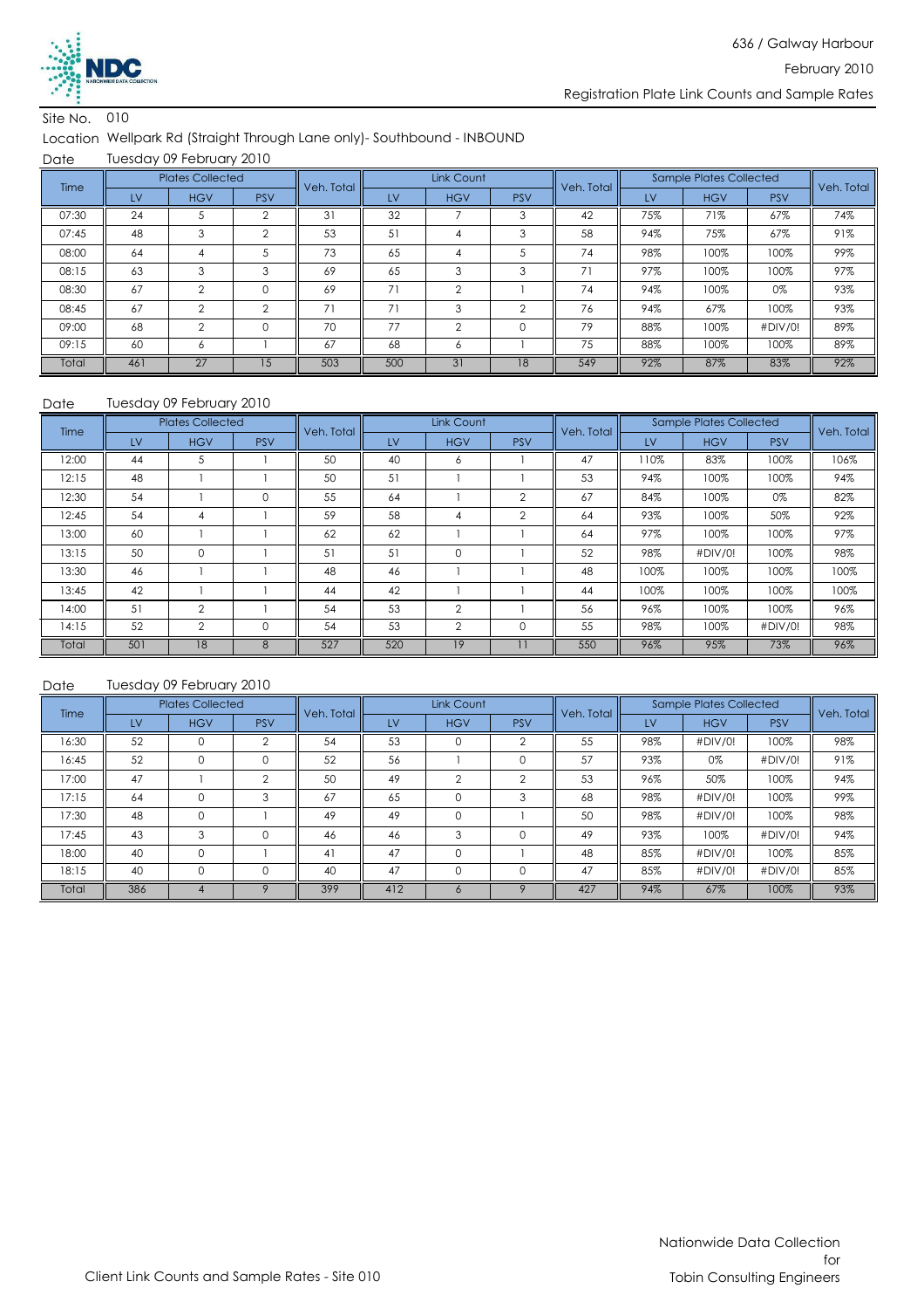636 / Galway Harbour

February 2010

Registration Plate Link Counts and Sample Rates

Site No. 010

Location Wellpark Rd (Straight Through Lane only)- Southbound - INBOUND

Date Tuesday 09 February 2010

| Time | Plates Collected | | | Veh. Total | Link Count | | | Veh. Total | Sample Plates Collected | | | Veh. Total |
|---|---|---|---|---|---|---|---|---|---|---|---|---|
| | LV | HGV | PSV | | LV | HGV | PSV | | LV | HGV | PSV | |
| 07:30 | 24 | 5 | 2 | 31 | 32 | 7 | 3 | 42 | 75% | 71% | 67% | 74% |
| 07:45 | 48 | 3 | 2 | 53 | 51 | 4 | 3 | 58 | 94% | 75% | 67% | 91% |
| 08:00 | 64 | 4 | 5 | 73 | 65 | 4 | 5 | 74 | 98% | 100% | 100% | 99% |
| 08:15 | 63 | 3 | 3 | 69 | 65 | 3 | 3 | 71 | 97% | 100% | 100% | 97% |
| 08:30 | 67 | 2 | 0 | 69 | 71 | 2 | 1 | 74 | 94% | 100% | 0% | 93% |
| 08:45 | 67 | 2 | 2 | 71 | 71 | 3 | 2 | 76 | 94% | 67% | 100% | 93% |
| 09:00 | 68 | 2 | 0 | 70 | 77 | 2 | 0 | 79 | 88% | 100% | #DIV/0! | 89% |
| 09:15 | 60 | 6 | 1 | 67 | 68 | 6 | 1 | 75 | 88% | 100% | 100% | 89% |
| Total | 461 | 27 | 15 | 503 | 500 | 31 | 18 | 549 | 92% | 87% | 83% | 92% |

Date Tuesday 09 February 2010

| Time | Plates Collected | | | Veh. Total | Link Count | | | Veh. Total | Sample Plates Collected | | | Veh. Total |
|---|---|---|---|---|---|---|---|---|---|---|---|---|
| | LV | HGV | PSV | | LV | HGV | PSV | | LV | HGV | PSV | |
| 12:00 | 44 | 5 | 1 | 50 | 40 | 6 | 1 | 47 | 110% | 83% | 100% | 106% |
| 12:15 | 48 | 1 | 1 | 50 | 51 | 1 | 1 | 53 | 94% | 100% | 100% | 94% |
| 12:30 | 54 | 1 | 0 | 55 | 64 | 1 | 2 | 67 | 84% | 100% | 0% | 82% |
| 12:45 | 54 | 4 | 1 | 59 | 58 | 4 | 2 | 64 | 93% | 100% | 50% | 92% |
| 13:00 | 60 | 1 | 1 | 62 | 62 | 1 | 1 | 64 | 97% | 100% | 100% | 97% |
| 13:15 | 50 | 0 | 1 | 51 | 51 | 0 | 1 | 52 | 98% | #DIV/0! | 100% | 98% |
| 13:30 | 46 | 1 | 1 | 48 | 46 | 1 | 1 | 48 | 100% | 100% | 100% | 100% |
| 13:45 | 42 | 1 | 1 | 44 | 42 | 1 | 1 | 44 | 100% | 100% | 100% | 100% |
| 14:00 | 51 | 2 | 1 | 54 | 53 | 2 | 1 | 56 | 96% | 100% | 100% | 96% |
| 14:15 | 52 | 2 | 0 | 54 | 53 | 2 | 0 | 55 | 98% | 100% | #DIV/0! | 98% |
| Total | 501 | 18 | 8 | 527 | 520 | 19 | 11 | 550 | 96% | 95% | 73% | 96% |

Date Tuesday 09 February 2010

| Time | Plates Collected | | | Veh. Total | Link Count | | | Veh. Total | Sample Plates Collected | | | Veh. Total |
|---|---|---|---|---|---|---|---|---|---|---|---|---|
| | LV | HGV | PSV | | LV | HGV | PSV | | LV | HGV | PSV | |
| 16:30 | 52 | 0 | 2 | 54 | 53 | 0 | 2 | 55 | 98% | #DIV/0! | 100% | 98% |
| 16:45 | 52 | 0 | 0 | 52 | 56 | 1 | 0 | 57 | 93% | 0% | #DIV/0! | 91% |
| 17:00 | 47 | 1 | 2 | 50 | 49 | 2 | 2 | 53 | 96% | 50% | 100% | 94% |
| 17:15 | 64 | 0 | 3 | 67 | 65 | 0 | 3 | 68 | 98% | #DIV/0! | 100% | 99% |
| 17:30 | 48 | 0 | 1 | 49 | 49 | 0 | 1 | 50 | 98% | #DIV/0! | 100% | 98% |
| 17:45 | 43 | 3 | 0 | 46 | 46 | 3 | 0 | 49 | 93% | 100% | #DIV/0! | 94% |
| 18:00 | 40 | 0 | 1 | 41 | 47 | 0 | 1 | 48 | 85% | #DIV/0! | 100% | 85% |
| 18:15 | 40 | 0 | 0 | 40 | 47 | 0 | 0 | 47 | 85% | #DIV/0! | #DIV/0! | 85% |
| Total | 386 | 4 | 9 | 399 | 412 | 6 | 9 | 427 | 94% | 67% | 100% | 93% |

Client Link Counts and Sample Rates - Site 010

Nationwide Data Collection
for
Tobin Consulting Engineers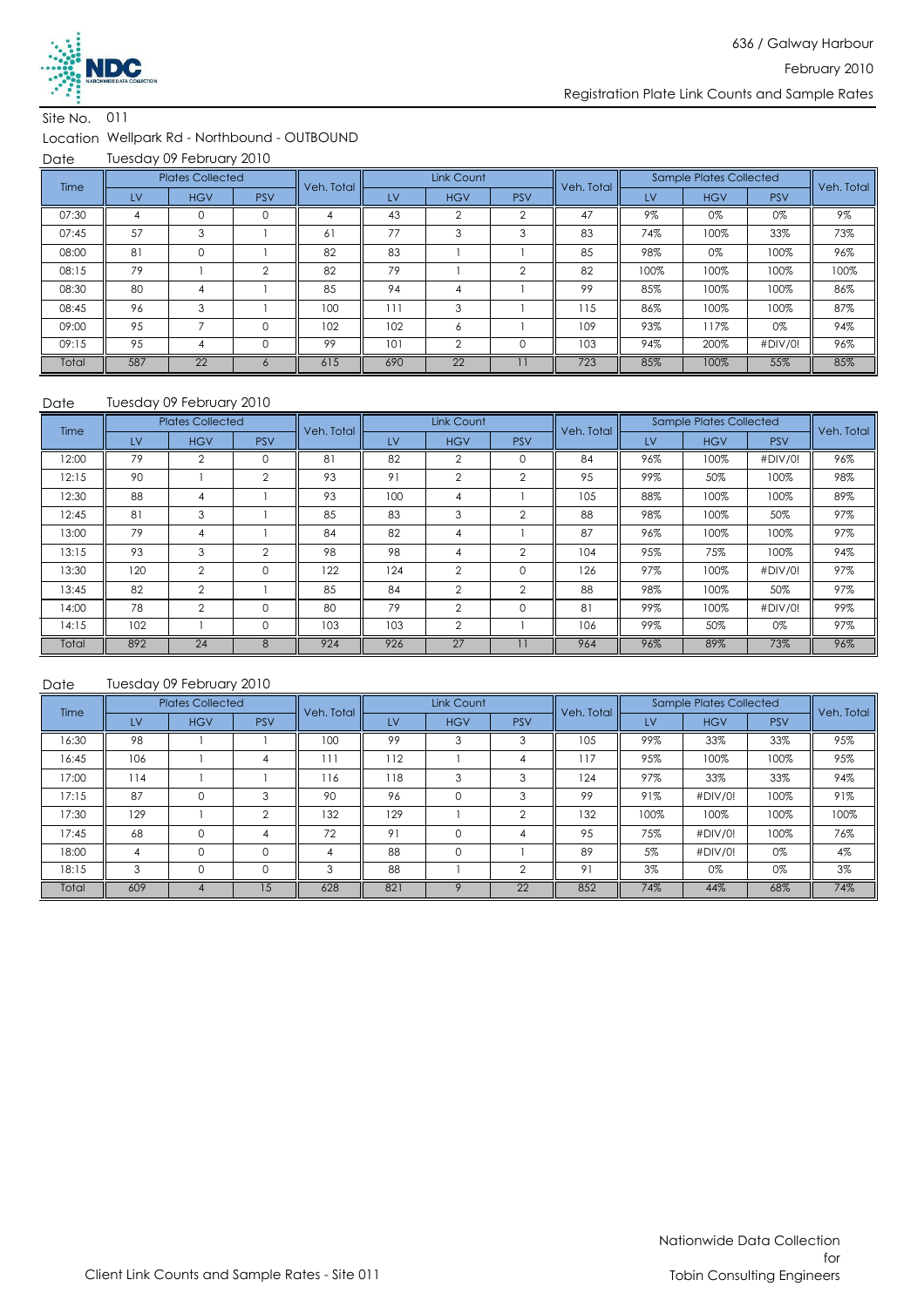636 / Galway Harbour

February 2010

Registration Plate Link Counts and Sample Rates

Site No. 011

Location Wellpark Rd - Northbound - OUTBOUND

Date Tuesday 09 February 2010

| Time | Plates Collected | | | Veh. Total | Link Count | | | Veh. Total | Sample Plates Collected | | | Veh. Total |
|---|---|---|---|---|---|---|---|---|---|---|---|---|
| | LV | HGV | PSV | | LV | HGV | PSV | | LV | HGV | PSV | |
| 07:30 | 4 | 0 | 0 | 4 | 43 | 2 | 2 | 47 | 9% | 0% | 0% | 9% |
| 07:45 | 57 | 3 | 1 | 61 | 77 | 3 | 3 | 83 | 74% | 100% | 33% | 73% |
| 08:00 | 81 | 0 | 1 | 82 | 83 | 1 | 1 | 85 | 98% | 0% | 100% | 96% |
| 08:15 | 79 | 1 | 2 | 82 | 79 | 1 | 2 | 82 | 100% | 100% | 100% | 100% |
| 08:30 | 80 | 4 | 1 | 85 | 94 | 4 | 1 | 99 | 85% | 100% | 100% | 86% |
| 08:45 | 96 | 3 | 1 | 100 | 111 | 3 | 1 | 115 | 86% | 100% | 100% | 87% |
| 09:00 | 95 | 7 | 0 | 102 | 102 | 6 | 1 | 109 | 93% | 117% | 0% | 94% |
| 09:15 | 95 | 4 | 0 | 99 | 101 | 2 | 0 | 103 | 94% | 200% | #DIV/0! | 96% |
| Total | 587 | 22 | 6 | 615 | 690 | 22 | 11 | 723 | 85% | 100% | 55% | 85% |

Date Tuesday 09 February 2010

| Time | Plates Collected | | | Veh. Total | Link Count | | | Veh. Total | Sample Plates Collected | | | Veh. Total |
|---|---|---|---|---|---|---|---|---|---|---|---|---|
| | LV | HGV | PSV | | LV | HGV | PSV | | LV | HGV | PSV | |
| 12:00 | 79 | 2 | 0 | 81 | 82 | 2 | 0 | 84 | 96% | 100% | #DIV/0! | 96% |
| 12:15 | 90 | 1 | 2 | 93 | 91 | 2 | 2 | 95 | 99% | 50% | 100% | 98% |
| 12:30 | 88 | 4 | 1 | 93 | 100 | 4 | 1 | 105 | 88% | 100% | 100% | 89% |
| 12:45 | 81 | 3 | 1 | 85 | 83 | 3 | 2 | 88 | 98% | 100% | 50% | 97% |
| 13:00 | 79 | 4 | 1 | 84 | 82 | 4 | 1 | 87 | 96% | 100% | 100% | 97% |
| 13:15 | 93 | 3 | 2 | 98 | 98 | 4 | 2 | 104 | 95% | 75% | 100% | 94% |
| 13:30 | 120 | 2 | 0 | 122 | 124 | 2 | 0 | 126 | 97% | 100% | #DIV/0! | 97% |
| 13:45 | 82 | 2 | 1 | 85 | 84 | 2 | 2 | 88 | 98% | 100% | 50% | 97% |
| 14:00 | 78 | 2 | 0 | 80 | 79 | 2 | 0 | 81 | 99% | 100% | #DIV/0! | 99% |
| 14:15 | 102 | 1 | 0 | 103 | 103 | 2 | 1 | 106 | 99% | 50% | 0% | 97% |
| Total | 892 | 24 | 8 | 924 | 926 | 27 | 11 | 964 | 96% | 89% | 73% | 96% |

Date Tuesday 09 February 2010

| Time | Plates Collected | | | Veh. Total | Link Count | | | Veh. Total | Sample Plates Collected | | | Veh. Total |
|---|---|---|---|---|---|---|---|---|---|---|---|---|
| | LV | HGV | PSV | | LV | HGV | PSV | | LV | HGV | PSV | |
| 16:30 | 98 | 1 | 1 | 100 | 99 | 3 | 3 | 105 | 99% | 33% | 33% | 95% |
| 16:45 | 106 | 1 | 4 | 111 | 112 | 1 | 4 | 117 | 95% | 100% | 100% | 95% |
| 17:00 | 114 | 1 | 1 | 116 | 118 | 3 | 3 | 124 | 97% | 33% | 33% | 94% |
| 17:15 | 87 | 0 | 3 | 90 | 96 | 0 | 3 | 99 | 91% | #DIV/0! | 100% | 91% |
| 17:30 | 129 | 1 | 2 | 132 | 129 | 1 | 2 | 132 | 100% | 100% | 100% | 100% |
| 17:45 | 68 | 0 | 4 | 72 | 91 | 0 | 4 | 95 | 75% | #DIV/0! | 100% | 76% |
| 18:00 | 4 | 0 | 0 | 4 | 88 | 0 | 1 | 89 | 5% | #DIV/0! | 0% | 4% |
| 18:15 | 3 | 0 | 0 | 3 | 88 | 1 | 2 | 91 | 3% | 0% | 0% | 3% |
| Total | 609 | 4 | 15 | 628 | 821 | 9 | 22 | 852 | 74% | 44% | 68% | 74% |

Client Link Counts and Sample Rates - Site 011

Nationwide Data Collection
for
Tobin Consulting Engineers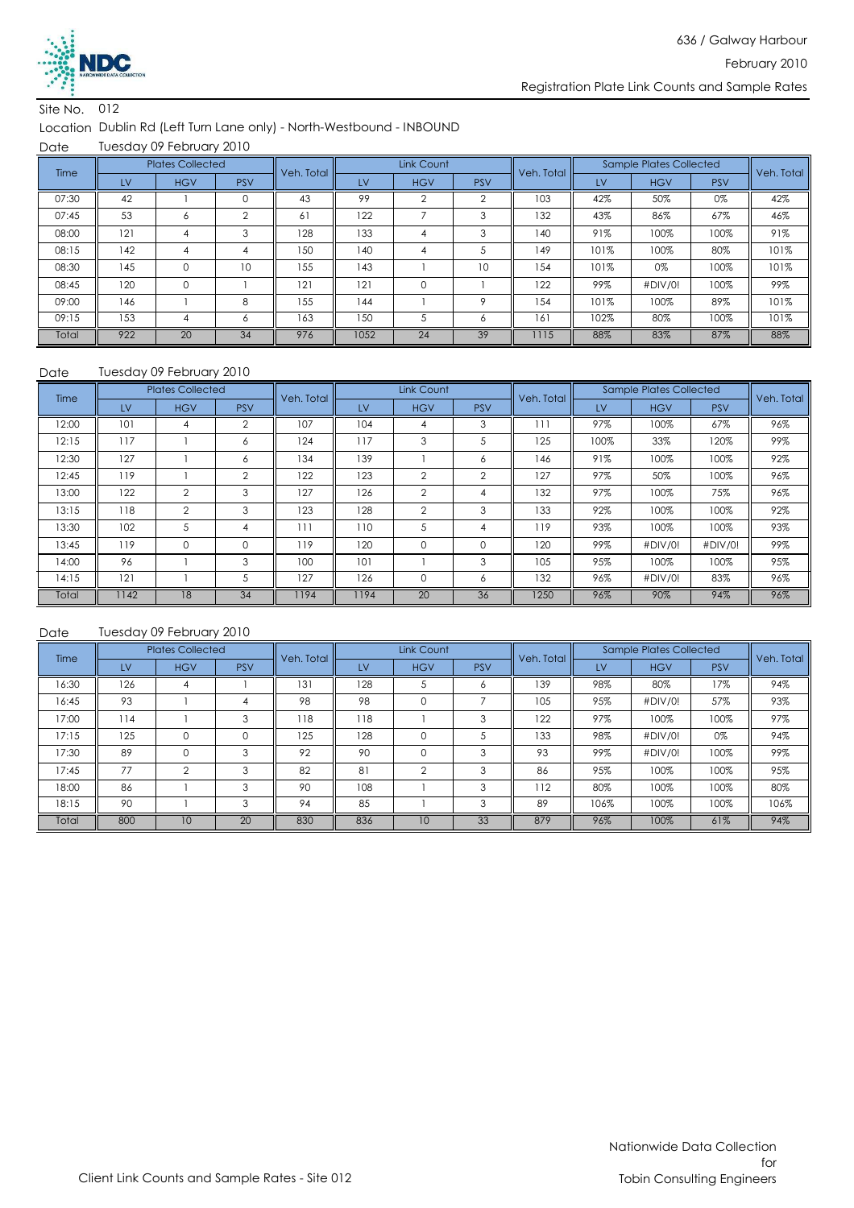Site No. 012

Location Dublin Rd (Left Turn Lane only) - North-Westbound - INBOUND

Date Tuesday 09 February 2010

| Time | Plates Collected | | | Veh. Total | Link Count | | | Veh. Total | Sample Plates Collected | | | Veh. Total |
|---|---|---|---|---|---|---|---|---|---|---|---|---|
| | LV | HGV | PSV | | LV | HGV | PSV | | LV | HGV | PSV | |
| 07:30 | 42 | 1 | 0 | 43 | 99 | 2 | 2 | 103 | 42% | 50% | 0% | 42% |
| 07:45 | 53 | 6 | 2 | 61 | 122 | 7 | 3 | 132 | 43% | 86% | 67% | 46% |
| 08:00 | 121 | 4 | 3 | 128 | 133 | 4 | 3 | 140 | 91% | 100% | 100% | 91% |
| 08:15 | 142 | 4 | 4 | 150 | 140 | 4 | 5 | 149 | 101% | 100% | 80% | 101% |
| 08:30 | 145 | 0 | 10 | 155 | 143 | 1 | 10 | 154 | 101% | 0% | 100% | 101% |
| 08:45 | 120 | 0 | 1 | 121 | 121 | 0 | 1 | 122 | 99% | #DIV/0! | 100% | 99% |
| 09:00 | 146 | 1 | 8 | 155 | 144 | 1 | 9 | 154 | 101% | 100% | 89% | 101% |
| 09:15 | 153 | 4 | 6 | 163 | 150 | 5 | 6 | 161 | 102% | 80% | 100% | 101% |
| Total | 922 | 20 | 34 | 976 | 1052 | 24 | 39 | 1115 | 88% | 83% | 87% | 88% |

Date Tuesday 09 February 2010

| Time | Plates Collected | | | Veh. Total | Link Count | | | Veh. Total | Sample Plates Collected | | | Veh. Total |
|---|---|---|---|---|---|---|---|---|---|---|---|---|
| | LV | HGV | PSV | | LV | HGV | PSV | | LV | HGV | PSV | |
| 12:00 | 101 | 4 | 2 | 107 | 104 | 4 | 3 | 111 | 97% | 100% | 67% | 96% |
| 12:15 | 117 | 1 | 6 | 124 | 117 | 3 | 5 | 125 | 100% | 33% | 120% | 99% |
| 12:30 | 127 | 1 | 6 | 134 | 139 | 1 | 6 | 146 | 91% | 100% | 100% | 92% |
| 12:45 | 119 | 1 | 2 | 122 | 123 | 2 | 2 | 127 | 97% | 50% | 100% | 96% |
| 13:00 | 122 | 2 | 3 | 127 | 126 | 2 | 4 | 132 | 97% | 100% | 75% | 96% |
| 13:15 | 118 | 2 | 3 | 123 | 128 | 2 | 3 | 133 | 92% | 100% | 100% | 92% |
| 13:30 | 102 | 5 | 4 | 111 | 110 | 5 | 4 | 119 | 93% | 100% | 100% | 93% |
| 13:45 | 119 | 0 | 0 | 119 | 120 | 0 | 0 | 120 | 99% | #DIV/0! | #DIV/0! | 99% |
| 14:00 | 96 | 1 | 3 | 100 | 101 | 1 | 3 | 105 | 95% | 100% | 100% | 95% |
| 14:15 | 121 | 1 | 5 | 127 | 126 | 0 | 6 | 132 | 96% | #DIV/0! | 83% | 96% |
| Total | 1142 | 18 | 34 | 1194 | 1194 | 20 | 36 | 1250 | 96% | 90% | 94% | 96% |

Date Tuesday 09 February 2010

| Time | Plates Collected | | | Veh. Total | Link Count | | | Veh. Total | Sample Plates Collected | | | Veh. Total |
|---|---|---|---|---|---|---|---|---|---|---|---|---|
| | LV | HGV | PSV | | LV | HGV | PSV | | LV | HGV | PSV | |
| 16:30 | 126 | 4 | 1 | 131 | 128 | 5 | 6 | 139 | 98% | 80% | 17% | 94% |
| 16:45 | 93 | 1 | 4 | 98 | 98 | 0 | 7 | 105 | 95% | #DIV/0! | 57% | 93% |
| 17:00 | 114 | 1 | 3 | 118 | 118 | 1 | 3 | 122 | 97% | 100% | 100% | 97% |
| 17:15 | 125 | 0 | 0 | 125 | 128 | 0 | 5 | 133 | 98% | #DIV/0! | 0% | 94% |
| 17:30 | 89 | 0 | 3 | 92 | 90 | 0 | 3 | 93 | 99% | #DIV/0! | 100% | 99% |
| 17:45 | 77 | 2 | 3 | 82 | 81 | 2 | 3 | 86 | 95% | 100% | 100% | 95% |
| 18:00 | 86 | 1 | 3 | 90 | 108 | 1 | 3 | 112 | 80% | 100% | 100% | 80% |
| 18:15 | 90 | 1 | 3 | 94 | 85 | 1 | 3 | 89 | 106% | 100% | 100% | 106% |
| Total | 800 | 10 | 20 | 830 | 836 | 10 | 33 | 879 | 96% | 100% | 61% | 94% |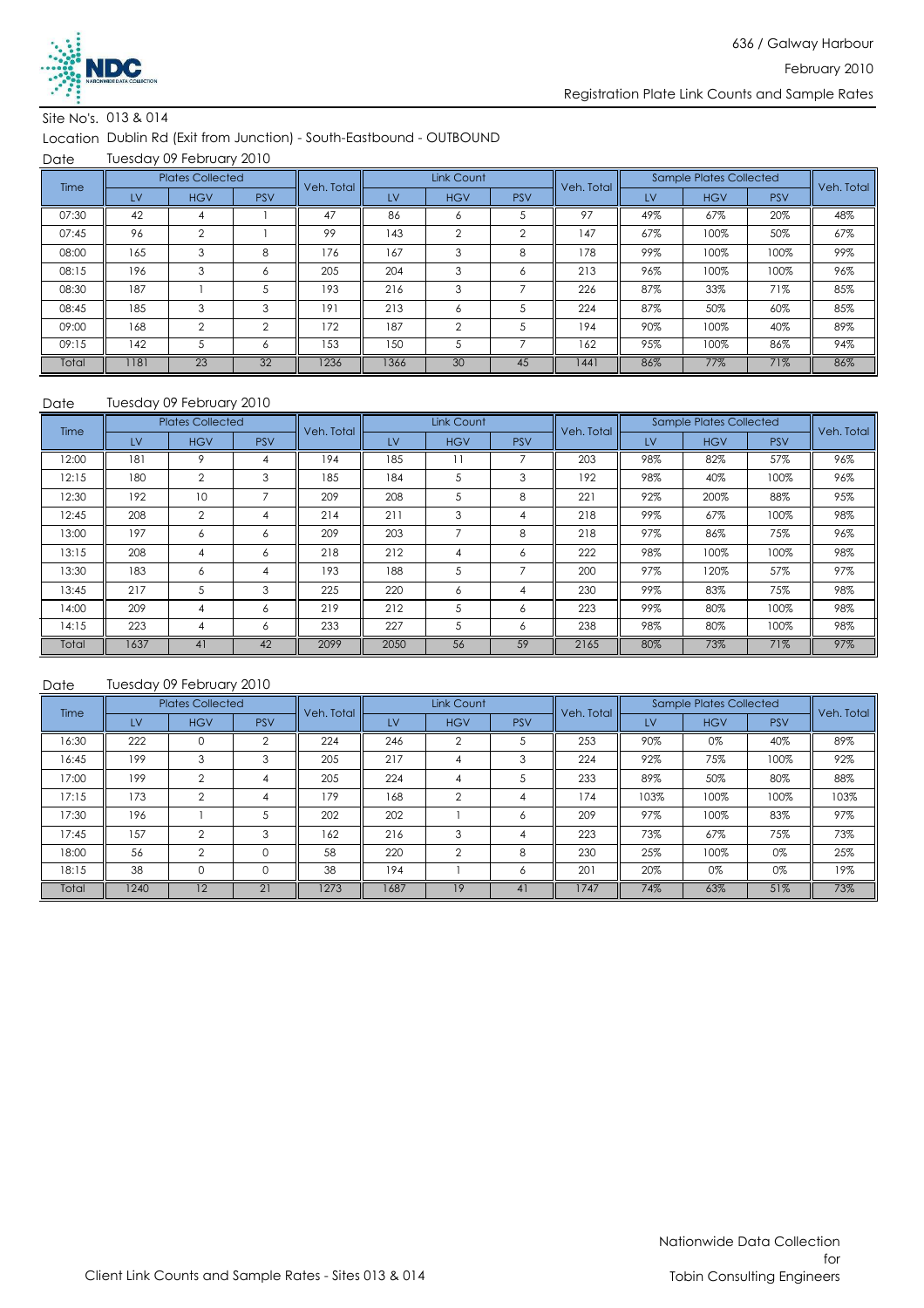636 / Galway Harbour

February 2010

Registration Plate Link Counts and Sample Rates

Site No's. 013 & 014

Location Dublin Rd (Exit from Junction) - South-Eastbound - OUTBOUND

Date Tuesday 09 February 2010

| Time | Plates Collected | | | Veh. Total | Link Count | | | Veh. Total | Sample Plates Collected | | | Veh. Total |
|---|---|---|---|---|---|---|---|---|---|---|---|---|
| | LV | HGV | PSV | | LV | HGV | PSV | | LV | HGV | PSV | |
| 07:30 | 42 | 4 | 1 | 47 | 86 | 6 | 5 | 97 | 49% | 67% | 20% | 48% |
| 07:45 | 96 | 2 | 1 | 99 | 143 | 2 | 2 | 147 | 67% | 100% | 50% | 67% |
| 08:00 | 165 | 3 | 8 | 176 | 167 | 3 | 8 | 178 | 99% | 100% | 100% | 99% |
| 08:15 | 196 | 3 | 6 | 205 | 204 | 3 | 6 | 213 | 96% | 100% | 100% | 96% |
| 08:30 | 187 | 1 | 5 | 193 | 216 | 3 | 7 | 226 | 87% | 33% | 71% | 85% |
| 08:45 | 185 | 3 | 3 | 191 | 213 | 6 | 5 | 224 | 87% | 50% | 60% | 85% |
| 09:00 | 168 | 2 | 2 | 172 | 187 | 2 | 5 | 194 | 90% | 100% | 40% | 89% |
| 09:15 | 142 | 5 | 6 | 153 | 150 | 5 | 7 | 162 | 95% | 100% | 86% | 94% |
| Total | 1181 | 23 | 32 | 1236 | 1366 | 30 | 45 | 1441 | 86% | 77% | 71% | 86% |

Date Tuesday 09 February 2010

| Time | Plates Collected | | | Veh. Total | Link Count | | | Veh. Total | Sample Plates Collected | | | Veh. Total |
|---|---|---|---|---|---|---|---|---|---|---|---|---|
| | LV | HGV | PSV | | LV | HGV | PSV | | LV | HGV | PSV | |
| 12:00 | 181 | 9 | 4 | 194 | 185 | 11 | 7 | 203 | 98% | 82% | 57% | 96% |
| 12:15 | 180 | 2 | 3 | 185 | 184 | 5 | 3 | 192 | 98% | 40% | 100% | 96% |
| 12:30 | 192 | 10 | 7 | 209 | 208 | 5 | 8 | 221 | 92% | 200% | 88% | 95% |
| 12:45 | 208 | 2 | 4 | 214 | 211 | 3 | 4 | 218 | 99% | 67% | 100% | 98% |
| 13:00 | 197 | 6 | 6 | 209 | 203 | 7 | 8 | 218 | 97% | 86% | 75% | 96% |
| 13:15 | 208 | 4 | 6 | 218 | 212 | 4 | 6 | 222 | 98% | 100% | 100% | 98% |
| 13:30 | 183 | 6 | 4 | 193 | 188 | 5 | 7 | 200 | 97% | 120% | 57% | 97% |
| 13:45 | 217 | 5 | 3 | 225 | 220 | 6 | 4 | 230 | 99% | 83% | 75% | 98% |
| 14:00 | 209 | 4 | 6 | 219 | 212 | 5 | 6 | 223 | 99% | 80% | 100% | 98% |
| 14:15 | 223 | 4 | 6 | 233 | 227 | 5 | 6 | 238 | 98% | 80% | 100% | 98% |
| Total | 1637 | 41 | 42 | 2099 | 2050 | 56 | 59 | 2165 | 80% | 73% | 71% | 97% |

Date Tuesday 09 February 2010

| Time | Plates Collected | | | Veh. Total | Link Count | | | Veh. Total | Sample Plates Collected | | | Veh. Total |
|---|---|---|---|---|---|---|---|---|---|---|---|---|
| | LV | HGV | PSV | | LV | HGV | PSV | | LV | HGV | PSV | |
| 16:30 | 222 | 0 | 2 | 224 | 246 | 2 | 5 | 253 | 90% | 0% | 40% | 89% |
| 16:45 | 199 | 3 | 3 | 205 | 217 | 4 | 3 | 224 | 92% | 75% | 100% | 92% |
| 17:00 | 199 | 2 | 4 | 205 | 224 | 4 | 5 | 233 | 89% | 50% | 80% | 88% |
| 17:15 | 173 | 2 | 4 | 179 | 168 | 2 | 4 | 174 | 103% | 100% | 100% | 103% |
| 17:30 | 196 | 1 | 5 | 202 | 202 | 1 | 6 | 209 | 97% | 100% | 83% | 97% |
| 17:45 | 157 | 2 | 3 | 162 | 216 | 3 | 4 | 223 | 73% | 67% | 75% | 73% |
| 18:00 | 56 | 2 | 0 | 58 | 220 | 2 | 8 | 230 | 25% | 100% | 0% | 25% |
| 18:15 | 38 | 0 | 0 | 38 | 194 | 1 | 6 | 201 | 20% | 0% | 0% | 19% |
| Total | 1240 | 12 | 21 | 1273 | 1687 | 19 | 41 | 1747 | 74% | 63% | 51% | 73% |

Client Link Counts and Sample Rates - Sites 013 & 014

Nationwide Data Collection for Tobin Consulting Engineers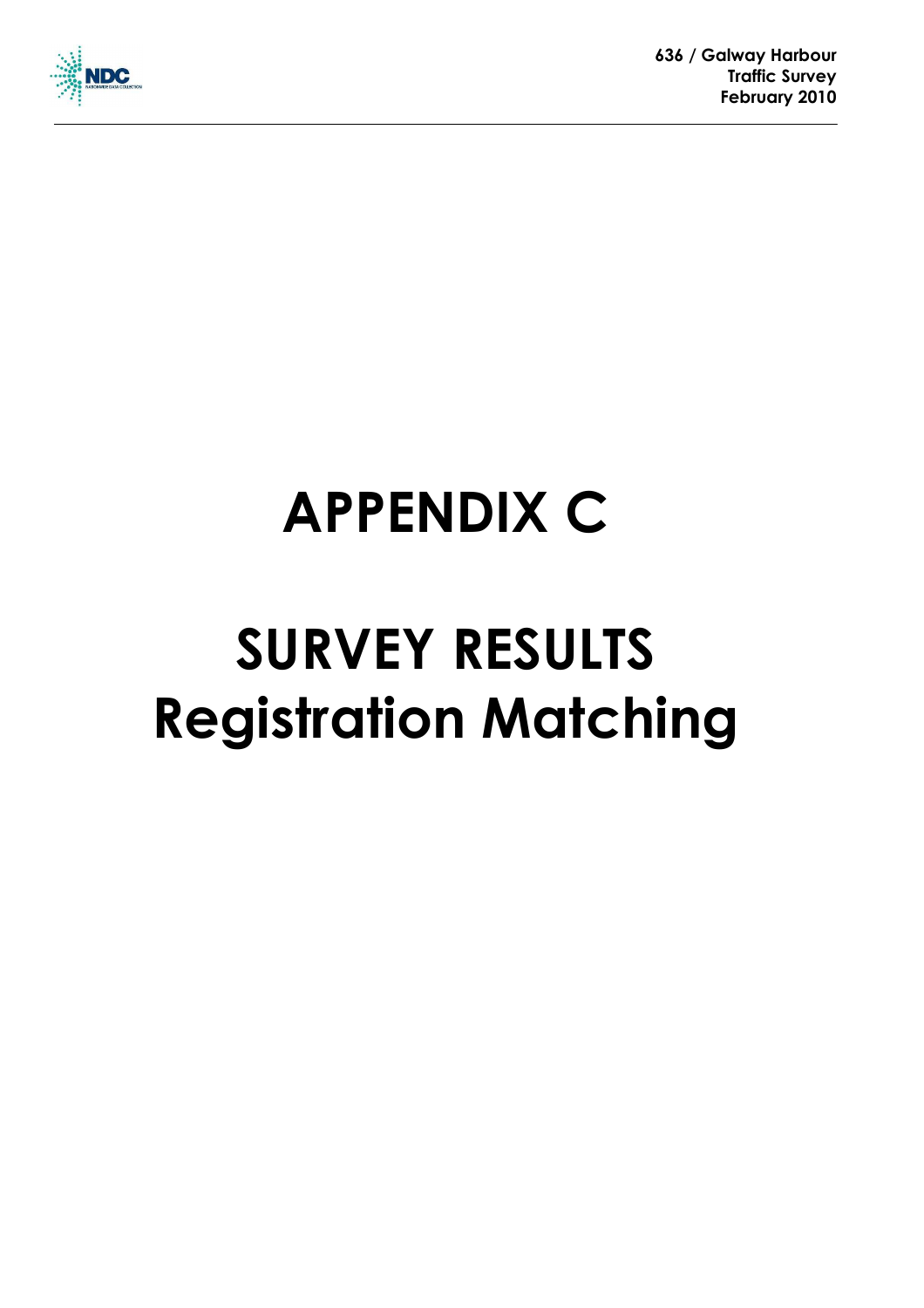# APPENDIX C

# SURVEY RESULTS
# Registration Matching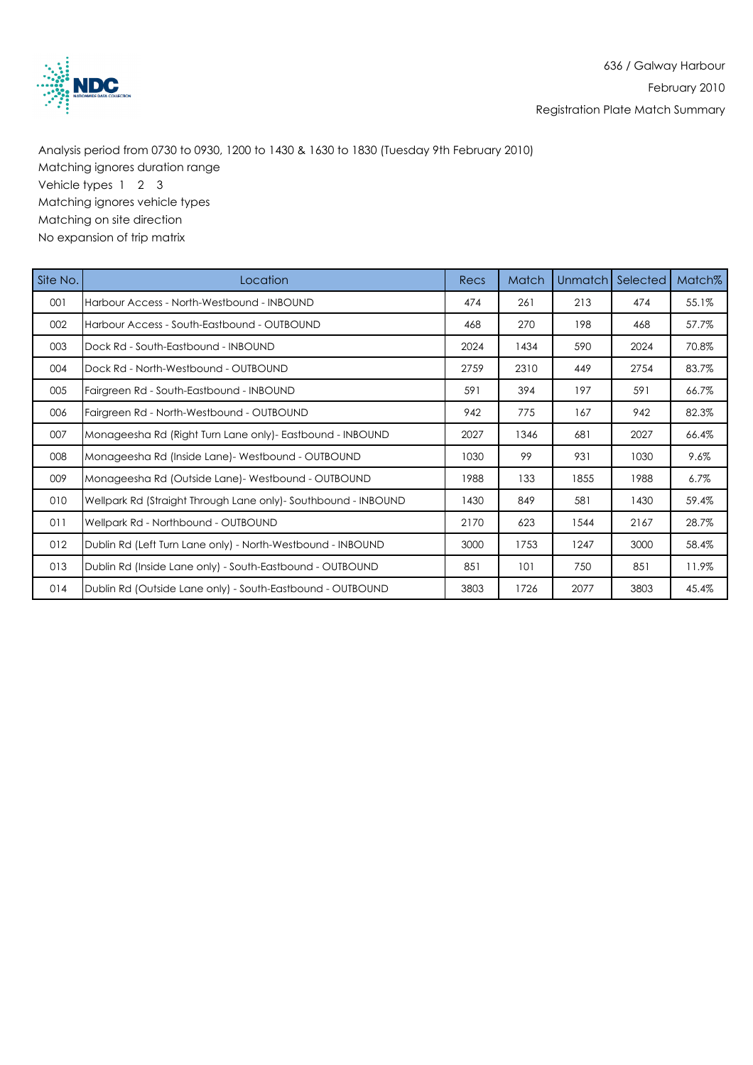636 / Galway Harbour

February 2010

Registration Plate Match Summary

Analysis period from 0730 to 0930, 1200 to 1430 & 1630 to 1830 (Tuesday 9th February 2010)

Matching ignores duration range

Vehicle types 1 2 3

Matching ignores vehicle types

Matching on site direction

No expansion of trip matrix

| Site No. | Location | Recs | Match | Unmatch | Selected | Match% |
|---|---|---|---|---|---|---|
| 001 | Harbour Access - North-Westbound - INBOUND | 474 | 261 | 213 | 474 | 55.1% |
| 002 | Harbour Access - South-Eastbound - OUTBOUND | 468 | 270 | 198 | 468 | 57.7% |
| 003 | Dock Rd - South-Eastbound - INBOUND | 2024 | 1434 | 590 | 2024 | 70.8% |
| 004 | Dock Rd - North-Westbound - OUTBOUND | 2759 | 2310 | 449 | 2754 | 83.7% |
| 005 | Fairgreen Rd - South-Eastbound - INBOUND | 591 | 394 | 197 | 591 | 66.7% |
| 006 | Fairgreen Rd - North-Westbound - OUTBOUND | 942 | 775 | 167 | 942 | 82.3% |
| 007 | Monageesha Rd (Right Turn Lane only)- Eastbound - INBOUND | 2027 | 1346 | 681 | 2027 | 66.4% |
| 008 | Monageesha Rd (Inside Lane)- Westbound - OUTBOUND | 1030 | 99 | 931 | 1030 | 9.6% |
| 009 | Monageesha Rd (Outside Lane)- Westbound - OUTBOUND | 1988 | 133 | 1855 | 1988 | 6.7% |
| 010 | Wellpark Rd (Straight Through Lane only)- Southbound - INBOUND | 1430 | 849 | 581 | 1430 | 59.4% |
| 011 | Wellpark Rd - Northbound - OUTBOUND | 2170 | 623 | 1544 | 2167 | 28.7% |
| 012 | Dublin Rd (Left Turn Lane only) - North-Westbound - INBOUND | 3000 | 1753 | 1247 | 3000 | 58.4% |
| 013 | Dublin Rd (Inside Lane only) - South-Eastbound - OUTBOUND | 851 | 101 | 750 | 851 | 11.9% |
| 014 | Dublin Rd (Outside Lane only) - South-Eastbound - OUTBOUND | 3803 | 1726 | 2077 | 3803 | 45.4% |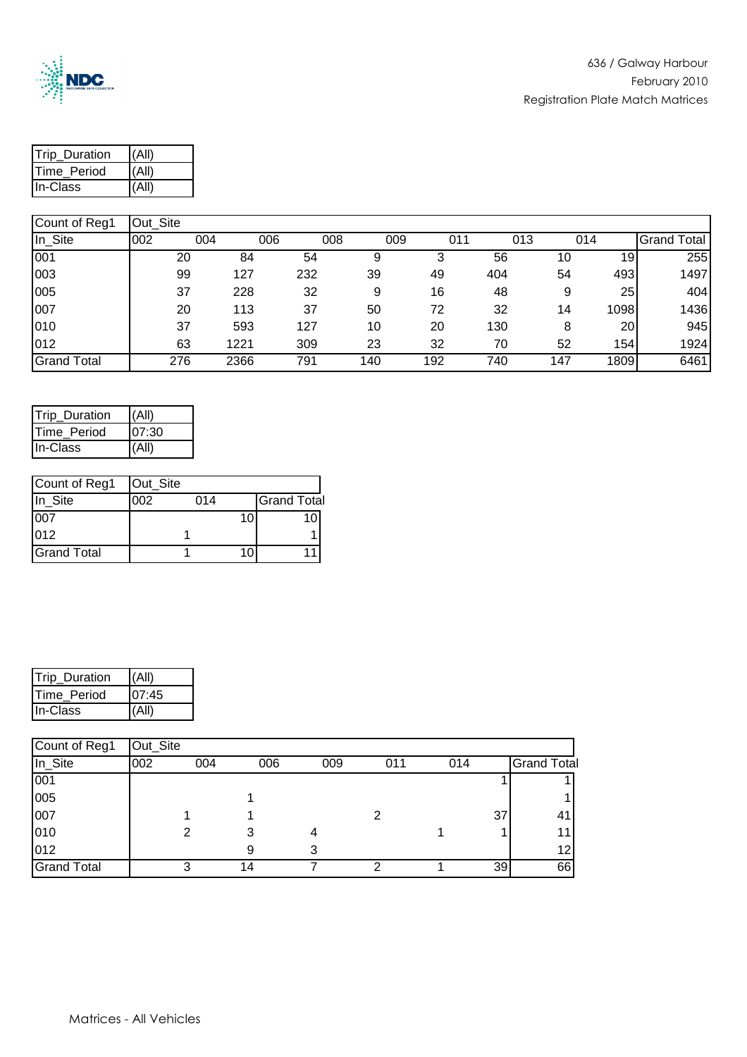| Trip_Duration | (All) |
|---|---|
| Time_Period | (All) |
| In-Class | (All) |

| Count of Reg1 | Out_Site | | | | | | | | |
|---|---|---|---|---|---|---|---|---|---|
| In_Site | 002 | 004 | 006 | 008 | 009 | 011 | 013 | 014 | Grand Total |
| 001 | 20 | 84 | 54 | 9 | 3 | 56 | 10 | 19 | 255 |
| 003 | 99 | 127 | 232 | 39 | 49 | 404 | 54 | 493 | 1497 |
| 005 | 37 | 228 | 32 | 9 | 16 | 48 | 9 | 25 | 404 |
| 007 | 20 | 113 | 37 | 50 | 72 | 32 | 14 | 1098 | 1436 |
| 010 | 37 | 593 | 127 | 10 | 20 | 130 | 8 | 20 | 945 |
| 012 | 63 | 1221 | 309 | 23 | 32 | 70 | 52 | 154 | 1924 |
| Grand Total | 276 | 2366 | 791 | 140 | 192 | 740 | 147 | 1809 | 6461 |

| Trip_Duration | (All) |
|---|---|
| Time_Period | 07:30 |
| In-Class | (All) |

| Count of Reg1 | Out_Site | | |
|---|---|---|---|
| In_Site | 002 | 014 | Grand Total |
| 007 | | 10 | 10 |
| 012 | 1 | | 1 |
| Grand Total | 1 | 10 | 11 |

| Trip_Duration | (All) |
|---|---|
| Time_Period | 07:45 |
| In-Class | (All) |

| Count of Reg1 | Out_Site | | | | | | |
|---|---|---|---|---|---|---|---|
| In_Site | 002 | 004 | 006 | 009 | 011 | 014 | Grand Total |
| 001 | | | | | | 1 | 1 |
| 005 | | 1 | | | | | 1 |
| 007 | 1 | 1 | | 2 | | 37 | 41 |
| 010 | 2 | 3 | 4 | | 1 | 1 | 11 |
| 012 | | 9 | 3 | | | | 12 |
| Grand Total | 3 | 14 | 7 | 2 | 1 | 39 | 66 |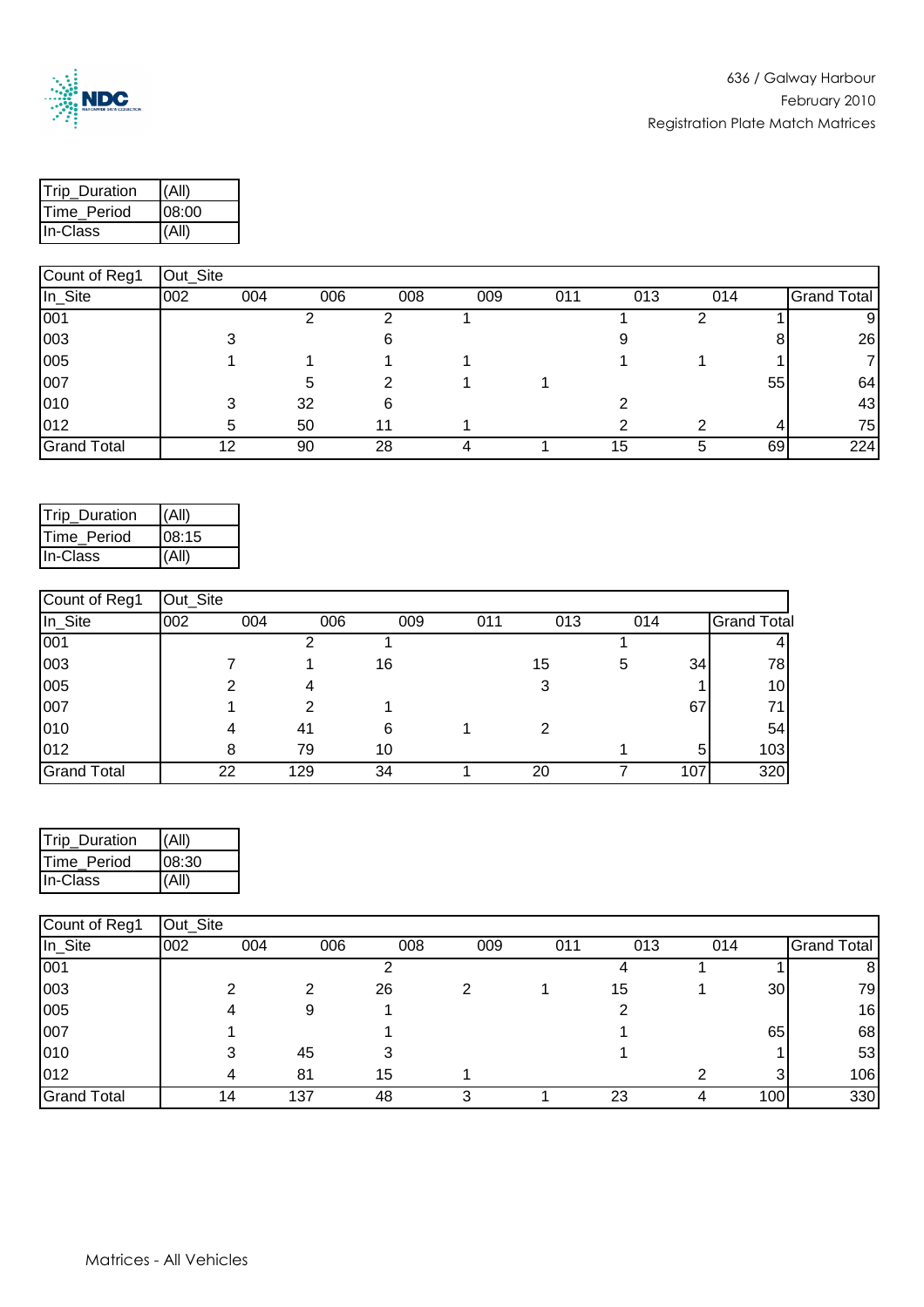| Trip_Duration | (All) |
|---|---|
| Time_Period | 08:00 |
| In-Class | (All) |

| Count of Reg1 | Out_Site | | | | | | | | |
|---|---|---|---|---|---|---|---|---|---|
| In_Site | 002 | 004 | 006 | 008 | 009 | 011 | 013 | 014 | Grand Total |
| 001 | | 2 | 2 | 1 | | 1 | 2 | 1 | 9 |
| 003 | 3 | | 6 | | | 9 | | 8 | 26 |
| 005 | 1 | 1 | 1 | 1 | | 1 | 1 | 1 | 7 |
| 007 | | 5 | 2 | 1 | 1 | | | 55 | 64 |
| 010 | 3 | 32 | 6 | | | 2 | | | 43 |
| 012 | 5 | 50 | 11 | 1 | | 2 | 2 | 4 | 75 |
| Grand Total | 12 | 90 | 28 | 4 | 1 | 15 | 5 | 69 | 224 |

| Trip_Duration | (All) |
|---|---|
| Time_Period | 08:15 |
| In-Class | (All) |

| Count of Reg1 | Out_Site | | | | | | | |
|---|---|---|---|---|---|---|---|---|
| In_Site | 002 | 004 | 006 | 009 | 011 | 013 | 014 | Grand Total |
| 001 | | 2 | 1 | | | 1 | | 4 |
| 003 | 7 | 1 | 16 | | 15 | 5 | 34 | 78 |
| 005 | 2 | 4 | | | 3 | | 1 | 10 |
| 007 | 1 | 2 | 1 | | | | 67 | 71 |
| 010 | 4 | 41 | 6 | 1 | 2 | | | 54 |
| 012 | 8 | 79 | 10 | | | 1 | 5 | 103 |
| Grand Total | 22 | 129 | 34 | 1 | 20 | 7 | 107 | 320 |

| Trip_Duration | (All) |
|---|---|
| Time_Period | 08:30 |
| In-Class | (All) |

| Count of Reg1 | Out_Site | | | | | | | | |
|---|---|---|---|---|---|---|---|---|---|
| In_Site | 002 | 004 | 006 | 008 | 009 | 011 | 013 | 014 | Grand Total |
| 001 | | | 2 | | | 4 | 1 | 1 | 8 |
| 003 | 2 | 2 | 26 | 2 | 1 | 15 | 1 | 30 | 79 |
| 005 | 4 | 9 | 1 | | | 2 | | | 16 |
| 007 | 1 | | 1 | | | 1 | | 65 | 68 |
| 010 | 3 | 45 | 3 | | | 1 | | 1 | 53 |
| 012 | 4 | 81 | 15 | 1 | | | 2 | 3 | 106 |
| Grand Total | 14 | 137 | 48 | 3 | 1 | 23 | 4 | 100 | 330 |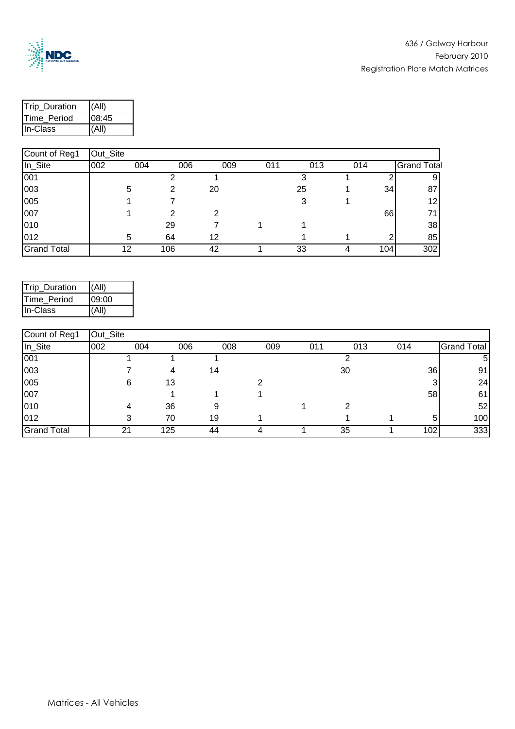| Trip_Duration | (All) |
|---|---|
| Time_Period | 08:45 |
| In-Class | (All) |

| Count of Reg1 | Out_Site | | | | | | | |
|---|---|---|---|---|---|---|---|---|
| In_Site | 002 | 004 | 006 | 009 | 011 | 013 | 014 | Grand Total |
| 001 | | 2 | 1 | | 3 | 1 | 2 | 9 |
| 003 | 5 | 2 | 20 | | 25 | 1 | 34 | 87 |
| 005 | 1 | 7 | | | 3 | 1 | | 12 |
| 007 | 1 | 2 | 2 | | | | 66 | 71 |
| 010 | | 29 | 7 | 1 | 1 | | | 38 |
| 012 | 5 | 64 | 12 | | 1 | 1 | 2 | 85 |
| Grand Total | 12 | 106 | 42 | 1 | 33 | 4 | 104 | 302 |

| Trip_Duration | (All) |
|---|---|
| Time_Period | 09:00 |
| In-Class | (All) |

| Count of Reg1 | Out_Site | | | | | | | | |
|---|---|---|---|---|---|---|---|---|---|
| In_Site | 002 | 004 | 006 | 008 | 009 | 011 | 013 | 014 | Grand Total |
| 001 | 1 | 1 | 1 | | | 2 | | | 5 |
| 003 | 7 | 4 | 14 | | | 30 | | 36 | 91 |
| 005 | 6 | 13 | | 2 | | | | 3 | 24 |
| 007 | | 1 | 1 | 1 | | | | 58 | 61 |
| 010 | 4 | 36 | 9 | | 1 | 2 | | | 52 |
| 012 | 3 | 70 | 19 | 1 | | 1 | 1 | 5 | 100 |
| Grand Total | 21 | 125 | 44 | 4 | 1 | 35 | 1 | 102 | 333 |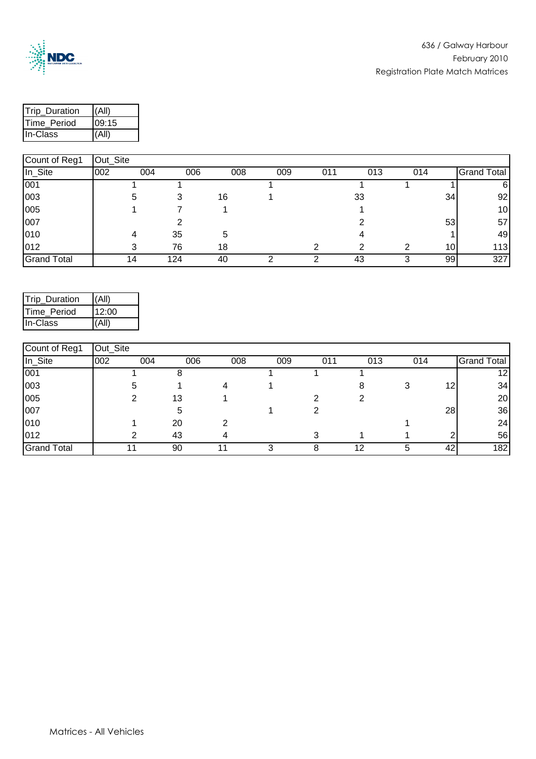636 / Galway Harbour
February 2010
Registration Plate Match Matrices

| Trip_Duration | (All) |
|---|---|
| Time_Period | 09:15 |
| In-Class | (All) |

| Count of Reg1 | Out_Site | | | | | | | | |
|---|---|---|---|---|---|---|---|---|---|
| In_Site | 002 | 004 | 006 | 008 | 009 | 011 | 013 | 014 | Grand Total |
| 001 | 1 | 1 | | 1 | | 1 | 1 | 1 | 6 |
| 003 | 5 | 3 | 16 | 1 | | 33 | | 34 | 92 |
| 005 | 1 | 7 | 1 | | | 1 | | | 10 |
| 007 | | 2 | | | | 2 | | 53 | 57 |
| 010 | 4 | 35 | 5 | | | 4 | | 1 | 49 |
| 012 | 3 | 76 | 18 | | 2 | 2 | 2 | 10 | 113 |
| Grand Total | 14 | 124 | 40 | 2 | 2 | 43 | 3 | 99 | 327 |

| Trip_Duration | (All) |
|---|---|
| Time_Period | 12:00 |
| In-Class | (All) |

| Count of Reg1 | Out_Site | | | | | | | | |
|---|---|---|---|---|---|---|---|---|---|
| In_Site | 002 | 004 | 006 | 008 | 009 | 011 | 013 | 014 | Grand Total |
| 001 | 1 | 8 | | 1 | 1 | 1 | | | 12 |
| 003 | 5 | 1 | 4 | 1 | | 8 | 3 | 12 | 34 |
| 005 | 2 | 13 | 1 | | 2 | 2 | | | 20 |
| 007 | | 5 | | 1 | 2 | | | 28 | 36 |
| 010 | 1 | 20 | 2 | | | | 1 | | 24 |
| 012 | 2 | 43 | 4 | | 3 | 1 | 1 | 2 | 56 |
| Grand Total | 11 | 90 | 11 | 3 | 8 | 12 | 5 | 42 | 182 |

Matrices - All Vehicles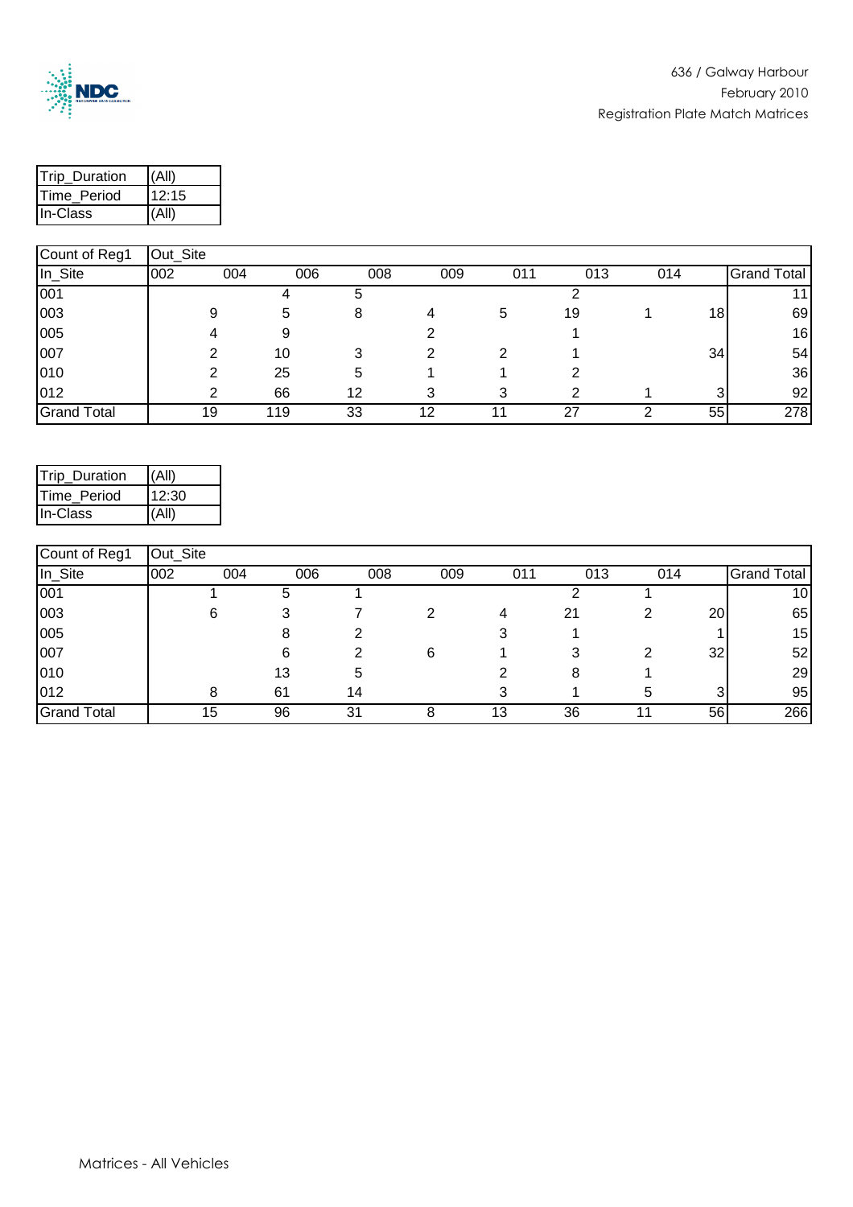| Trip_Duration | (All) |
|---|---|
| Time_Period | 12:15 |
| In-Class | (All) |

| Count of Reg1 | Out_Site | | | | | | | | |
|---|---|---|---|---|---|---|---|---|---|
| In_Site | 002 | 004 | 006 | 008 | 009 | 011 | 013 | 014 | Grand Total |
| 001 | | 4 | 5 | | | 2 | | | 11 |
| 003 | 9 | 5 | 8 | 4 | 5 | 19 | 1 | 18 | 69 |
| 005 | 4 | 9 | | 2 | | 1 | | | 16 |
| 007 | 2 | 10 | 3 | 2 | 2 | 1 | | 34 | 54 |
| 010 | 2 | 25 | 5 | 1 | 1 | 2 | | | 36 |
| 012 | 2 | 66 | 12 | 3 | 3 | 2 | 1 | 3 | 92 |
| Grand Total | 19 | 119 | 33 | 12 | 11 | 27 | 2 | 55 | 278 |

| Trip_Duration | (All) |
|---|---|
| Time_Period | 12:30 |
| In-Class | (All) |

| Count of Reg1 | Out_Site | | | | | | | | |
|---|---|---|---|---|---|---|---|---|---|
| In_Site | 002 | 004 | 006 | 008 | 009 | 011 | 013 | 014 | Grand Total |
| 001 | 1 | 5 | 1 | | | 2 | 1 | | 10 |
| 003 | 6 | 3 | 7 | 2 | 4 | 21 | 2 | 20 | 65 |
| 005 | | 8 | 2 | | 3 | 1 | | 1 | 15 |
| 007 | | 6 | 2 | 6 | 1 | 3 | 2 | 32 | 52 |
| 010 | | 13 | 5 | | 2 | 8 | 1 | | 29 |
| 012 | 8 | 61 | 14 | | 3 | 1 | 5 | 3 | 95 |
| Grand Total | 15 | 96 | 31 | 8 | 13 | 36 | 11 | 56 | 266 |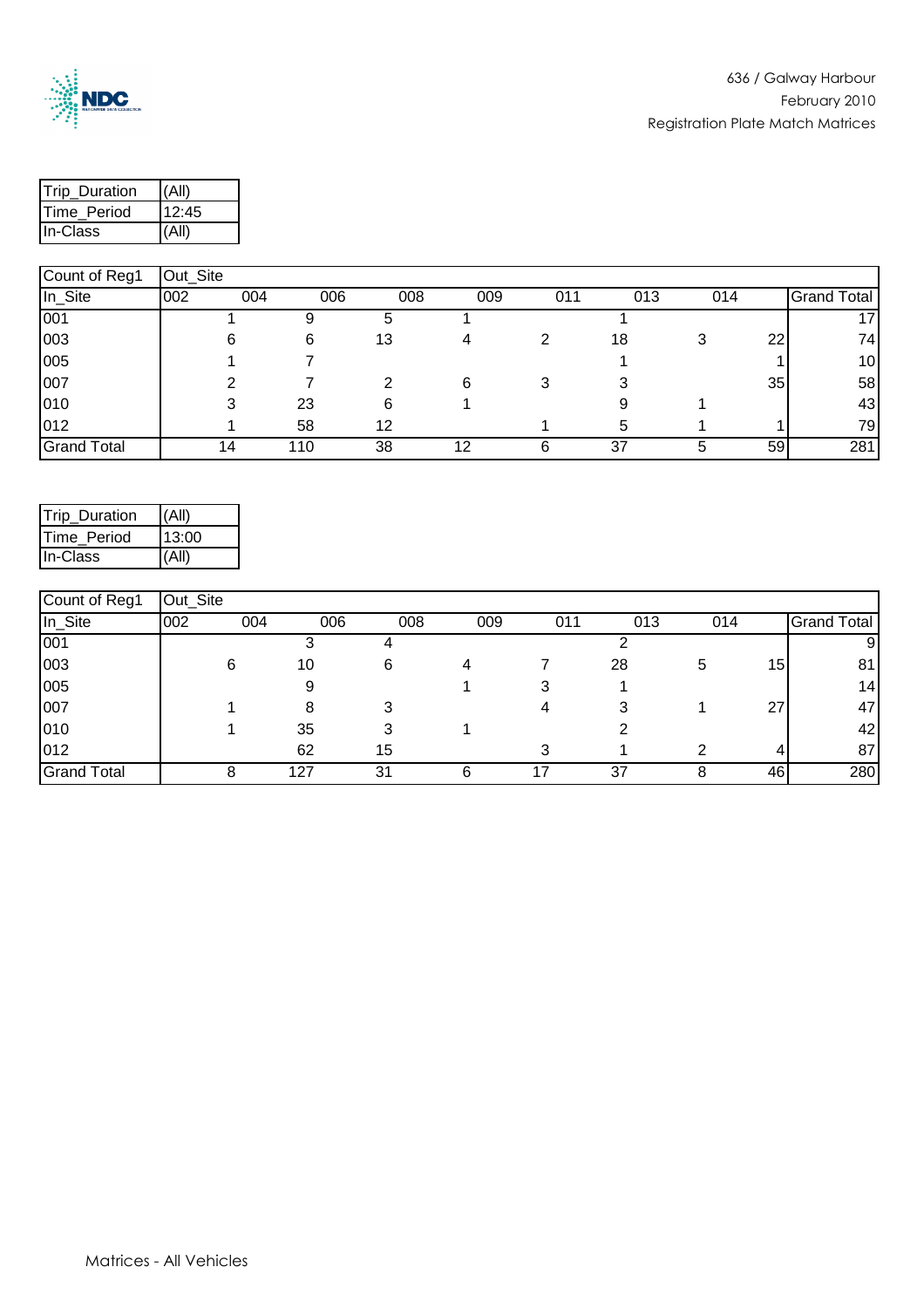636 / Galway Harbour
February 2010
Registration Plate Match Matrices

| Trip_Duration | (All) |
|---|---|
| Time_Period | 12:45 |
| In-Class | (All) |

| Count of Reg1 | Out_Site | | | | | | | | |
|---|---|---|---|---|---|---|---|---|---|
| In_Site | 002 | 004 | 006 | 008 | 009 | 011 | 013 | 014 | Grand Total |
| 001 | 1 | 9 | 5 | 1 | | 1 | | | 17 |
| 003 | 6 | 6 | 13 | 4 | 2 | 18 | 3 | 22 | 74 |
| 005 | 1 | 7 | | | | 1 | | 1 | 10 |
| 007 | 2 | 7 | 2 | 6 | 3 | 3 | | 35 | 58 |
| 010 | 3 | 23 | 6 | 1 | | 9 | 1 | | 43 |
| 012 | 1 | 58 | 12 | | 1 | 5 | 1 | 1 | 79 |
| Grand Total | 14 | 110 | 38 | 12 | 6 | 37 | 5 | 59 | 281 |

| Trip_Duration | (All) |
|---|---|
| Time_Period | 13:00 |
| In-Class | (All) |

| Count of Reg1 | Out_Site | | | | | | | | |
|---|---|---|---|---|---|---|---|---|---|
| In_Site | 002 | 004 | 006 | 008 | 009 | 011 | 013 | 014 | Grand Total |
| 001 | | 3 | 4 | | | 2 | | | 9 |
| 003 | 6 | 10 | 6 | 4 | 7 | 28 | 5 | 15 | 81 |
| 005 | | 9 | | 1 | 3 | 1 | | | 14 |
| 007 | 1 | 8 | 3 | | 4 | 3 | 1 | 27 | 47 |
| 010 | 1 | 35 | 3 | 1 | | 2 | | | 42 |
| 012 | | 62 | 15 | | 3 | 1 | 2 | 4 | 87 |
| Grand Total | 8 | 127 | 31 | 6 | 17 | 37 | 8 | 46 | 280 |

Matrices - All Vehicles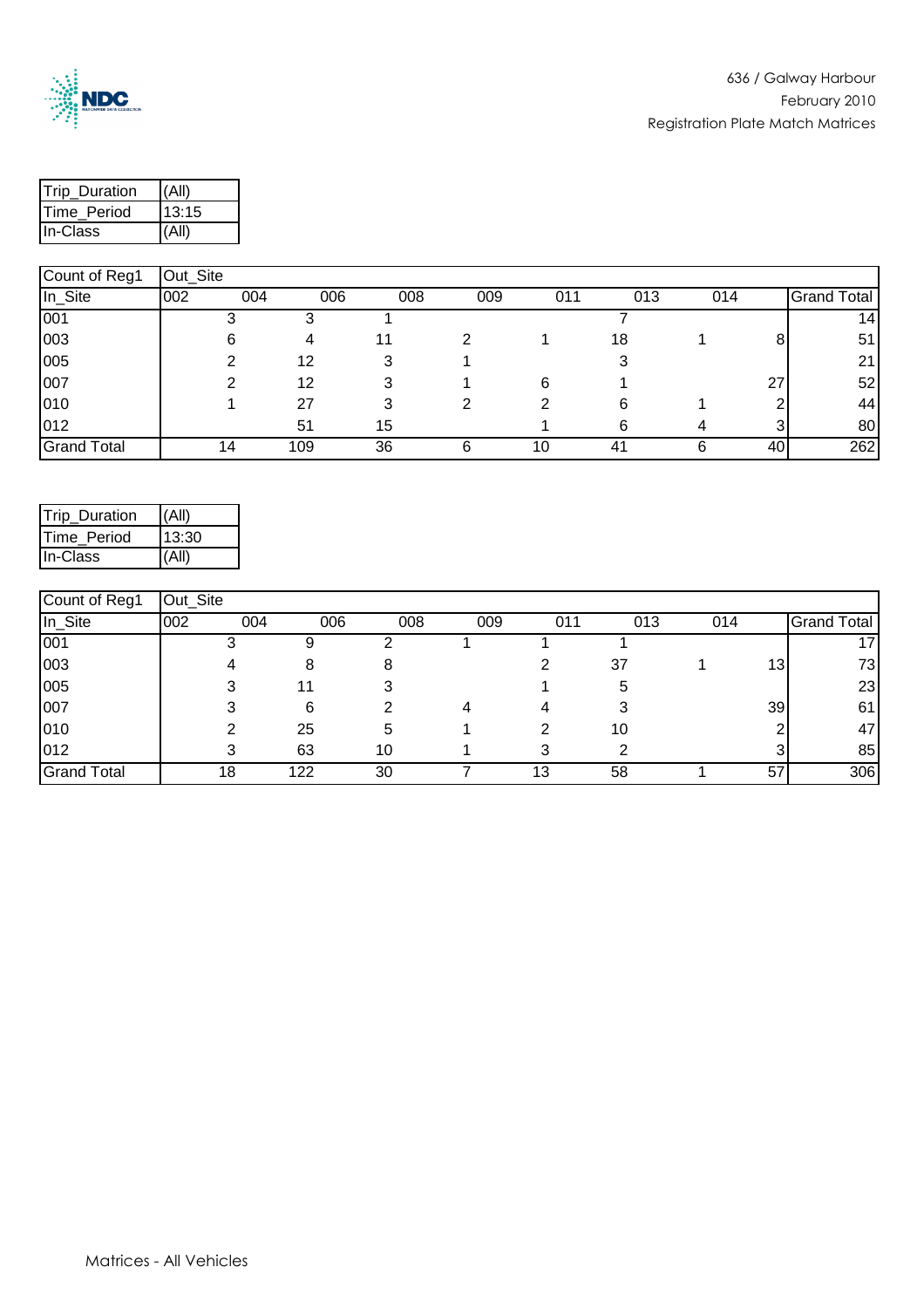636 / Galway Harbour
February 2010
Registration Plate Match Matrices

| Trip_Duration | (All) |
|---|---|
| Time_Period | 13:15 |
| In-Class | (All) |

| Count of Reg1 | Out_Site | | | | | | | | |
|---|---|---|---|---|---|---|---|---|---|
| In_Site | 002 | 004 | 006 | 008 | 009 | 011 | 013 | 014 | Grand Total |
| 001 | 3 | 3 | 1 | | | 7 | | | 14 |
| 003 | 6 | 4 | 11 | 2 | 1 | 18 | 1 | 8 | 51 |
| 005 | 2 | 12 | 3 | 1 | | 3 | | | 21 |
| 007 | 2 | 12 | 3 | 1 | 6 | 1 | | 27 | 52 |
| 010 | 1 | 27 | 3 | 2 | 2 | 6 | 1 | 2 | 44 |
| 012 | | 51 | 15 | | 1 | 6 | 4 | 3 | 80 |
| Grand Total | 14 | 109 | 36 | 6 | 10 | 41 | 6 | 40 | 262 |

| Trip_Duration | (All) |
|---|---|
| Time_Period | 13:30 |
| In-Class | (All) |

| Count of Reg1 | Out_Site | | | | | | | | |
|---|---|---|---|---|---|---|---|---|---|
| In_Site | 002 | 004 | 006 | 008 | 009 | 011 | 013 | 014 | Grand Total |
| 001 | 3 | 9 | 2 | 1 | 1 | 1 | | | 17 |
| 003 | 4 | 8 | 8 | | 2 | 37 | 1 | 13 | 73 |
| 005 | 3 | 11 | 3 | | 1 | 5 | | | 23 |
| 007 | 3 | 6 | 2 | 4 | 4 | 3 | | 39 | 61 |
| 010 | 2 | 25 | 5 | 1 | 2 | 10 | | 2 | 47 |
| 012 | 3 | 63 | 10 | 1 | 3 | 2 | | 3 | 85 |
| Grand Total | 18 | 122 | 30 | 7 | 13 | 58 | 1 | 57 | 306 |

Matrices - All Vehicles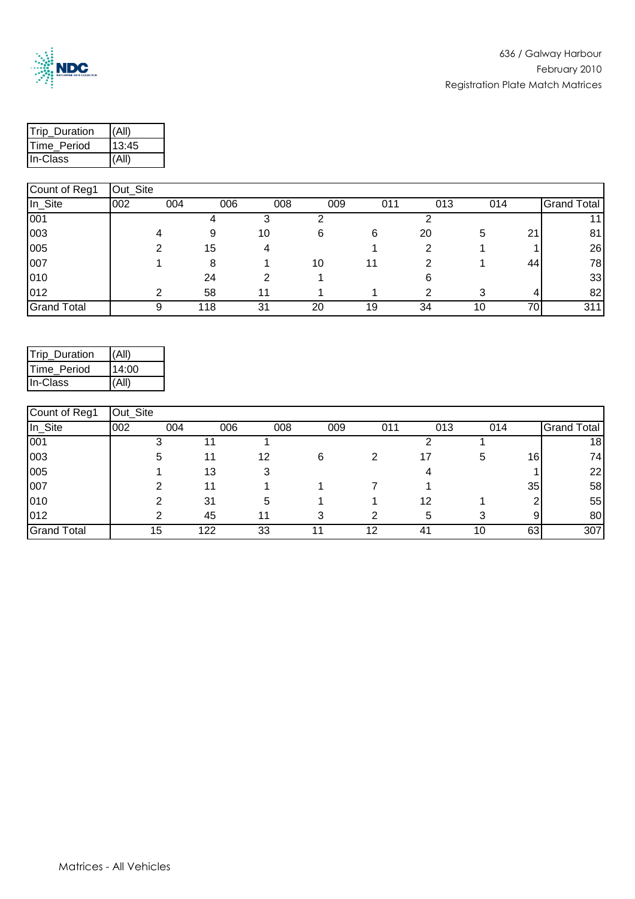| Trip_Duration | (All) |
|---|---|
| Time_Period | 13:45 |
| In-Class | (All) |

| Count of Reg1 | Out_Site | | | | | | | | |
|---|---|---|---|---|---|---|---|---|---|
| In_Site | 002 | 004 | 006 | 008 | 009 | 011 | 013 | 014 | Grand Total |
| 001 | | 4 | 3 | 2 | | 2 | | | 11 |
| 003 | 4 | 9 | 10 | 6 | 6 | 20 | 5 | 21 | 81 |
| 005 | 2 | 15 | 4 | | 1 | 2 | 1 | 1 | 26 |
| 007 | 1 | 8 | 1 | 10 | 11 | 2 | 1 | 44 | 78 |
| 010 | | 24 | 2 | 1 | | 6 | | | 33 |
| 012 | 2 | 58 | 11 | 1 | 1 | 2 | 3 | 4 | 82 |
| Grand Total | 9 | 118 | 31 | 20 | 19 | 34 | 10 | 70 | 311 |

| Trip_Duration | (All) |
|---|---|
| Time_Period | 14:00 |
| In-Class | (All) |

| Count of Reg1 | Out_Site | | | | | | | | |
|---|---|---|---|---|---|---|---|---|---|
| In_Site | 002 | 004 | 006 | 008 | 009 | 011 | 013 | 014 | Grand Total |
| 001 | 3 | 11 | 1 | | | 2 | 1 | | 18 |
| 003 | 5 | 11 | 12 | 6 | 2 | 17 | 5 | 16 | 74 |
| 005 | 1 | 13 | 3 | | | 4 | | 1 | 22 |
| 007 | 2 | 11 | 1 | 1 | 7 | 1 | | 35 | 58 |
| 010 | 2 | 31 | 5 | 1 | 1 | 12 | 1 | 2 | 55 |
| 012 | 2 | 45 | 11 | 3 | 2 | 5 | 3 | 9 | 80 |
| Grand Total | 15 | 122 | 33 | 11 | 12 | 41 | 10 | 63 | 307 |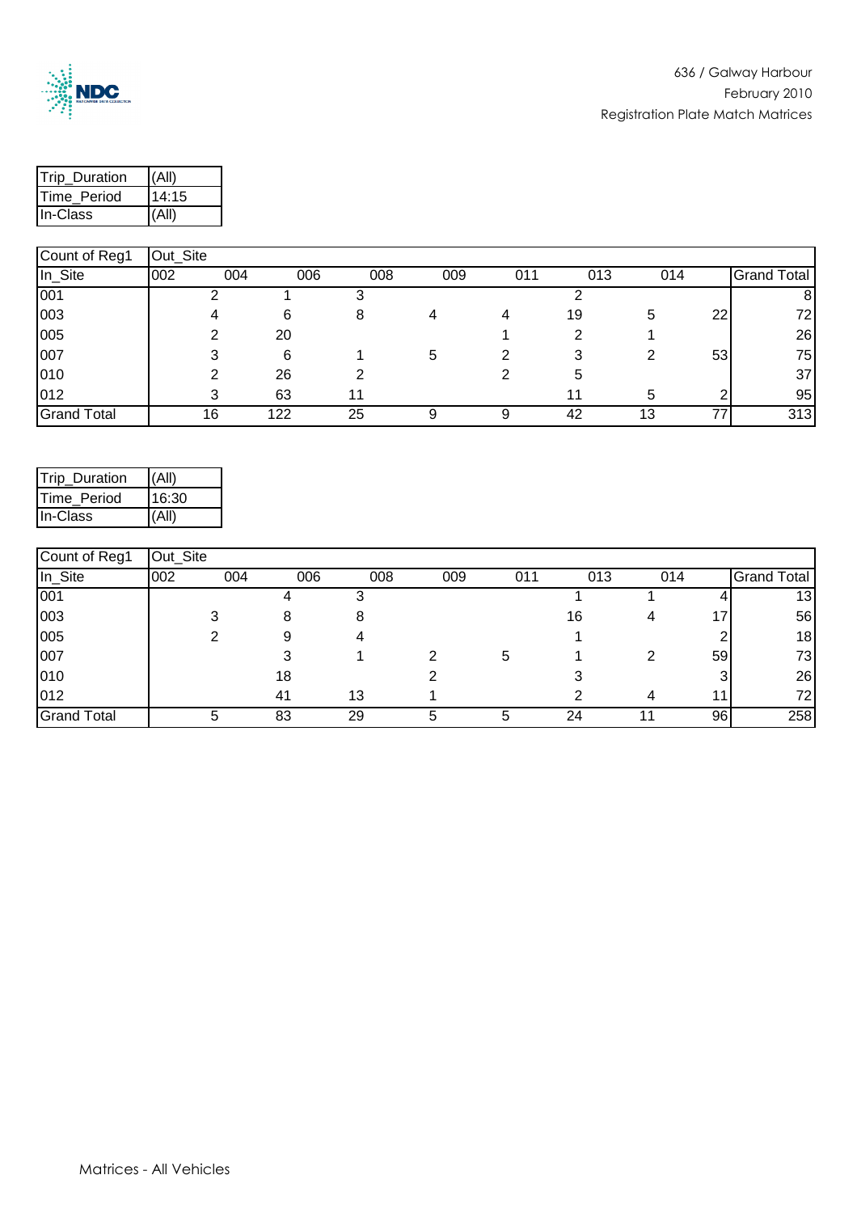636 / Galway Harbour
February 2010
Registration Plate Match Matrices

| Trip_Duration | (All) |
|---|---|
| Time_Period | 14:15 |
| In-Class | (All) |

| Count of Reg1 | Out_Site | | | | | | | | |
|---|---|---|---|---|---|---|---|---|---|
| In_Site | 002 | 004 | 006 | 008 | 009 | 011 | 013 | 014 | Grand Total |
| 001 | 2 | 1 | 3 | | | 2 | | | 8 |
| 003 | 4 | 6 | 8 | 4 | 4 | 19 | 5 | 22 | 72 |
| 005 | 2 | 20 | | | 1 | 2 | 1 | | 26 |
| 007 | 3 | 6 | 1 | 5 | 2 | 3 | 2 | 53 | 75 |
| 010 | 2 | 26 | 2 | | 2 | 5 | | | 37 |
| 012 | 3 | 63 | 11 | | | 11 | 5 | 2 | 95 |
| Grand Total | 16 | 122 | 25 | 9 | 9 | 42 | 13 | 77 | 313 |

| Trip_Duration | (All) |
|---|---|
| Time_Period | 16:30 |
| In-Class | (All) |

| Count of Reg1 | Out_Site | | | | | | | | |
|---|---|---|---|---|---|---|---|---|---|
| In_Site | 002 | 004 | 006 | 008 | 009 | 011 | 013 | 014 | Grand Total |
| 001 | | 4 | 3 | | | 1 | 1 | 4 | 13 |
| 003 | 3 | 8 | 8 | | | 16 | 4 | 17 | 56 |
| 005 | 2 | 9 | 4 | | | 1 | | 2 | 18 |
| 007 | | 3 | 1 | 2 | 5 | 1 | 2 | 59 | 73 |
| 010 | | 18 | | 2 | | 3 | | 3 | 26 |
| 012 | | 41 | 13 | 1 | | 2 | 4 | 11 | 72 |
| Grand Total | 5 | 83 | 29 | 5 | 5 | 24 | 11 | 96 | 258 |

Matrices - All Vehicles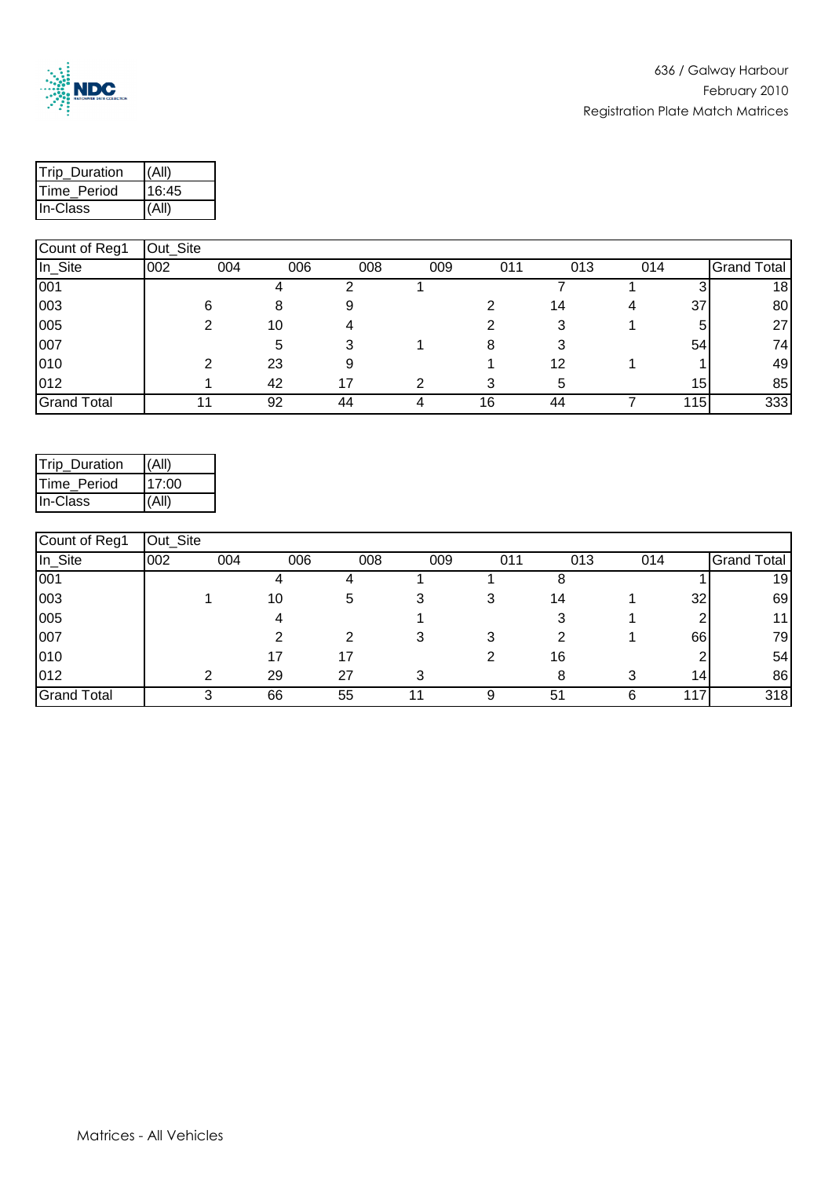| Trip_Duration | (All) |
|---|---|
| Time_Period | 16:45 |
| In-Class | (All) |

| Count of Reg1 | Out_Site | | | | | | | | |
|---|---|---|---|---|---|---|---|---|---|
| In_Site | 002 | 004 | 006 | 008 | 009 | 011 | 013 | 014 | Grand Total |
| 001 | | 4 | 2 | 1 | | 7 | 1 | 3 | 18 |
| 003 | 6 | 8 | 9 | | 2 | 14 | 4 | 37 | 80 |
| 005 | 2 | 10 | 4 | | 2 | 3 | 1 | 5 | 27 |
| 007 | | 5 | 3 | 1 | 8 | 3 | | 54 | 74 |
| 010 | 2 | 23 | 9 | | 1 | 12 | 1 | 1 | 49 |
| 012 | 1 | 42 | 17 | 2 | 3 | 5 | | 15 | 85 |
| Grand Total | 11 | 92 | 44 | 4 | 16 | 44 | 7 | 115 | 333 |

| Trip_Duration | (All) |
|---|---|
| Time_Period | 17:00 |
| In-Class | (All) |

| Count of Reg1 | Out_Site | | | | | | | | |
|---|---|---|---|---|---|---|---|---|---|
| In_Site | 002 | 004 | 006 | 008 | 009 | 011 | 013 | 014 | Grand Total |
| 001 | | 4 | 4 | 1 | 1 | 8 | | 1 | 19 |
| 003 | 1 | 10 | 5 | 3 | 3 | 14 | 1 | 32 | 69 |
| 005 | | 4 | | 1 | | 3 | 1 | 2 | 11 |
| 007 | | 2 | 2 | 3 | 3 | 2 | 1 | 66 | 79 |
| 010 | | 17 | 17 | | 2 | 16 | | 2 | 54 |
| 012 | 2 | 29 | 27 | 3 | | 8 | 3 | 14 | 86 |
| Grand Total | 3 | 66 | 55 | 11 | 9 | 51 | 6 | 117 | 318 |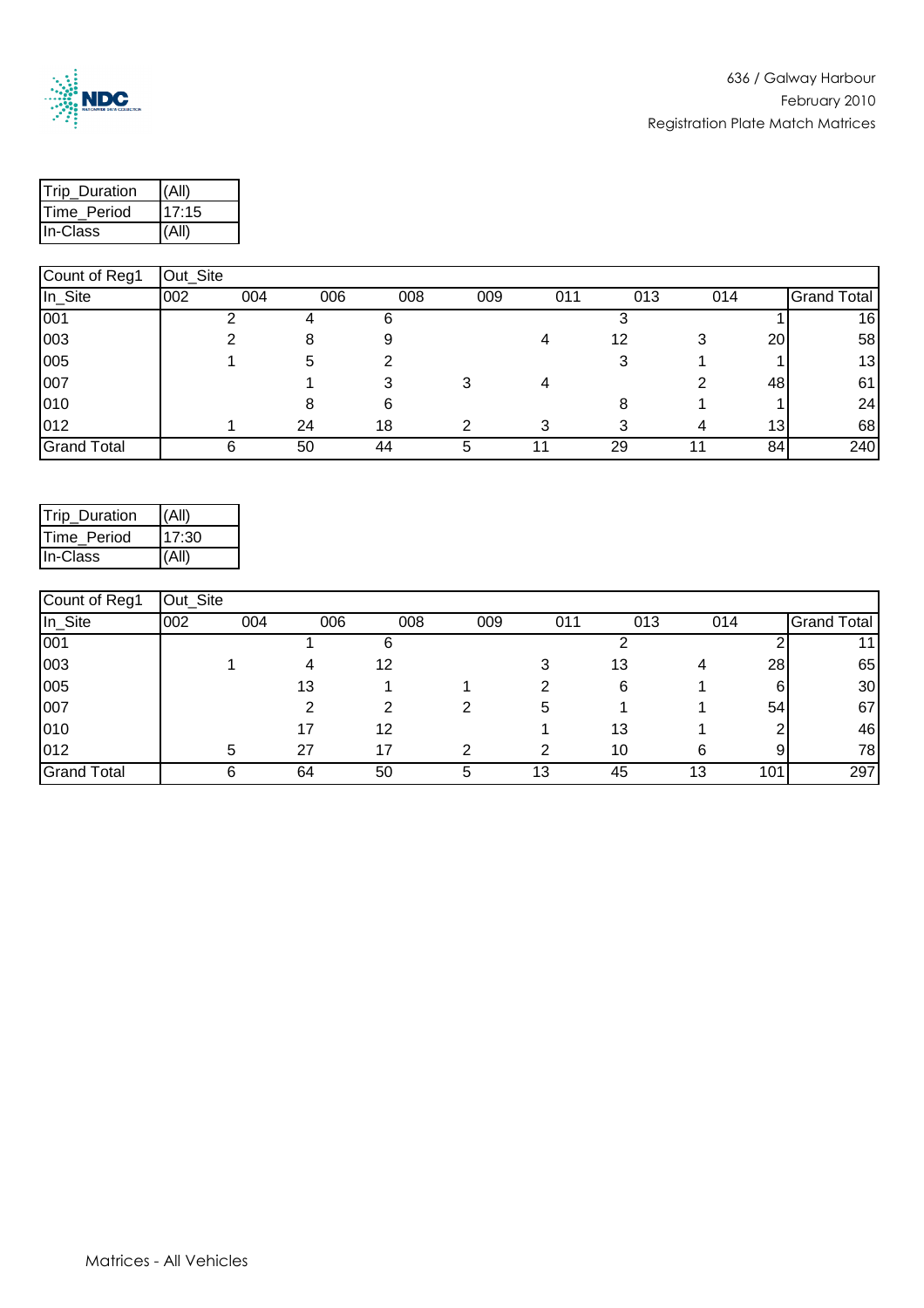| Trip_Duration | (All) |
|---|---|
| Time_Period | 17:15 |
| In-Class | (All) |

| Count of Reg1 | Out_Site | | | | | | | | |
|---|---|---|---|---|---|---|---|---|---|
| In_Site | 002 | 004 | 006 | 008 | 009 | 011 | 013 | 014 | Grand Total |
| 001 | 2 | 4 | 6 | | | 3 | | 1 | 16 |
| 003 | 2 | 8 | 9 | | 4 | 12 | 3 | 20 | 58 |
| 005 | 1 | 5 | 2 | | | 3 | 1 | 1 | 13 |
| 007 | | 1 | 3 | 3 | 4 | | 2 | 48 | 61 |
| 010 | | 8 | 6 | | | 8 | 1 | 1 | 24 |
| 012 | 1 | 24 | 18 | 2 | 3 | 3 | 4 | 13 | 68 |
| Grand Total | 6 | 50 | 44 | 5 | 11 | 29 | 11 | 84 | 240 |

| Trip_Duration | (All) |
|---|---|
| Time_Period | 17:30 |
| In-Class | (All) |

| Count of Reg1 | Out_Site | | | | | | | | |
|---|---|---|---|---|---|---|---|---|---|
| In_Site | 002 | 004 | 006 | 008 | 009 | 011 | 013 | 014 | Grand Total |
| 001 | | 1 | 6 | | | 2 | | 2 | 11 |
| 003 | 1 | 4 | 12 | | 3 | 13 | 4 | 28 | 65 |
| 005 | | 13 | 1 | 1 | 2 | 6 | 1 | 6 | 30 |
| 007 | | 2 | 2 | 2 | 5 | 1 | 1 | 54 | 67 |
| 010 | | 17 | 12 | | 1 | 13 | 1 | 2 | 46 |
| 012 | 5 | 27 | 17 | 2 | 2 | 10 | 6 | 9 | 78 |
| Grand Total | 6 | 64 | 50 | 5 | 13 | 45 | 13 | 101 | 297 |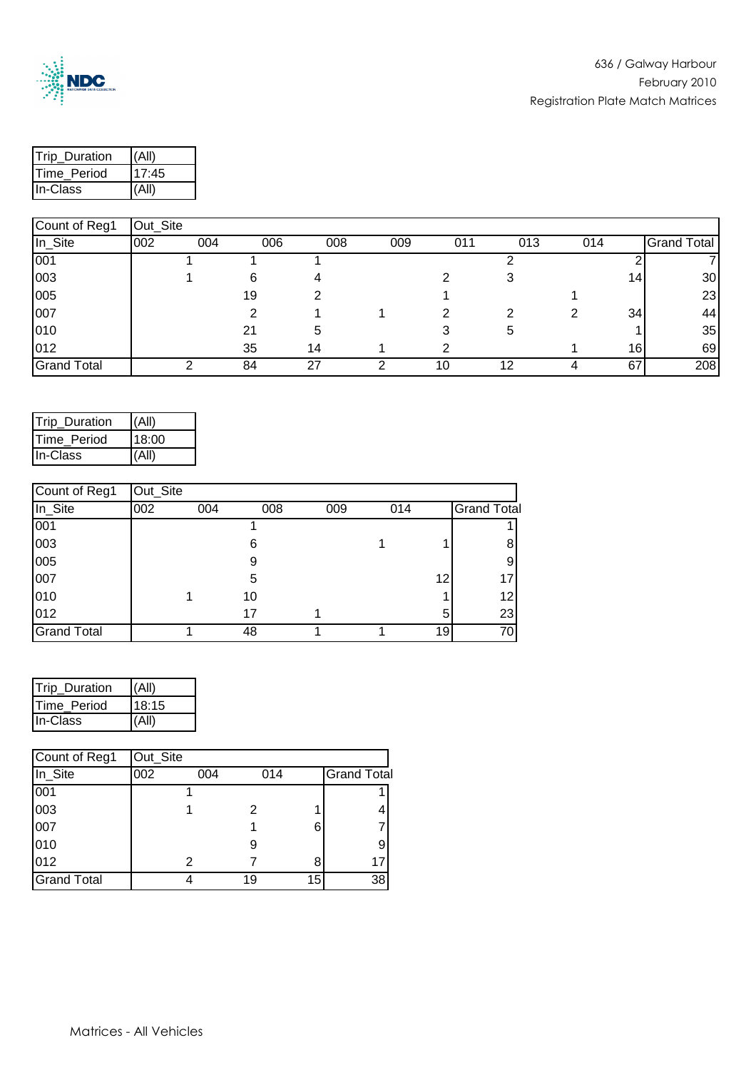636 / Galway Harbour
February 2010
Registration Plate Match Matrices

| Trip_Duration | (All) |
|---|---|
| Time_Period | 17:45 |
| In-Class | (All) |

| Count of Reg1 | Out_Site | | | | | | | | |
|---|---|---|---|---|---|---|---|---|---|
| In_Site | 002 | 004 | 006 | 008 | 009 | 011 | 013 | 014 | Grand Total |
| 001 | 1 | 1 | 1 | | | 2 | | 2 | 7 |
| 003 | 1 | 6 | 4 | | 2 | 3 | | 14 | 30 |
| 005 | | 19 | 2 | | 1 | | 1 | | 23 |
| 007 | | 2 | 1 | 1 | 2 | 2 | 2 | 34 | 44 |
| 010 | | 21 | 5 | | 3 | 5 | | 1 | 35 |
| 012 | | 35 | 14 | 1 | 2 | | 1 | 16 | 69 |
| Grand Total | 2 | 84 | 27 | 2 | 10 | 12 | 4 | 67 | 208 |

| Trip_Duration | (All) |
|---|---|
| Time_Period | 18:00 |
| In-Class | (All) |

| Count of Reg1 | Out_Site | | | | | |
|---|---|---|---|---|---|---|
| In_Site | 002 | 004 | 008 | 009 | 014 | Grand Total |
| 001 | | 1 | | | | 1 |
| 003 | | 6 | | 1 | 1 | 8 |
| 005 | | 9 | | | | 9 |
| 007 | | 5 | | | 12 | 17 |
| 010 | 1 | 10 | | | 1 | 12 |
| 012 | | 17 | 1 | | 5 | 23 |
| Grand Total | 1 | 48 | 1 | 1 | 19 | 70 |

| Trip_Duration | (All) |
|---|---|
| Time_Period | 18:15 |
| In-Class | (All) |

| Count of Reg1 | Out_Site | | | |
|---|---|---|---|---|
| In_Site | 002 | 004 | 014 | Grand Total |
| 001 | 1 | | | 1 |
| 003 | 1 | 2 | 1 | 4 |
| 007 | | 1 | 6 | 7 |
| 010 | | 9 | | 9 |
| 012 | 2 | 7 | 8 | 17 |
| Grand Total | 4 | 19 | 15 | 38 |

Matrices - All Vehicles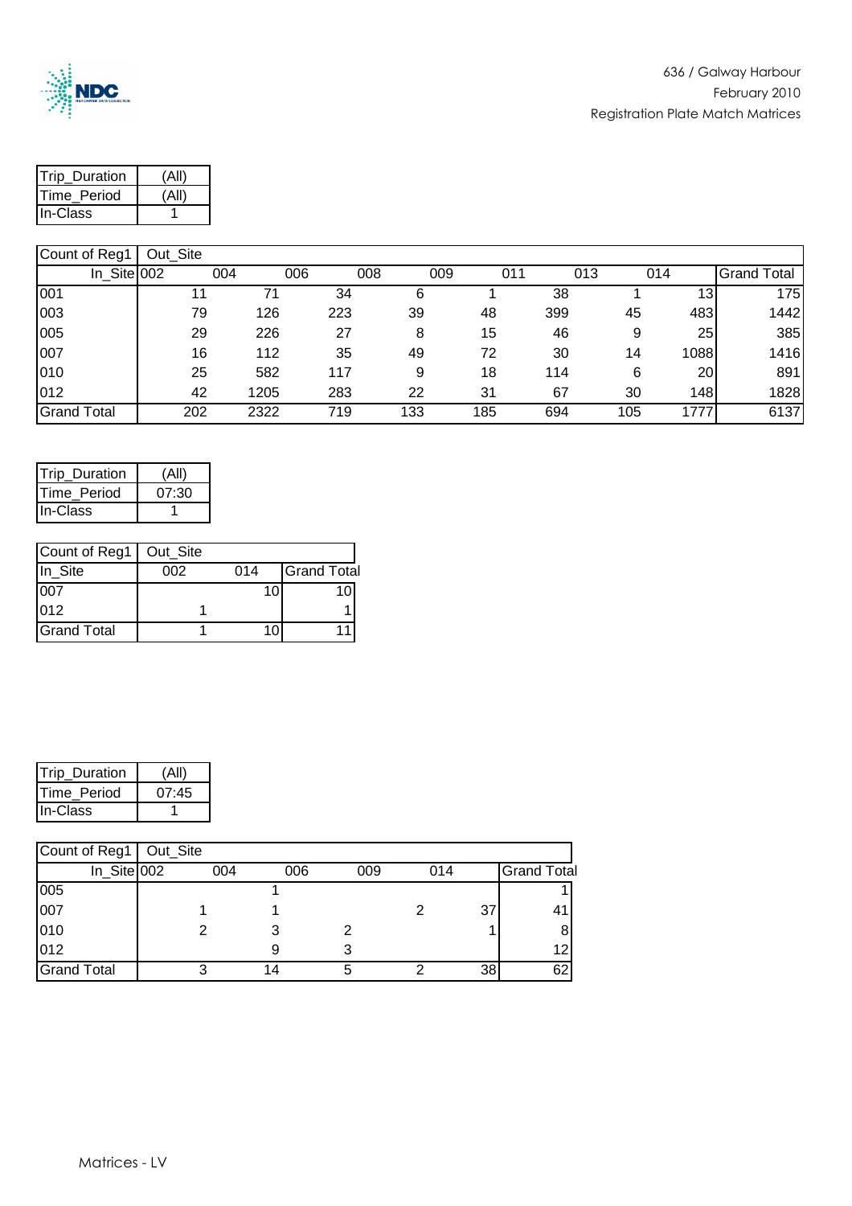| Trip_Duration | (All) |
|---|---|
| Time_Period | (All) |
| In-Class | 1 |

| Count of Reg1 | Out_Site | | | | | | | | |
|---|---|---|---|---|---|---|---|---|---|
| In_Site | 002 | 004 | 006 | 008 | 009 | 011 | 013 | 014 | Grand Total |
| 001 | 11 | 71 | 34 | 6 | 1 | 38 | 1 | 13 | 175 |
| 003 | 79 | 126 | 223 | 39 | 48 | 399 | 45 | 483 | 1442 |
| 005 | 29 | 226 | 27 | 8 | 15 | 46 | 9 | 25 | 385 |
| 007 | 16 | 112 | 35 | 49 | 72 | 30 | 14 | 1088 | 1416 |
| 010 | 25 | 582 | 117 | 9 | 18 | 114 | 6 | 20 | 891 |
| 012 | 42 | 1205 | 283 | 22 | 31 | 67 | 30 | 148 | 1828 |
| Grand Total | 202 | 2322 | 719 | 133 | 185 | 694 | 105 | 1777 | 6137 |

| Trip_Duration | (All) |
|---|---|
| Time_Period | 07:30 |
| In-Class | 1 |

| Count of Reg1 | Out_Site | | |
|---|---|---|---|
| In_Site | 002 | 014 | Grand Total |
| 007 | | 10 | 10 |
| 012 | 1 | | 1 |
| Grand Total | 1 | 10 | 11 |

| Trip_Duration | (All) |
|---|---|
| Time_Period | 07:45 |
| In-Class | 1 |

| Count of Reg1 | Out_Site | | | | | |
|---|---|---|---|---|---|---|
| In_Site | 002 | 004 | 006 | 009 | 014 | Grand Total |
| 005 | | 1 | | | | 1 |
| 007 | 1 | 1 | | 2 | 37 | 41 |
| 010 | 2 | 3 | 2 | | 1 | 8 |
| 012 | | 9 | 3 | | | 12 |
| Grand Total | 3 | 14 | 5 | 2 | 38 | 62 |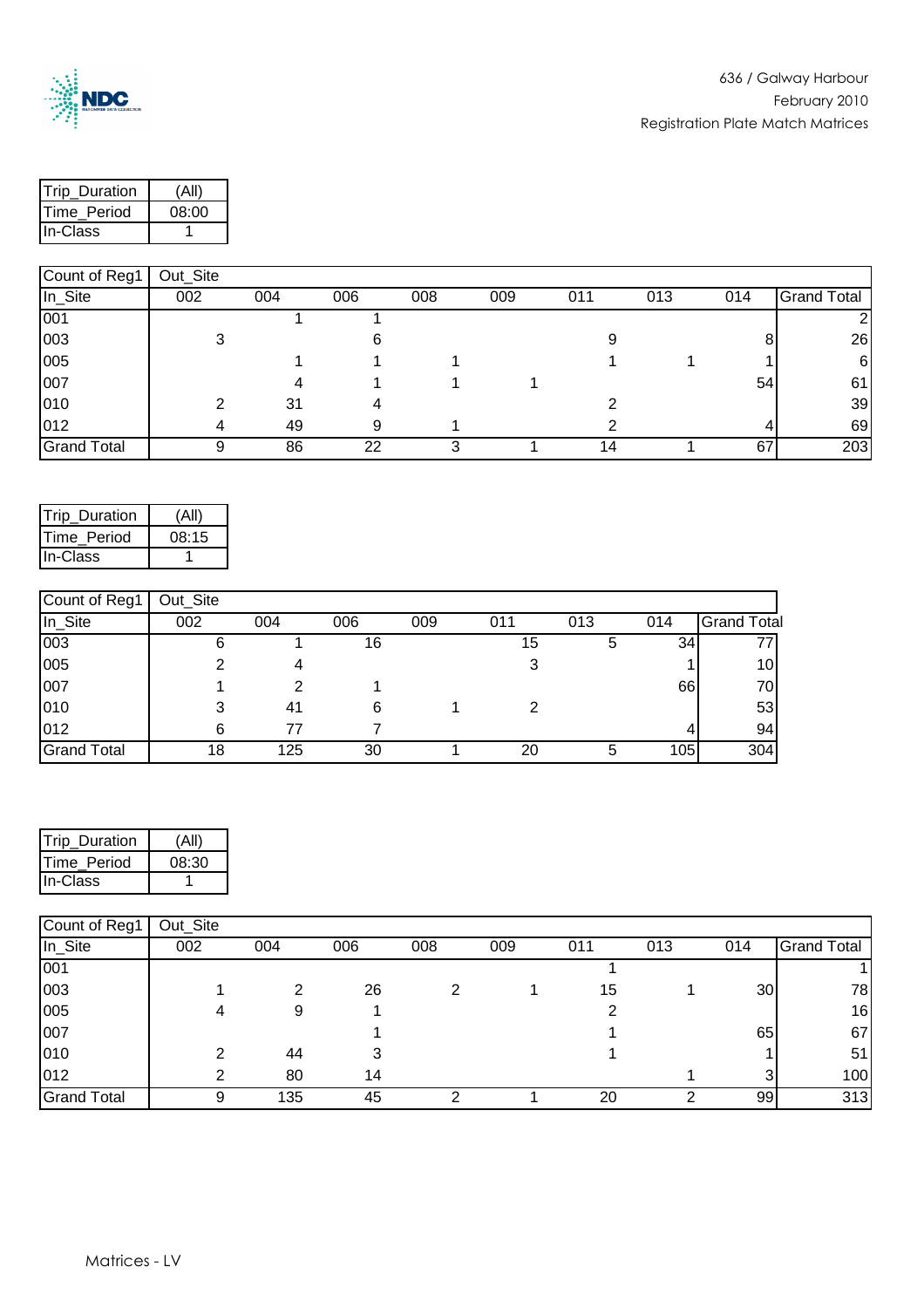636 / Galway Harbour
February 2010
Registration Plate Match Matrices

| Trip_Duration | (All) |
|---|---|
| Time_Period | 08:00 |
| In-Class | 1 |

| Count of Reg1 | Out_Site | | | | | | | | |
|---|---|---|---|---|---|---|---|---|---|
| In_Site | 002 | 004 | 006 | 008 | 009 | 011 | 013 | 014 | Grand Total |
| 001 | | 1 | 1 | | | | | | 2 |
| 003 | 3 | | 6 | | | 9 | | 8 | 26 |
| 005 | | 1 | 1 | 1 | | 1 | 1 | 1 | 6 |
| 007 | | 4 | 1 | 1 | 1 | | | 54 | 61 |
| 010 | 2 | 31 | 4 | | | 2 | | | 39 |
| 012 | 4 | 49 | 9 | 1 | | 2 | | 4 | 69 |
| Grand Total | 9 | 86 | 22 | 3 | 1 | 14 | 1 | 67 | 203 |

| Trip_Duration | (All) |
|---|---|
| Time_Period | 08:15 |
| In-Class | 1 |

| Count of Reg1 | Out_Site | | | | | | | |
|---|---|---|---|---|---|---|---|---|
| In_Site | 002 | 004 | 006 | 009 | 011 | 013 | 014 | Grand Total |
| 003 | 6 | 1 | 16 | | 15 | 5 | 34 | 77 |
| 005 | 2 | 4 | | | 3 | | 1 | 10 |
| 007 | 1 | 2 | 1 | | | | 66 | 70 |
| 010 | 3 | 41 | 6 | 1 | 2 | | | 53 |
| 012 | 6 | 77 | 7 | | | | 4 | 94 |
| Grand Total | 18 | 125 | 30 | 1 | 20 | 5 | 105 | 304 |

| Trip_Duration | (All) |
|---|---|
| Time_Period | 08:30 |
| In-Class | 1 |

| Count of Reg1 | Out_Site | | | | | | | | |
|---|---|---|---|---|---|---|---|---|---|
| In_Site | 002 | 004 | 006 | 008 | 009 | 011 | 013 | 014 | Grand Total |
| 001 | | | | | | 1 | | | 1 |
| 003 | 1 | 2 | 26 | 2 | 1 | 15 | 1 | 30 | 78 |
| 005 | 4 | 9 | 1 | | | 2 | | | 16 |
| 007 | | | 1 | | | 1 | | 65 | 67 |
| 010 | 2 | 44 | 3 | | | 1 | | 1 | 51 |
| 012 | 2 | 80 | 14 | | | | 1 | 3 | 100 |
| Grand Total | 9 | 135 | 45 | 2 | 1 | 20 | 2 | 99 | 313 |

Matrices - LV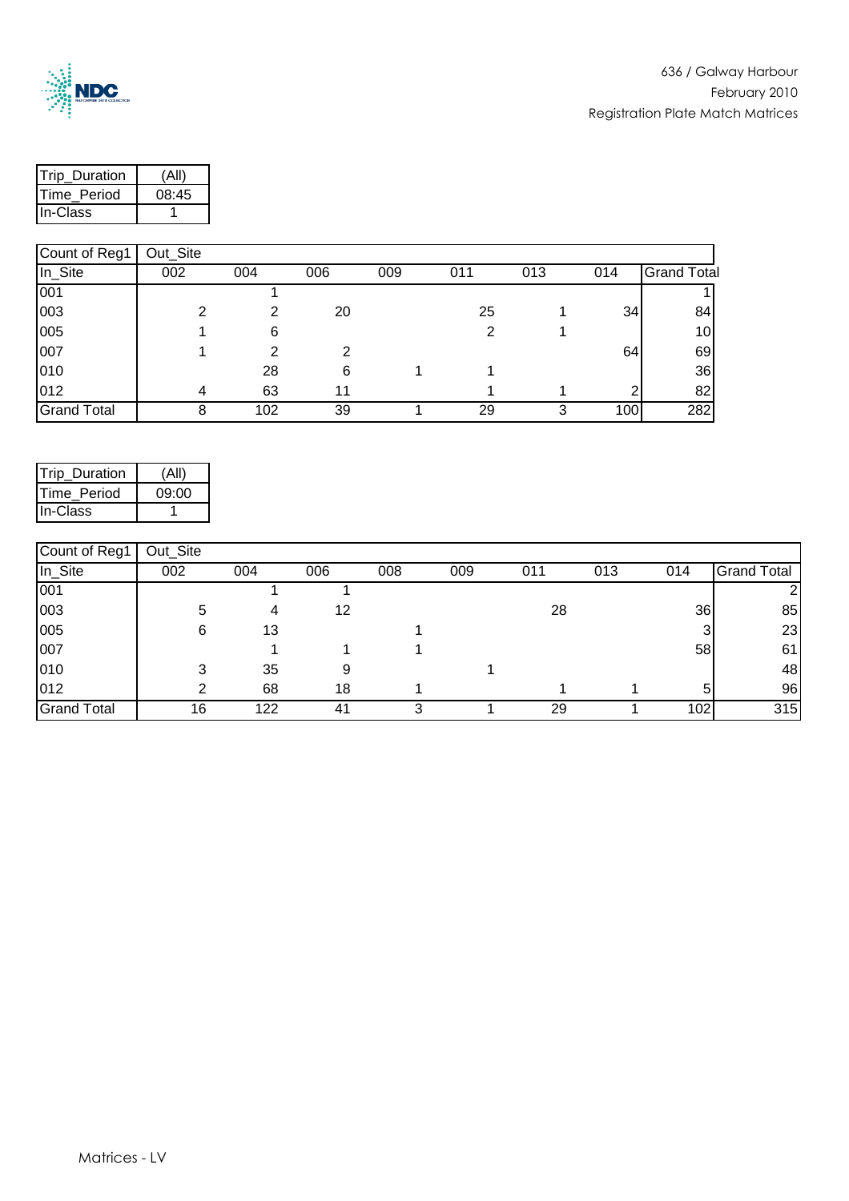636 / Galway Harbour
February 2010
Registration Plate Match Matrices

| Trip_Duration | (All) |
|---|---|
| Time_Period | 08:45 |
| In-Class | 1 |

| Count of Reg1 | Out_Site | | | | | | | |
|---|---|---|---|---|---|---|---|---|
| In_Site | 002 | 004 | 006 | 009 | 011 | 013 | 014 | Grand Total |
| 001 | | 1 | | | | | | 1 |
| 003 | 2 | 2 | 20 | | 25 | 1 | 34 | 84 |
| 005 | 1 | 6 | | | 2 | 1 | | 10 |
| 007 | 1 | 2 | 2 | | | | 64 | 69 |
| 010 | | 28 | 6 | 1 | 1 | | | 36 |
| 012 | 4 | 63 | 11 | | 1 | 1 | 2 | 82 |
| Grand Total | 8 | 102 | 39 | 1 | 29 | 3 | 100 | 282 |

| Trip_Duration | (All) |
|---|---|
| Time_Period | 09:00 |
| In-Class | 1 |

| Count of Reg1 | Out_Site | | | | | | | | |
|---|---|---|---|---|---|---|---|---|---|
| In_Site | 002 | 004 | 006 | 008 | 009 | 011 | 013 | 014 | Grand Total |
| 001 | | 1 | 1 | | | | | | 2 |
| 003 | 5 | 4 | 12 | | | 28 | | 36 | 85 |
| 005 | 6 | 13 | | 1 | | | | 3 | 23 |
| 007 | | 1 | 1 | 1 | | | | 58 | 61 |
| 010 | 3 | 35 | 9 | | 1 | | | | 48 |
| 012 | 2 | 68 | 18 | 1 | | 1 | 1 | 5 | 96 |
| Grand Total | 16 | 122 | 41 | 3 | 1 | 29 | 1 | 102 | 315 |

Matrices - LV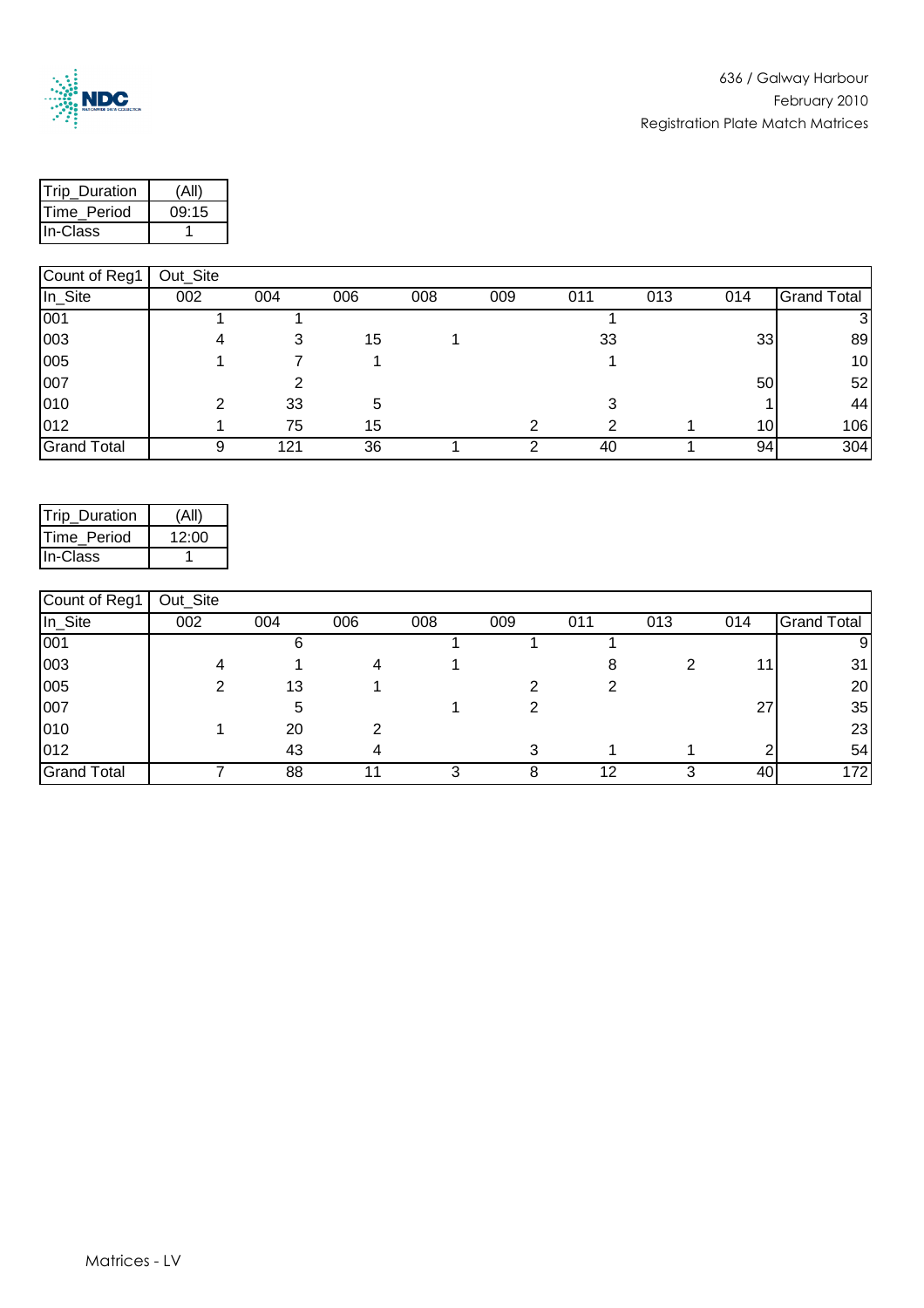| Trip_Duration | (All) |
|---|---|
| Time_Period | 09:15 |
| In-Class | 1 |

| Count of Reg1 | Out_Site | | | | | | | | |
|---|---|---|---|---|---|---|---|---|---|
| In_Site | 002 | 004 | 006 | 008 | 009 | 011 | 013 | 014 | Grand Total |
| 001 | 1 | 1 | | | | 1 | | | 3 |
| 003 | 4 | 3 | 15 | 1 | | 33 | | 33 | 89 |
| 005 | 1 | 7 | 1 | | | 1 | | | 10 |
| 007 | | 2 | | | | | | 50 | 52 |
| 010 | 2 | 33 | 5 | | | 3 | | 1 | 44 |
| 012 | 1 | 75 | 15 | | 2 | 2 | 1 | 10 | 106 |
| Grand Total | 9 | 121 | 36 | 1 | 2 | 40 | 1 | 94 | 304 |

| Trip_Duration | (All) |
|---|---|
| Time_Period | 12:00 |
| In-Class | 1 |

| Count of Reg1 | Out_Site | | | | | | | | |
|---|---|---|---|---|---|---|---|---|---|
| In_Site | 002 | 004 | 006 | 008 | 009 | 011 | 013 | 014 | Grand Total |
| 001 | | 6 | | 1 | 1 | 1 | | | 9 |
| 003 | 4 | 1 | 4 | 1 | | 8 | 2 | 11 | 31 |
| 005 | 2 | 13 | 1 | | 2 | 2 | | | 20 |
| 007 | | 5 | | 1 | 2 | | | 27 | 35 |
| 010 | 1 | 20 | 2 | | | | | | 23 |
| 012 | | 43 | 4 | | 3 | 1 | 1 | 2 | 54 |
| Grand Total | 7 | 88 | 11 | 3 | 8 | 12 | 3 | 40 | 172 |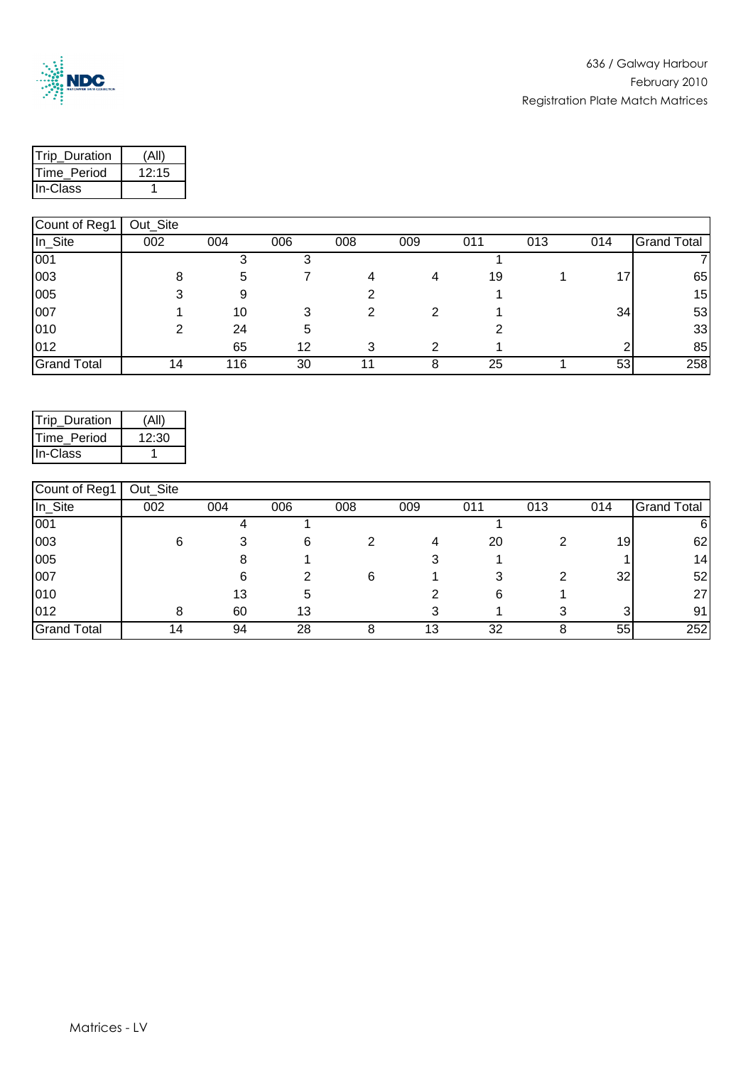| Trip_Duration | (All) |
|---|---|
| Time_Period | 12:15 |
| In-Class | 1 |

| Count of Reg1 | Out_Site | | | | | | | | |
|---|---|---|---|---|---|---|---|---|---|
| In_Site | 002 | 004 | 006 | 008 | 009 | 011 | 013 | 014 | Grand Total |
| 001 | | 3 | 3 | | | 1 | | | 7 |
| 003 | 8 | 5 | 7 | 4 | 4 | 19 | 1 | 17 | 65 |
| 005 | 3 | 9 | | 2 | | 1 | | | 15 |
| 007 | 1 | 10 | 3 | 2 | 2 | 1 | | 34 | 53 |
| 010 | 2 | 24 | 5 | | | 2 | | | 33 |
| 012 | | 65 | 12 | 3 | 2 | 1 | | 2 | 85 |
| Grand Total | 14 | 116 | 30 | 11 | 8 | 25 | 1 | 53 | 258 |

| Trip_Duration | (All) |
|---|---|
| Time_Period | 12:30 |
| In-Class | 1 |

| Count of Reg1 | Out_Site | | | | | | | | |
|---|---|---|---|---|---|---|---|---|---|
| In_Site | 002 | 004 | 006 | 008 | 009 | 011 | 013 | 014 | Grand Total |
| 001 | | 4 | 1 | | | 1 | | | 6 |
| 003 | 6 | 3 | 6 | 2 | 4 | 20 | 2 | 19 | 62 |
| 005 | | 8 | 1 | | 3 | 1 | | 1 | 14 |
| 007 | | 6 | 2 | 6 | 1 | 3 | 2 | 32 | 52 |
| 010 | | 13 | 5 | | 2 | 6 | 1 | | 27 |
| 012 | 8 | 60 | 13 | | 3 | 1 | 3 | 3 | 91 |
| Grand Total | 14 | 94 | 28 | 8 | 13 | 32 | 8 | 55 | 252 |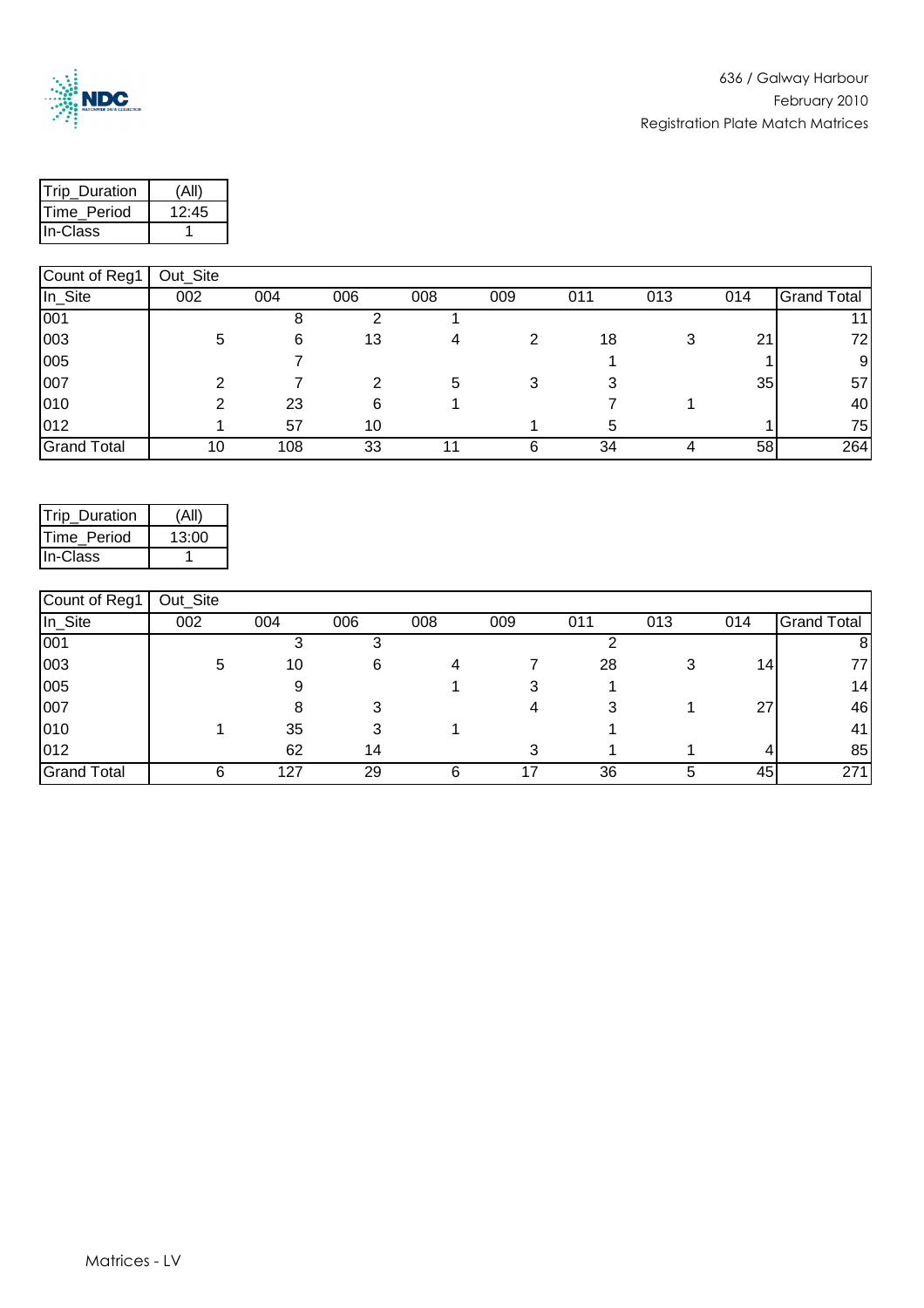636 / Galway Harbour
February 2010
Registration Plate Match Matrices

| Trip_Duration | (All) |
|---|---|
| Time_Period | 12:45 |
| In-Class | 1 |

| Count of Reg1 | Out_Site | | | | | | | | |
|---|---|---|---|---|---|---|---|---|---|
| In_Site | 002 | 004 | 006 | 008 | 009 | 011 | 013 | 014 | Grand Total |
| 001 | | 8 | 2 | 1 | | | | | 11 |
| 003 | 5 | 6 | 13 | 4 | 2 | 18 | 3 | 21 | 72 |
| 005 | | 7 | | | | 1 | | 1 | 9 |
| 007 | 2 | 7 | 2 | 5 | 3 | 3 | | 35 | 57 |
| 010 | 2 | 23 | 6 | 1 | | 7 | 1 | | 40 |
| 012 | 1 | 57 | 10 | | 1 | 5 | | 1 | 75 |
| Grand Total | 10 | 108 | 33 | 11 | 6 | 34 | 4 | 58 | 264 |

| Trip_Duration | (All) |
|---|---|
| Time_Period | 13:00 |
| In-Class | 1 |

| Count of Reg1 | Out_Site | | | | | | | | |
|---|---|---|---|---|---|---|---|---|---|
| In_Site | 002 | 004 | 006 | 008 | 009 | 011 | 013 | 014 | Grand Total |
| 001 | | 3 | 3 | | | 2 | | | 8 |
| 003 | 5 | 10 | 6 | 4 | 7 | 28 | 3 | 14 | 77 |
| 005 | | 9 | | 1 | 3 | 1 | | | 14 |
| 007 | | 8 | 3 | | 4 | 3 | 1 | 27 | 46 |
| 010 | 1 | 35 | 3 | 1 | | 1 | | | 41 |
| 012 | | 62 | 14 | | 3 | 1 | 1 | 4 | 85 |
| Grand Total | 6 | 127 | 29 | 6 | 17 | 36 | 5 | 45 | 271 |

Matrices - LV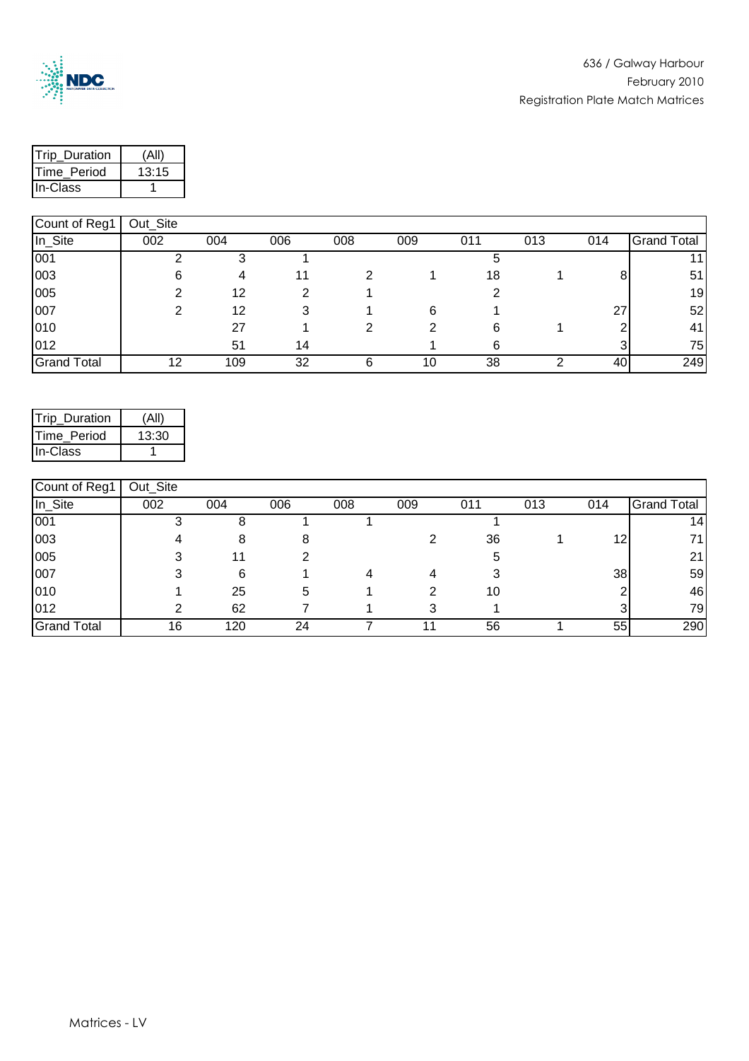| Trip_Duration | (All) |
|---|---|
| Time_Period | 13:15 |
| In-Class | 1 |

| Count of Reg1 | Out_Site | | | | | | | | |
|---|---|---|---|---|---|---|---|---|---|
| In_Site | 002 | 004 | 006 | 008 | 009 | 011 | 013 | 014 | Grand Total |
| 001 | 2 | 3 | 1 | | | 5 | | | 11 |
| 003 | 6 | 4 | 11 | 2 | 1 | 18 | 1 | 8 | 51 |
| 005 | 2 | 12 | 2 | 1 | | 2 | | | 19 |
| 007 | 2 | 12 | 3 | 1 | 6 | 1 | | 27 | 52 |
| 010 | | 27 | 1 | 2 | 2 | 6 | 1 | 2 | 41 |
| 012 | | 51 | 14 | | 1 | 6 | | 3 | 75 |
| Grand Total | 12 | 109 | 32 | 6 | 10 | 38 | 2 | 40 | 249 |

| Trip_Duration | (All) |
|---|---|
| Time_Period | 13:30 |
| In-Class | 1 |

| Count of Reg1 | Out_Site | | | | | | | | |
|---|---|---|---|---|---|---|---|---|---|
| In_Site | 002 | 004 | 006 | 008 | 009 | 011 | 013 | 014 | Grand Total |
| 001 | 3 | 8 | 1 | 1 | | 1 | | | 14 |
| 003 | 4 | 8 | 8 | | 2 | 36 | 1 | 12 | 71 |
| 005 | 3 | 11 | 2 | | | 5 | | | 21 |
| 007 | 3 | 6 | 1 | 4 | 4 | 3 | | 38 | 59 |
| 010 | 1 | 25 | 5 | 1 | 2 | 10 | | 2 | 46 |
| 012 | 2 | 62 | 7 | 1 | 3 | 1 | | 3 | 79 |
| Grand Total | 16 | 120 | 24 | 7 | 11 | 56 | 1 | 55 | 290 |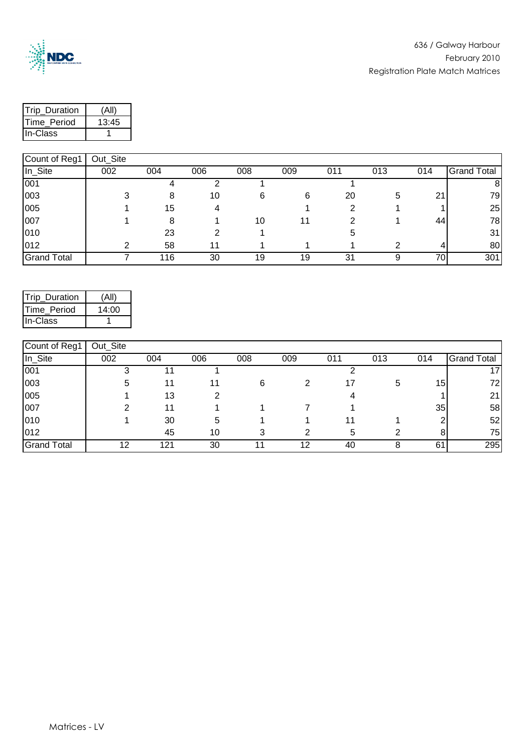| Trip_Duration | (All) |
|---|---|
| Time_Period | 13:45 |
| In-Class | 1 |

| Count of Reg1 | Out_Site | | | | | | | | |
|---|---|---|---|---|---|---|---|---|---|
| In_Site | 002 | 004 | 006 | 008 | 009 | 011 | 013 | 014 | Grand Total |
| 001 | | 4 | 2 | 1 | | 1 | | | 8 |
| 003 | 3 | 8 | 10 | 6 | 6 | 20 | 5 | 21 | 79 |
| 005 | 1 | 15 | 4 | | 1 | 2 | 1 | 1 | 25 |
| 007 | 1 | 8 | 1 | 10 | 11 | 2 | 1 | 44 | 78 |
| 010 | | 23 | 2 | 1 | | 5 | | | 31 |
| 012 | 2 | 58 | 11 | 1 | 1 | 1 | 2 | 4 | 80 |
| Grand Total | 7 | 116 | 30 | 19 | 19 | 31 | 9 | 70 | 301 |

| Trip_Duration | (All) |
|---|---|
| Time_Period | 14:00 |
| In-Class | 1 |

| Count of Reg1 | Out_Site | | | | | | | | |
|---|---|---|---|---|---|---|---|---|---|
| In_Site | 002 | 004 | 006 | 008 | 009 | 011 | 013 | 014 | Grand Total |
| 001 | 3 | 11 | 1 | | | 2 | | | 17 |
| 003 | 5 | 11 | 11 | 6 | 2 | 17 | 5 | 15 | 72 |
| 005 | 1 | 13 | 2 | | | 4 | | 1 | 21 |
| 007 | 2 | 11 | 1 | 1 | 7 | 1 | | 35 | 58 |
| 010 | 1 | 30 | 5 | 1 | 1 | 11 | 1 | 2 | 52 |
| 012 | | 45 | 10 | 3 | 2 | 5 | 2 | 8 | 75 |
| Grand Total | 12 | 121 | 30 | 11 | 12 | 40 | 8 | 61 | 295 |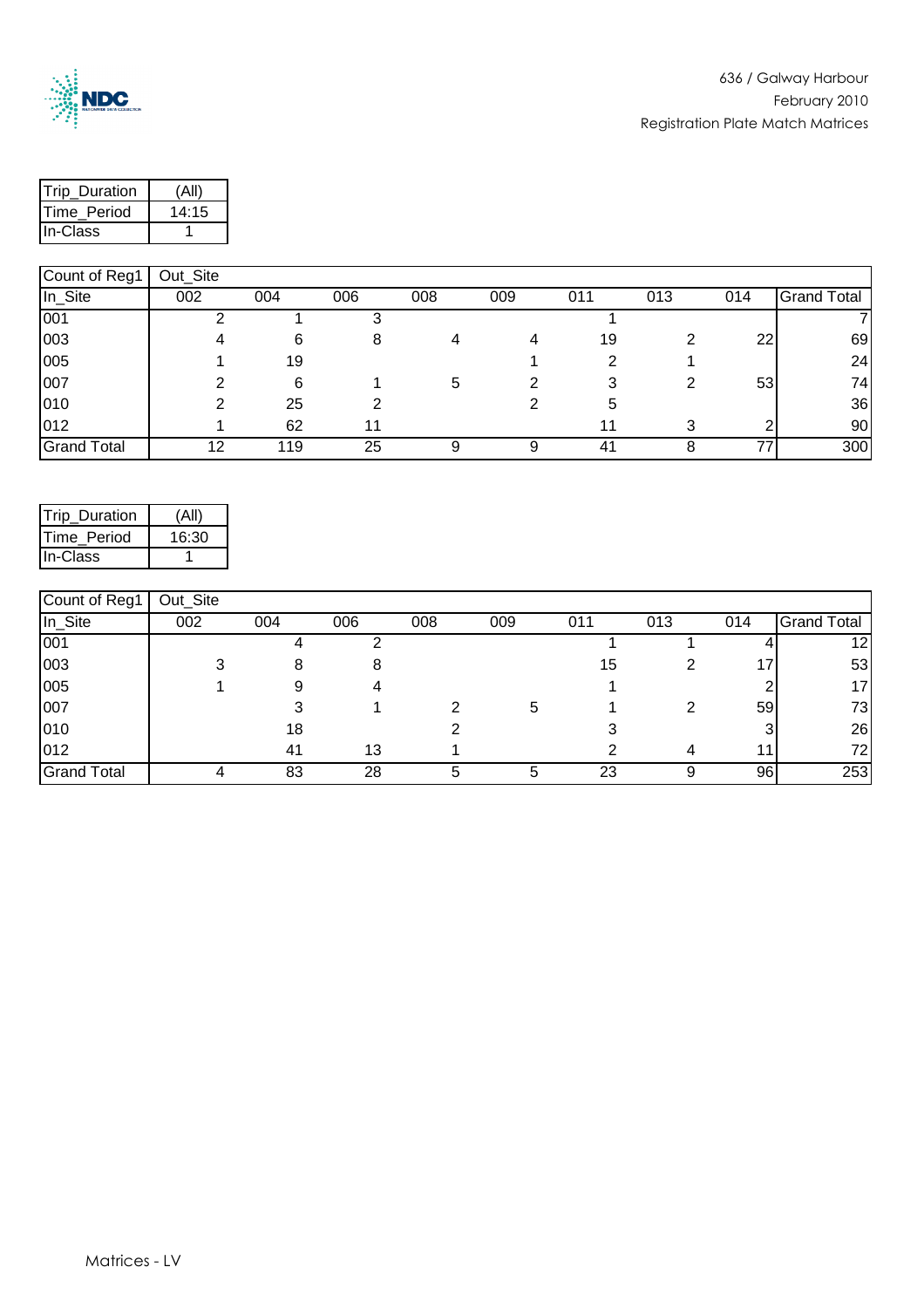| Trip_Duration | (All) |
|---|---|
| Time_Period | 14:15 |
| In-Class | 1 |

| Count of Reg1 | Out_Site | | | | | | | | |
|---|---|---|---|---|---|---|---|---|---|
| In_Site | 002 | 004 | 006 | 008 | 009 | 011 | 013 | 014 | Grand Total |
| 001 | 2 | 1 | 3 | | | 1 | | | 7 |
| 003 | 4 | 6 | 8 | 4 | 4 | 19 | 2 | 22 | 69 |
| 005 | 1 | 19 | | | 1 | 2 | 1 | | 24 |
| 007 | 2 | 6 | 1 | 5 | 2 | 3 | 2 | 53 | 74 |
| 010 | 2 | 25 | 2 | | 2 | 5 | | | 36 |
| 012 | 1 | 62 | 11 | | | 11 | 3 | 2 | 90 |
| Grand Total | 12 | 119 | 25 | 9 | 9 | 41 | 8 | 77 | 300 |

| Trip_Duration | (All) |
|---|---|
| Time_Period | 16:30 |
| In-Class | 1 |

| Count of Reg1 | Out_Site | | | | | | | | |
|---|---|---|---|---|---|---|---|---|---|
| In_Site | 002 | 004 | 006 | 008 | 009 | 011 | 013 | 014 | Grand Total |
| 001 | | 4 | 2 | | | 1 | 1 | 4 | 12 |
| 003 | 3 | 8 | 8 | | | 15 | 2 | 17 | 53 |
| 005 | 1 | 9 | 4 | | | 1 | | 2 | 17 |
| 007 | | 3 | 1 | 2 | 5 | 1 | 2 | 59 | 73 |
| 010 | | 18 | | 2 | | 3 | | 3 | 26 |
| 012 | | 41 | 13 | 1 | | 2 | 4 | 11 | 72 |
| Grand Total | 4 | 83 | 28 | 5 | 5 | 23 | 9 | 96 | 253 |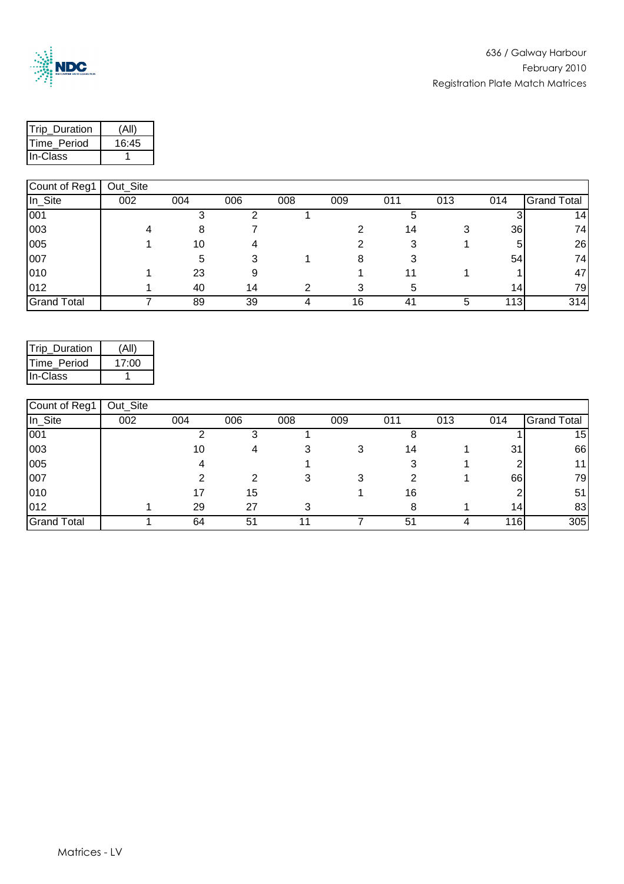| Trip_Duration | (All) |
|---|---|
| Time_Period | 16:45 |
| In-Class | 1 |

| Count of Reg1 | Out_Site | | | | | | | | |
|---|---|---|---|---|---|---|---|---|---|
| In_Site | 002 | 004 | 006 | 008 | 009 | 011 | 013 | 014 | Grand Total |
| 001 | | 3 | 2 | 1 | | 5 | | 3 | 14 |
| 003 | 4 | 8 | 7 | | 2 | 14 | 3 | 36 | 74 |
| 005 | 1 | 10 | 4 | | 2 | 3 | 1 | 5 | 26 |
| 007 | | 5 | 3 | 1 | 8 | 3 | | 54 | 74 |
| 010 | 1 | 23 | 9 | | 1 | 11 | 1 | 1 | 47 |
| 012 | 1 | 40 | 14 | 2 | 3 | 5 | | 14 | 79 |
| Grand Total | 7 | 89 | 39 | 4 | 16 | 41 | 5 | 113 | 314 |

| Trip_Duration | (All) |
|---|---|
| Time_Period | 17:00 |
| In-Class | 1 |

| Count of Reg1 | Out_Site | | | | | | | | |
|---|---|---|---|---|---|---|---|---|---|
| In_Site | 002 | 004 | 006 | 008 | 009 | 011 | 013 | 014 | Grand Total |
| 001 | | 2 | 3 | 1 | | 8 | | 1 | 15 |
| 003 | | 10 | 4 | 3 | 3 | 14 | 1 | 31 | 66 |
| 005 | | 4 | | 1 | | 3 | 1 | 2 | 11 |
| 007 | | 2 | 2 | 3 | 3 | 2 | 1 | 66 | 79 |
| 010 | | 17 | 15 | | 1 | 16 | | 2 | 51 |
| 012 | 1 | 29 | 27 | 3 | | 8 | 1 | 14 | 83 |
| Grand Total | 1 | 64 | 51 | 11 | 7 | 51 | 4 | 116 | 305 |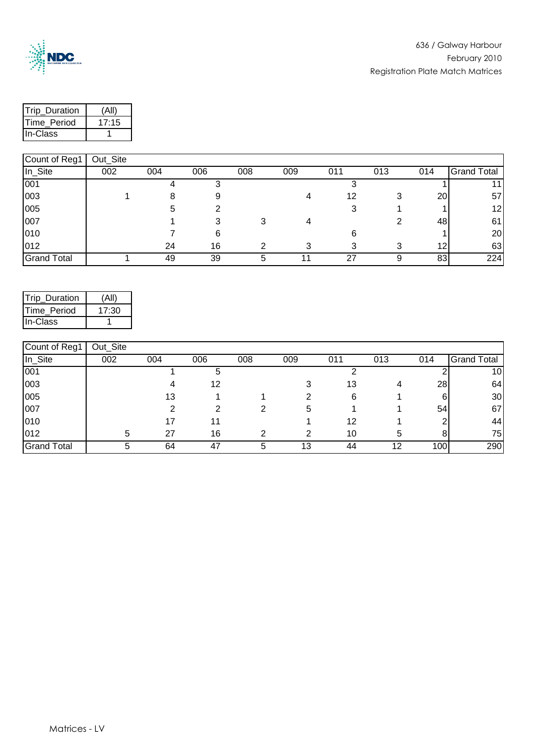636 / Galway Harbour
February 2010
Registration Plate Match Matrices

| Trip_Duration | (All) |
|---|---|
| Time_Period | 17:15 |
| In-Class | 1 |

| Count of Reg1 | Out_Site | | | | | | | |
|---|---|---|---|---|---|---|---|---|
| In_Site | 002 | 004 | 006 | 008 | 009 | 011 | 013 | 014 | Grand Total |
| 001 | | 4 | 3 | | | 3 | | 1 | 11 |
| 003 | 1 | 8 | 9 | | 4 | 12 | 3 | 20 | 57 |
| 005 | | 5 | 2 | | | 3 | 1 | 1 | 12 |
| 007 | | 1 | 3 | 3 | 4 | | 2 | 48 | 61 |
| 010 | | 7 | 6 | | | 6 | | 1 | 20 |
| 012 | | 24 | 16 | 2 | 3 | 3 | 3 | 12 | 63 |
| Grand Total | 1 | 49 | 39 | 5 | 11 | 27 | 9 | 83 | 224 |

| Trip_Duration | (All) |
|---|---|
| Time_Period | 17:30 |
| In-Class | 1 |

| Count of Reg1 | Out_Site | | | | | | | |
|---|---|---|---|---|---|---|---|---|
| In_Site | 002 | 004 | 006 | 008 | 009 | 011 | 013 | 014 | Grand Total |
| 001 | | 1 | 5 | | | 2 | | 2 | 10 |
| 003 | | 4 | 12 | | 3 | 13 | 4 | 28 | 64 |
| 005 | | 13 | 1 | 1 | 2 | 6 | 1 | 6 | 30 |
| 007 | | 2 | 2 | 2 | 5 | 1 | 1 | 54 | 67 |
| 010 | | 17 | 11 | | 1 | 12 | 1 | 2 | 44 |
| 012 | 5 | 27 | 16 | 2 | 2 | 10 | 5 | 8 | 75 |
| Grand Total | 5 | 64 | 47 | 5 | 13 | 44 | 12 | 100 | 290 |

Matrices - LV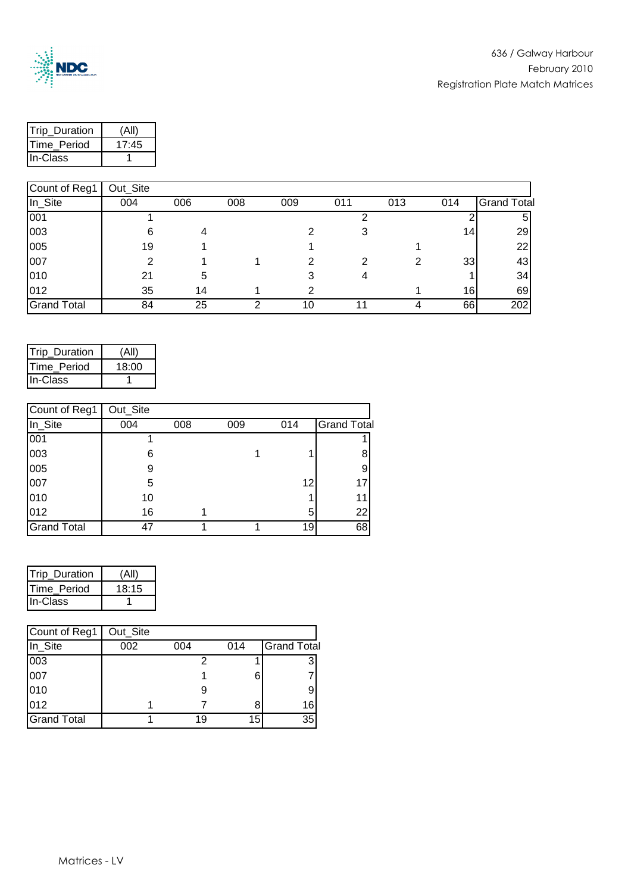| Trip_Duration | (All) |
|---|---|
| Time_Period | 17:45 |
| In-Class | 1 |

| Count of Reg1 | Out_Site | | | | | | | |
|---|---|---|---|---|---|---|---|---|
| In_Site | 004 | 006 | 008 | 009 | 011 | 013 | 014 | Grand Total |
| 001 | 1 | | | | 2 | | 2 | 5 |
| 003 | 6 | 4 | | 2 | 3 | | 14 | 29 |
| 005 | 19 | 1 | | 1 | | 1 | | 22 |
| 007 | 2 | 1 | 1 | 2 | 2 | 2 | 33 | 43 |
| 010 | 21 | 5 | | 3 | 4 | | 1 | 34 |
| 012 | 35 | 14 | 1 | 2 | | 1 | 16 | 69 |
| Grand Total | 84 | 25 | 2 | 10 | 11 | 4 | 66 | 202 |

| Trip_Duration | (All) |
|---|---|
| Time_Period | 18:00 |
| In-Class | 1 |

| Count of Reg1 | Out_Site | | | | |
|---|---|---|---|---|---|
| In_Site | 004 | 008 | 009 | 014 | Grand Total |
| 001 | 1 | | | | 1 |
| 003 | 6 | | 1 | 1 | 8 |
| 005 | 9 | | | | 9 |
| 007 | 5 | | | 12 | 17 |
| 010 | 10 | | | 1 | 11 |
| 012 | 16 | 1 | | 5 | 22 |
| Grand Total | 47 | 1 | 1 | 19 | 68 |

| Trip_Duration | (All) |
|---|---|
| Time_Period | 18:15 |
| In-Class | 1 |

| Count of Reg1 | Out_Site | | | |
|---|---|---|---|---|
| In_Site | 002 | 004 | 014 | Grand Total |
| 003 | | 2 | 1 | 3 |
| 007 | | 1 | 6 | 7 |
| 010 | | 9 | | 9 |
| 012 | 1 | 7 | 8 | 16 |
| Grand Total | 1 | 19 | 15 | 35 |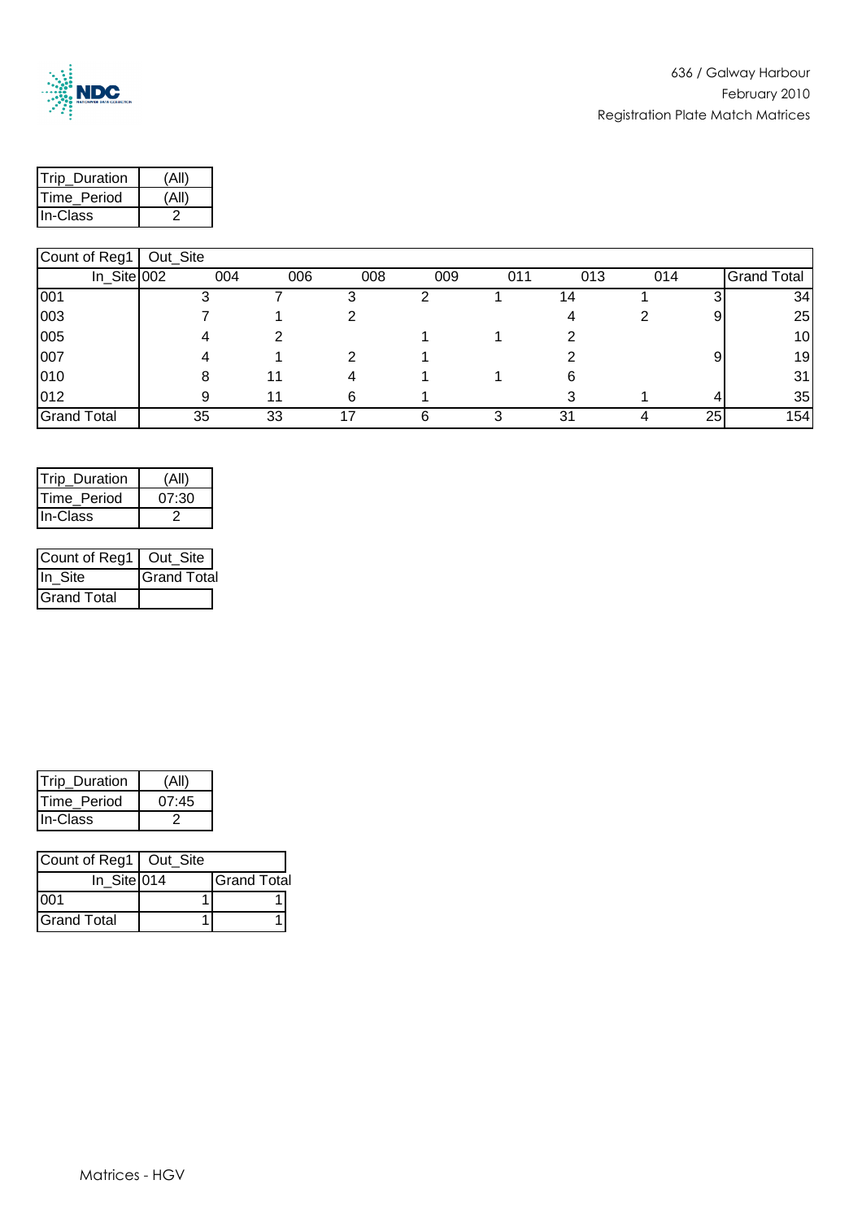| Trip_Duration | (All) |
|---|---|
| Time_Period | (All) |
| In-Class | 2 |

| Count of Reg1 | Out_Site | | | | | | | | |
|---|---|---|---|---|---|---|---|---|---|
| In_Site | 002 | 004 | 006 | 008 | 009 | 011 | 013 | 014 | Grand Total |
| 001 | 3 | 7 | 3 | 2 | 1 | 14 | 1 | 3 | 34 |
| 003 | 7 | 1 | 2 | | | 4 | 2 | 9 | 25 |
| 005 | 4 | 2 | | 1 | 1 | 2 | | | 10 |
| 007 | 4 | 1 | 2 | 1 | | 2 | | 9 | 19 |
| 010 | 8 | 11 | 4 | 1 | 1 | 6 | | | 31 |
| 012 | 9 | 11 | 6 | 1 | | 3 | 1 | 4 | 35 |
| Grand Total | 35 | 33 | 17 | 6 | 3 | 31 | 4 | 25 | 154 |

| Trip_Duration | (All) |
|---|---|
| Time_Period | 07:30 |
| In-Class | 2 |

| Count of Reg1 | Out_Site |
|---|---|
| In_Site | Grand Total |
| Grand Total | |

| Trip_Duration | (All) |
|---|---|
| Time_Period | 07:45 |
| In-Class | 2 |

| Count of Reg1 | Out_Site | |
|---|---|---|
| In_Site | 014 | Grand Total |
| 001 | 1 | 1 |
| Grand Total | 1 | 1 |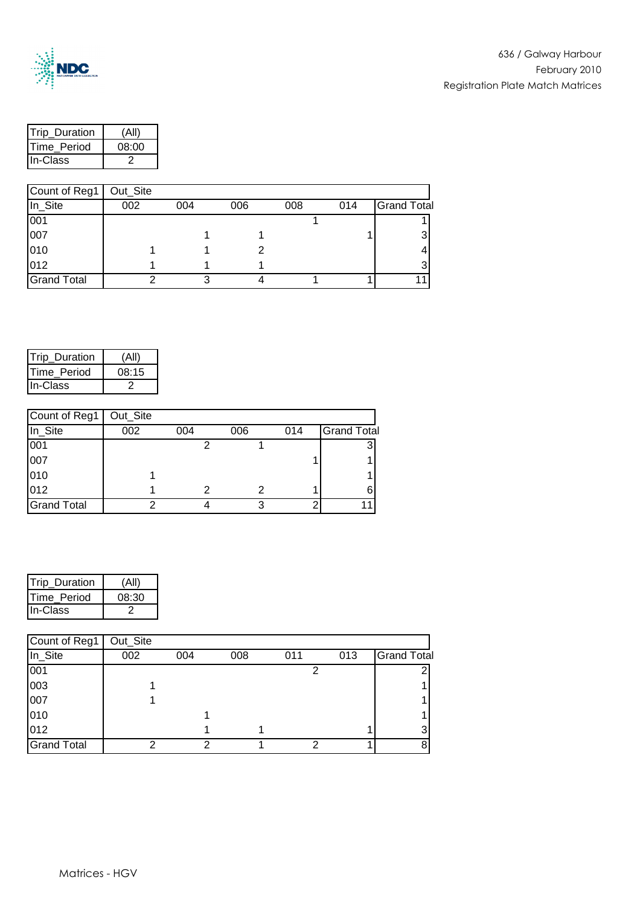636 / Galway Harbour
February 2010
Registration Plate Match Matrices

| Trip_Duration | (All) |
|---|---|
| Time_Period | 08:00 |
| In-Class | 2 |

| Count of Reg1 | Out_Site | | | | | |
|---|---|---|---|---|---|---|
| In_Site | 002 | 004 | 006 | 008 | 014 | Grand Total |
| 001 | | | | 1 | | 1 |
| 007 | | 1 | 1 | | 1 | 3 |
| 010 | 1 | 1 | 2 | | | 4 |
| 012 | 1 | 1 | 1 | | | 3 |
| Grand Total | 2 | 3 | 4 | 1 | 1 | 11 |

| Trip_Duration | (All) |
|---|---|
| Time_Period | 08:15 |
| In-Class | 2 |

| Count of Reg1 | Out_Site | | | | |
|---|---|---|---|---|---|
| In_Site | 002 | 004 | 006 | 014 | Grand Total |
| 001 | | 2 | 1 | | 3 |
| 007 | | | | 1 | 1 |
| 010 | 1 | | | | 1 |
| 012 | 1 | 2 | 2 | 1 | 6 |
| Grand Total | 2 | 4 | 3 | 2 | 11 |

| Trip_Duration | (All) |
|---|---|
| Time_Period | 08:30 |
| In-Class | 2 |

| Count of Reg1 | Out_Site | | | | | |
|---|---|---|---|---|---|---|
| In_Site | 002 | 004 | 008 | 011 | 013 | Grand Total |
| 001 | | | | 2 | | 2 |
| 003 | 1 | | | | | 1 |
| 007 | 1 | | | | | 1 |
| 010 | | 1 | | | | 1 |
| 012 | | 1 | 1 | | 1 | 3 |
| Grand Total | 2 | 2 | 1 | 2 | 1 | 8 |

Matrices - HGV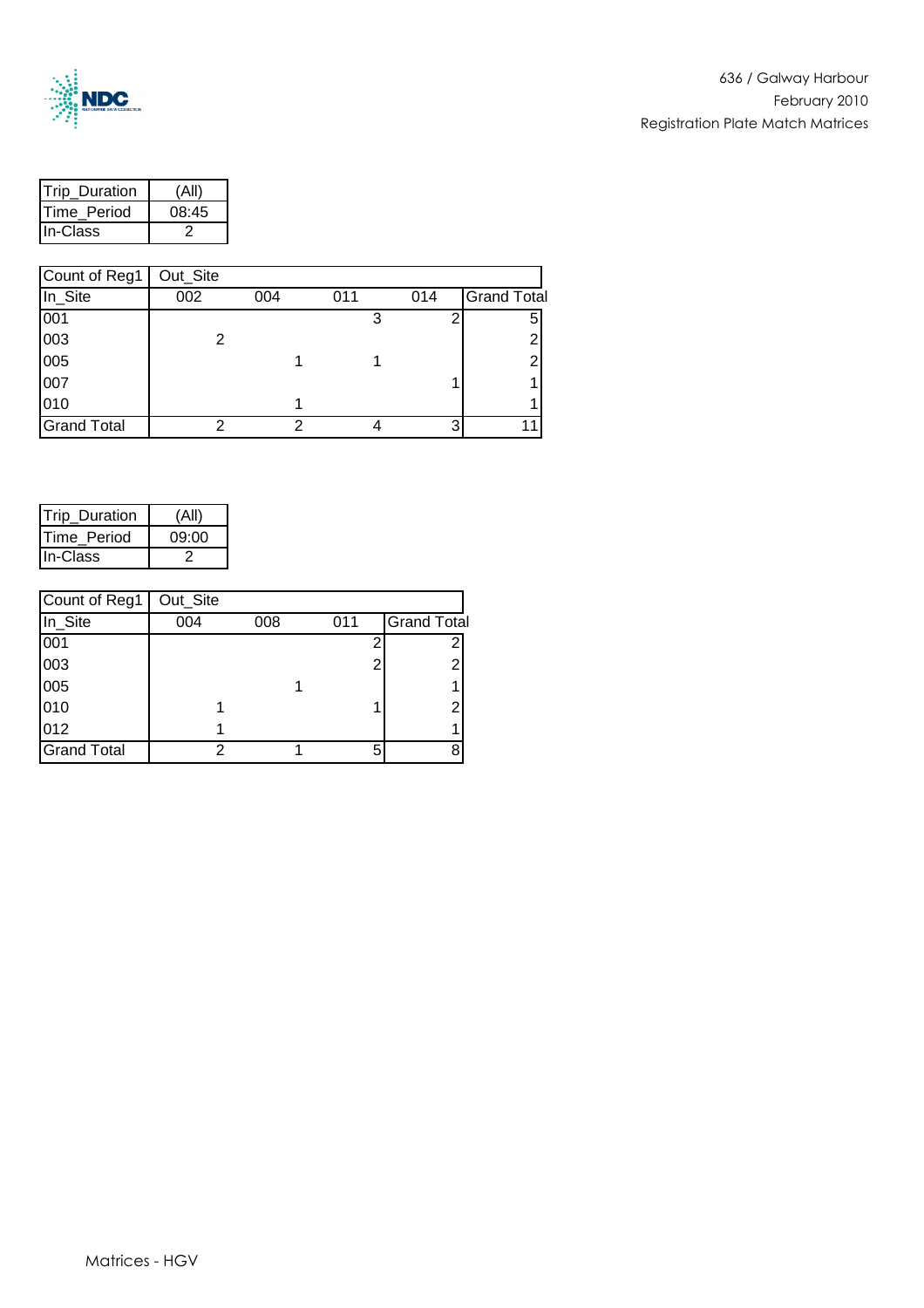636 / Galway Harbour
February 2010
Registration Plate Match Matrices

| Trip_Duration | (All) |
|---|---|
| Time_Period | 08:45 |
| In-Class | 2 |

| Count of Reg1 | Out_Site | | | | |
|---|---|---|---|---|---|
| In_Site | 002 | 004 | 011 | 014 | Grand Total |
| 001 | | | 3 | 2 | 5 |
| 003 | 2 | | | | 2 |
| 005 | | 1 | 1 | | 2 |
| 007 | | | | 1 | 1 |
| 010 | | 1 | | | 1 |
| Grand Total | 2 | 2 | 4 | 3 | 11 |

| Trip_Duration | (All) |
|---|---|
| Time_Period | 09:00 |
| In-Class | 2 |

| Count of Reg1 | Out_Site | | | |
|---|---|---|---|---|
| In_Site | 004 | 008 | 011 | Grand Total |
| 001 | | | 2 | 2 |
| 003 | | | 2 | 2 |
| 005 | | 1 | | 1 |
| 010 | 1 | | 1 | 2 |
| 012 | 1 | | | 1 |
| Grand Total | 2 | 1 | 5 | 8 |

Matrices - HGV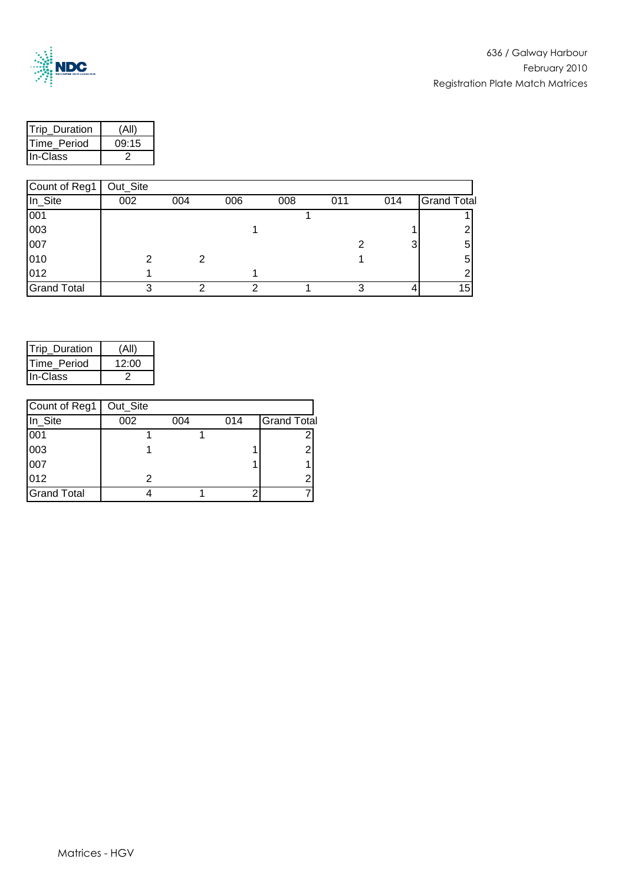636 / Galway Harbour
February 2010
Registration Plate Match Matrices

| Trip_Duration | (All) |
|---|---|
| Time_Period | 09:15 |
| In-Class | 2 |

| Count of Reg1 | Out_Site | | | | | | |
|---|---|---|---|---|---|---|---|
| In_Site | 002 | 004 | 006 | 008 | 011 | 014 | Grand Total |
| 001 | | | | 1 | | | 1 |
| 003 | | | 1 | | | 1 | 2 |
| 007 | | | | | 2 | 3 | 5 |
| 010 | 2 | 2 | | | 1 | | 5 |
| 012 | 1 | | 1 | | | | 2 |
| Grand Total | 3 | 2 | 2 | 1 | 3 | 4 | 15 |

| Trip_Duration | (All) |
|---|---|
| Time_Period | 12:00 |
| In-Class | 2 |

| Count of Reg1 | Out_Site | | | |
|---|---|---|---|---|
| In_Site | 002 | 004 | 014 | Grand Total |
| 001 | 1 | 1 | | 2 |
| 003 | 1 | | 1 | 2 |
| 007 | | | 1 | 1 |
| 012 | 2 | | | 2 |
| Grand Total | 4 | 1 | 2 | 7 |

Matrices - HGV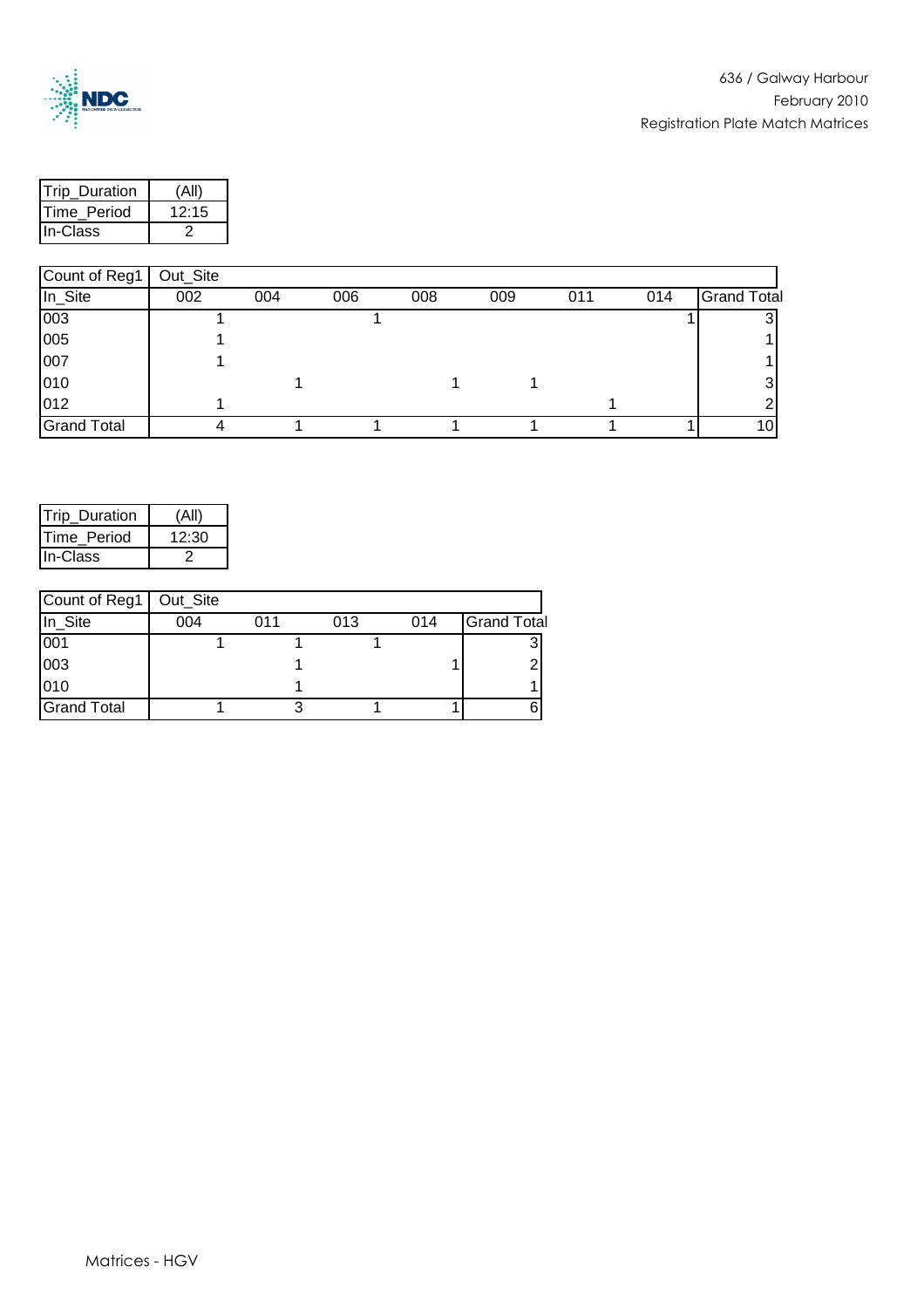636 / Galway Harbour
February 2010
Registration Plate Match Matrices

| Trip_Duration | (All) |
|---|---|
| Time_Period | 12:15 |
| In-Class | 2 |

| Count of Reg1 | Out_Site | | | | | | | |
|---|---|---|---|---|---|---|---|---|
| In_Site | 002 | 004 | 006 | 008 | 009 | 011 | 014 | Grand Total |
| 003 | 1 | | 1 | | | | 1 | 3 |
| 005 | 1 | | | | | | | 1 |
| 007 | 1 | | | | | | | 1 |
| 010 | | 1 | | 1 | 1 | | | 3 |
| 012 | 1 | | | | | 1 | | 2 |
| Grand Total | 4 | 1 | 1 | 1 | 1 | 1 | 1 | 10 |

| Trip_Duration | (All) |
|---|---|
| Time_Period | 12:30 |
| In-Class | 2 |

| Count of Reg1 | Out_Site | | | | |
|---|---|---|---|---|---|
| In_Site | 004 | 011 | 013 | 014 | Grand Total |
| 001 | 1 | 1 | 1 | | 3 |
| 003 | | 1 | | 1 | 2 |
| 010 | | 1 | | | 1 |
| Grand Total | 1 | 3 | 1 | 1 | 6 |

Matrices - HGV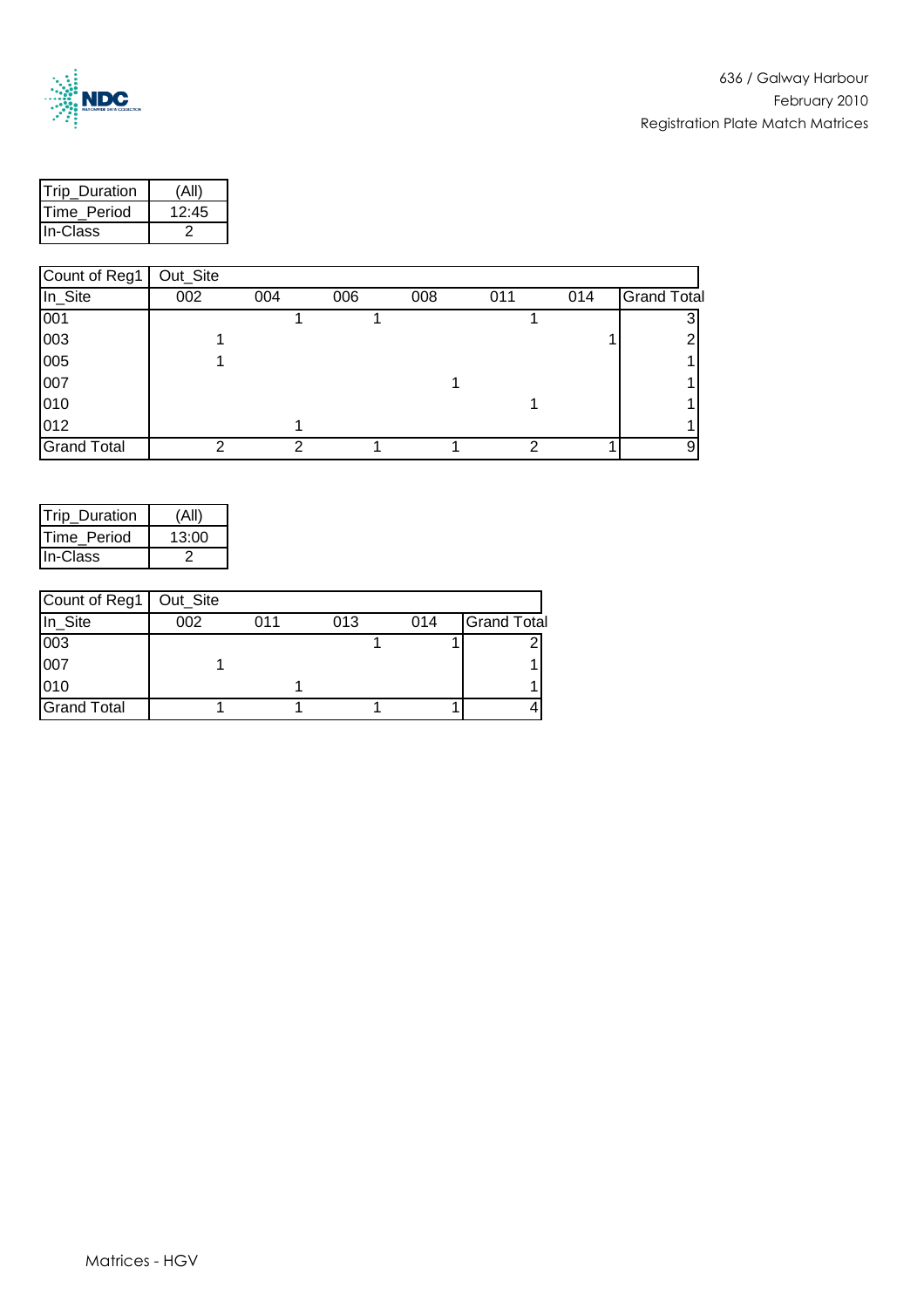| Trip_Duration | (All) |
|---|---|
| Time_Period | 12:45 |
| In-Class | 2 |

| Count of Reg1 | Out_Site | | | | | | |
|---|---|---|---|---|---|---|---|
| In_Site | 002 | 004 | 006 | 008 | 011 | 014 | Grand Total |
| 001 | | 1 | 1 | | 1 | | 3 |
| 003 | 1 | | | | | 1 | 2 |
| 005 | 1 | | | | | | 1 |
| 007 | | | | 1 | | | 1 |
| 010 | | | | | 1 | | 1 |
| 012 | | 1 | | | | | 1 |
| Grand Total | 2 | 2 | 1 | 1 | 2 | 1 | 9 |

| Trip_Duration | (All) |
|---|---|
| Time_Period | 13:00 |
| In-Class | 2 |

| Count of Reg1 | Out_Site | | | | |
|---|---|---|---|---|---|
| In_Site | 002 | 011 | 013 | 014 | Grand Total |
| 003 | | | 1 | 1 | 2 |
| 007 | 1 | | | | 1 |
| 010 | | 1 | | | 1 |
| Grand Total | 1 | 1 | 1 | 1 | 4 |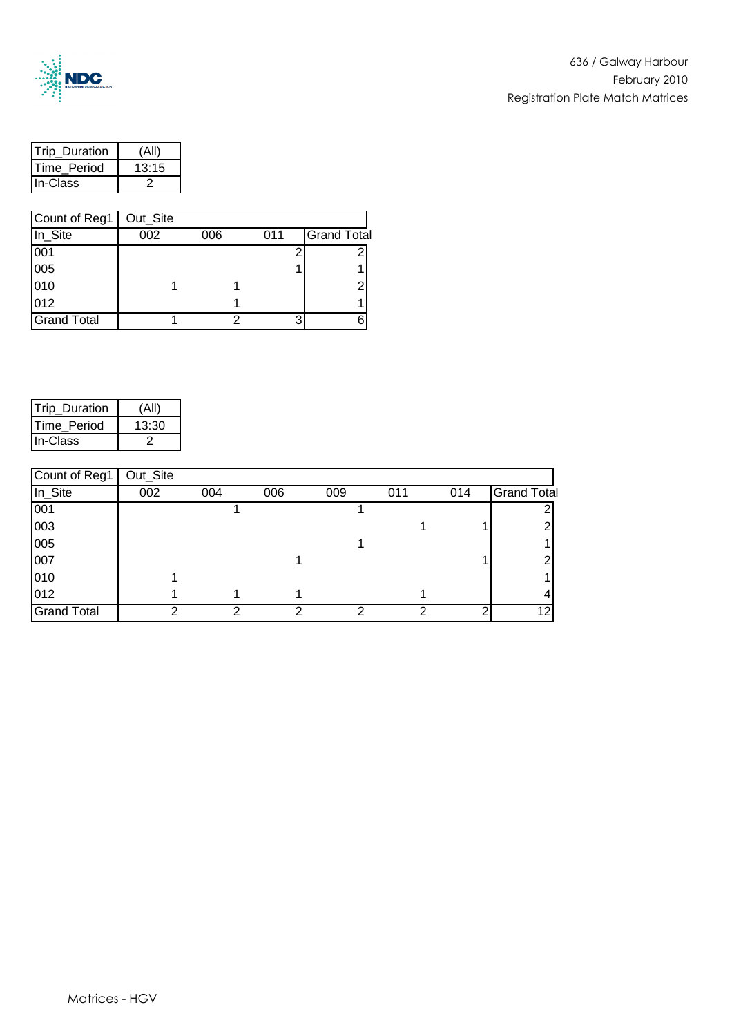636 / Galway Harbour
February 2010
Registration Plate Match Matrices

| Trip_Duration | (All) |
|---|---|
| Time_Period | 13:15 |
| In-Class | 2 |

| Count of Reg1 | Out_Site | | | |
|---|---|---|---|---|
| In_Site | 002 | 006 | 011 | Grand Total |
| 001 | | | 2 | 2 |
| 005 | | | 1 | 1 |
| 010 | 1 | 1 | | 2 |
| 012 | | 1 | | 1 |
| Grand Total | 1 | 2 | 3 | 6 |

| Trip_Duration | (All) |
|---|---|
| Time_Period | 13:30 |
| In-Class | 2 |

| Count of Reg1 | Out_Site | | | | | | |
|---|---|---|---|---|---|---|---|
| In_Site | 002 | 004 | 006 | 009 | 011 | 014 | Grand Total |
| 001 | | 1 | | 1 | | | 2 |
| 003 | | | | | 1 | 1 | 2 |
| 005 | | | | 1 | | | 1 |
| 007 | | | 1 | | | 1 | 2 |
| 010 | 1 | | | | | | 1 |
| 012 | 1 | 1 | 1 | | 1 | | 4 |
| Grand Total | 2 | 2 | 2 | 2 | 2 | 2 | 12 |

Matrices - HGV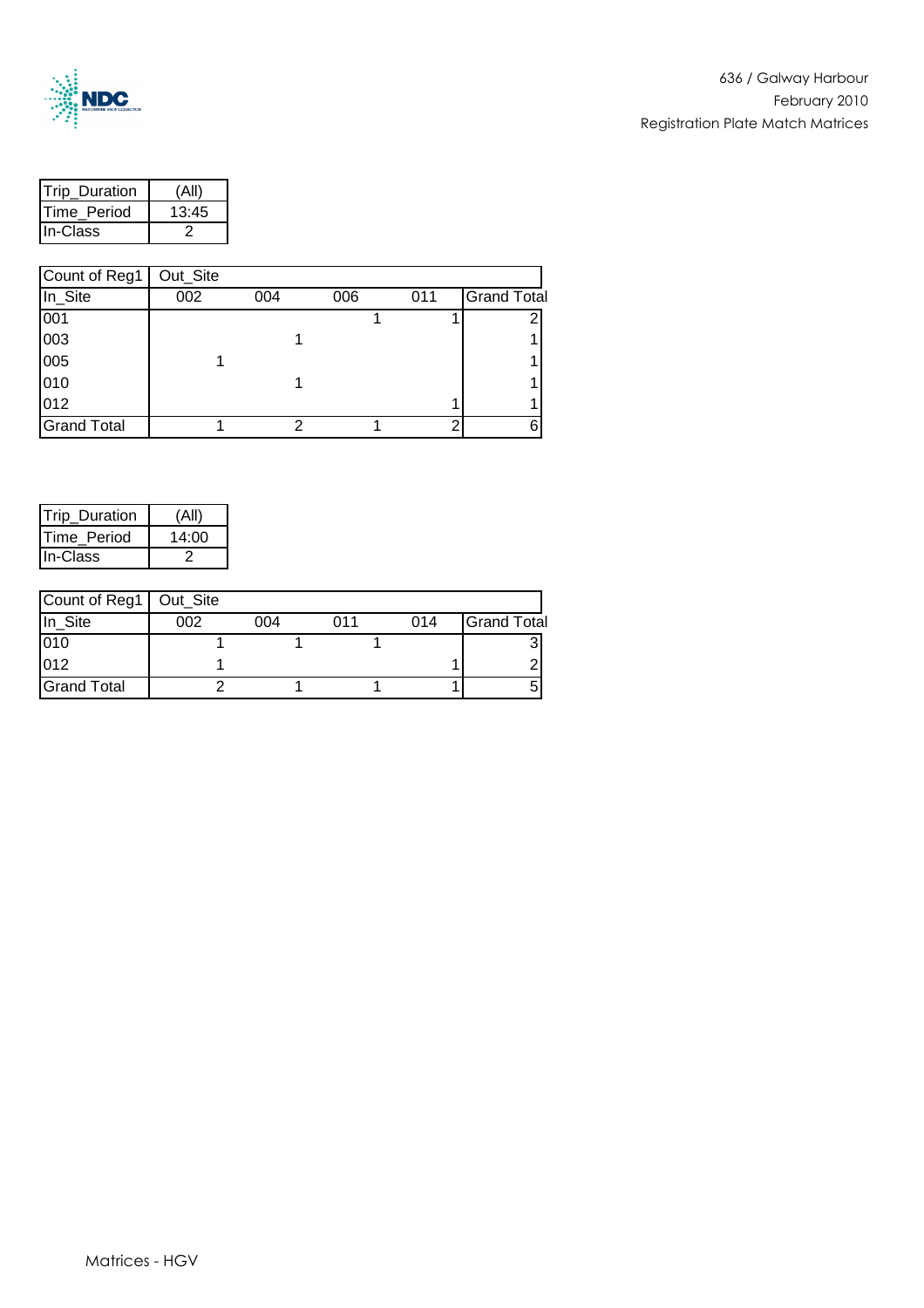| Trip_Duration | (All) |
|---|---|
| Time_Period | 13:45 |
| In-Class | 2 |

| Count of Reg1 | Out_Site | | | | |
|---|---|---|---|---|---|
| In_Site | 002 | 004 | 006 | 011 | Grand Total |
| 001 | | | 1 | 1 | 2 |
| 003 | | 1 | | | 1 |
| 005 | 1 | | | | 1 |
| 010 | | 1 | | | 1 |
| 012 | | | | 1 | 1 |
| Grand Total | 1 | 2 | 1 | 2 | 6 |

| Trip_Duration | (All) |
|---|---|
| Time_Period | 14:00 |
| In-Class | 2 |

| Count of Reg1 | Out_Site | | | | |
|---|---|---|---|---|---|
| In_Site | 002 | 004 | 011 | 014 | Grand Total |
| 010 | 1 | 1 | 1 | | 3 |
| 012 | 1 | | | 1 | 2 |
| Grand Total | 2 | 1 | 1 | 1 | 5 |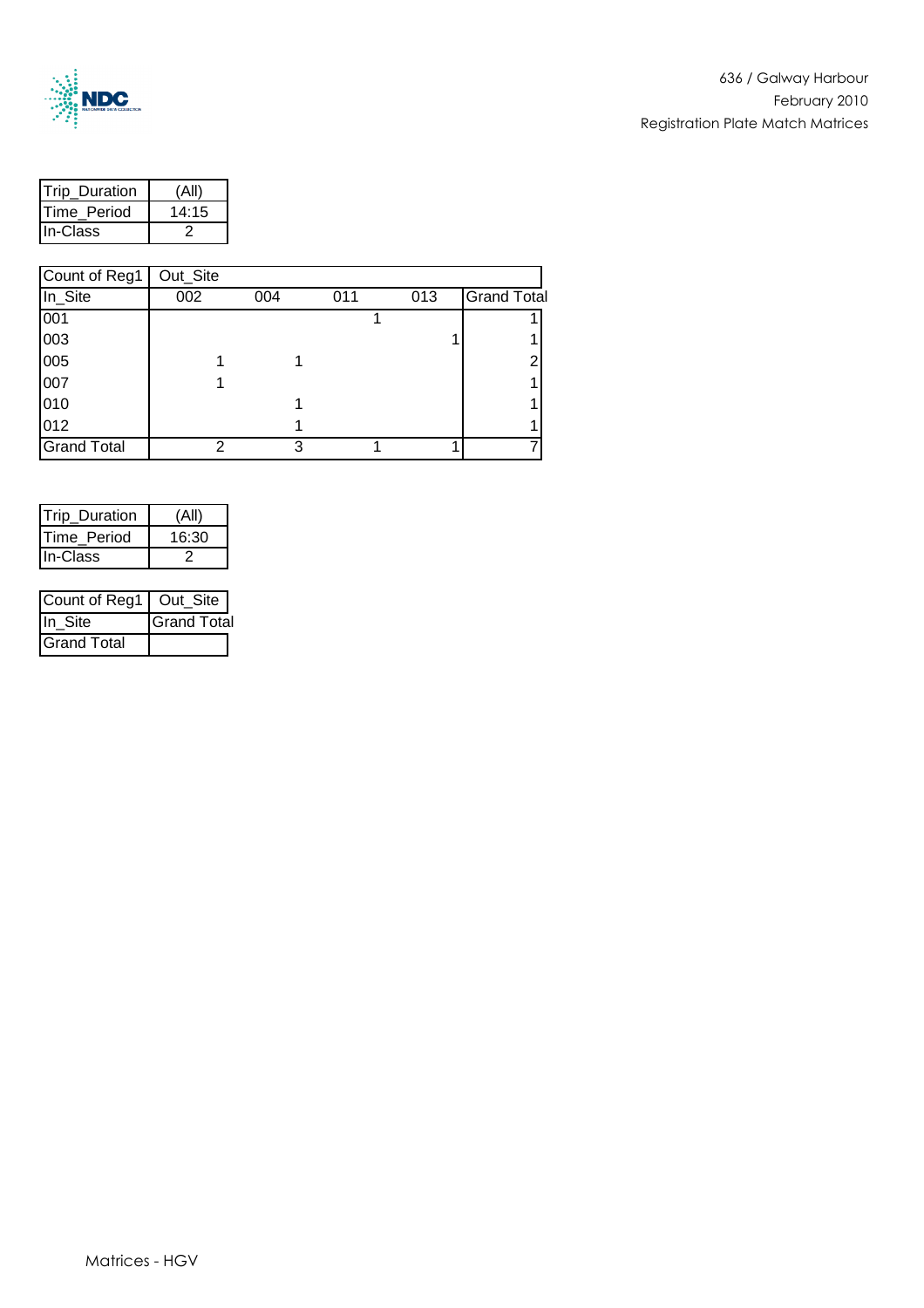| Trip_Duration | (All) |
|---|---|
| Time_Period | 14:15 |
| In-Class | 2 |

| Count of Reg1 | Out_Site | | | | |
|---|---|---|---|---|---|
| In_Site | 002 | 004 | 011 | 013 | Grand Total |
| 001 | | | 1 | | 1 |
| 003 | | | | 1 | 1 |
| 005 | 1 | 1 | | | 2 |
| 007 | 1 | | | | 1 |
| 010 | | 1 | | | 1 |
| 012 | | 1 | | | 1 |
| Grand Total | 2 | 3 | 1 | 1 | 7 |

| Trip_Duration | (All) |
|---|---|
| Time_Period | 16:30 |
| In-Class | 2 |

| Count of Reg1 | Out_Site |
|---|---|
| In_Site | Grand Total |
| Grand Total | |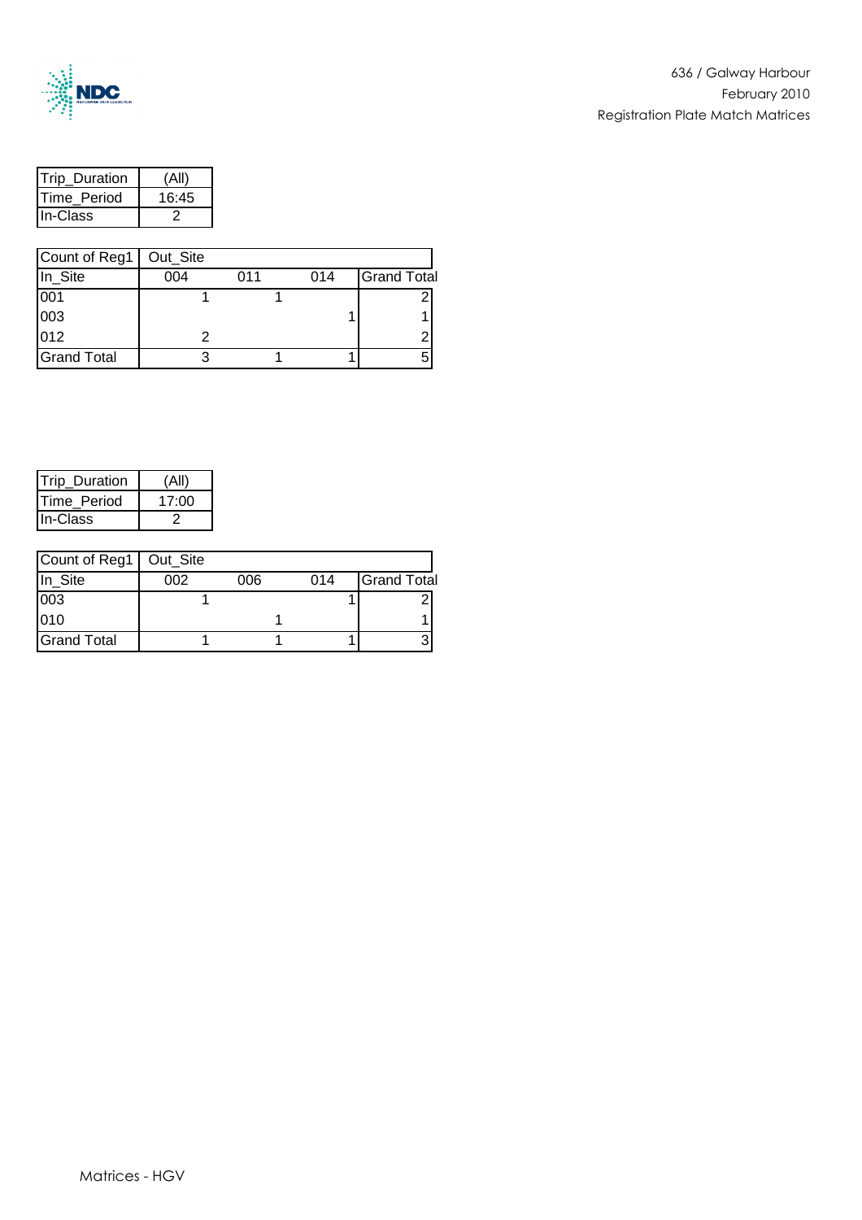| Trip_Duration | (All) |
|---|---|
| Time_Period | 16:45 |
| In-Class | 2 |

| Count of Reg1 | Out_Site | | | |
|---|---|---|---|---|
| In_Site | 004 | 011 | 014 | Grand Total |
| 001 | 1 | 1 | | 2 |
| 003 | | | 1 | 1 |
| 012 | 2 | | | 2 |
| Grand Total | 3 | 1 | 1 | 5 |

| Trip_Duration | (All) |
|---|---|
| Time_Period | 17:00 |
| In-Class | 2 |

| Count of Reg1 | Out_Site | | | |
|---|---|---|---|---|
| In_Site | 002 | 006 | 014 | Grand Total |
| 003 | 1 | | 1 | 2 |
| 010 | | 1 | | 1 |
| Grand Total | 1 | 1 | 1 | 3 |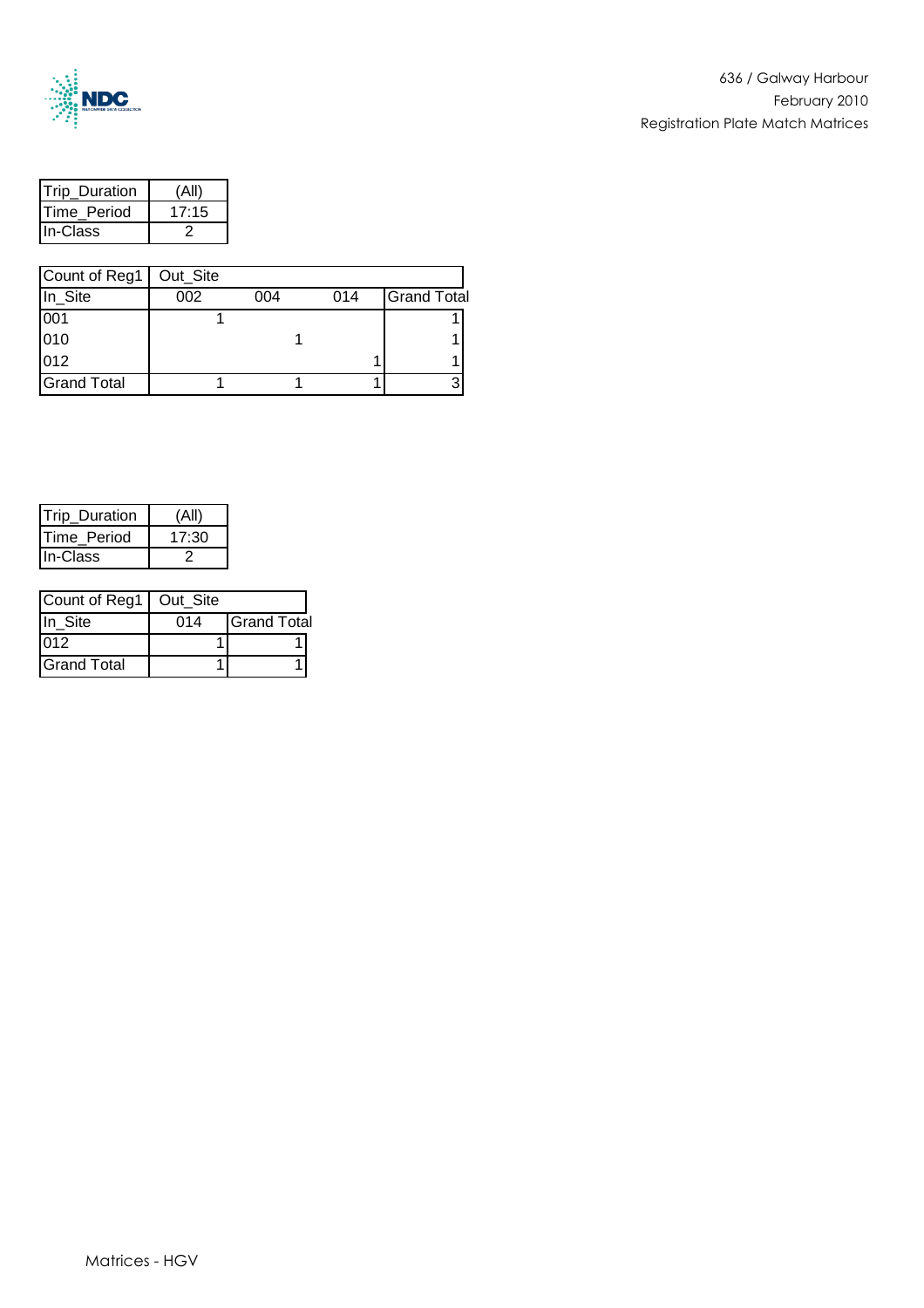| Trip_Duration | (All) |
|---|---|
| Time_Period | 17:15 |
| In-Class | 2 |

| Count of Reg1 | Out_Site | | | |
|---|---|---|---|---|
| In_Site | 002 | 004 | 014 | Grand Total |
| 001 | 1 | | | 1 |
| 010 | | 1 | | 1 |
| 012 | | | 1 | 1 |
| Grand Total | 1 | 1 | 1 | 3 |

| Trip_Duration | (All) |
|---|---|
| Time_Period | 17:30 |
| In-Class | 2 |

| Count of Reg1 | Out_Site | |
|---|---|---|
| In_Site | 014 | Grand Total |
| 012 | 1 | 1 |
| Grand Total | 1 | 1 |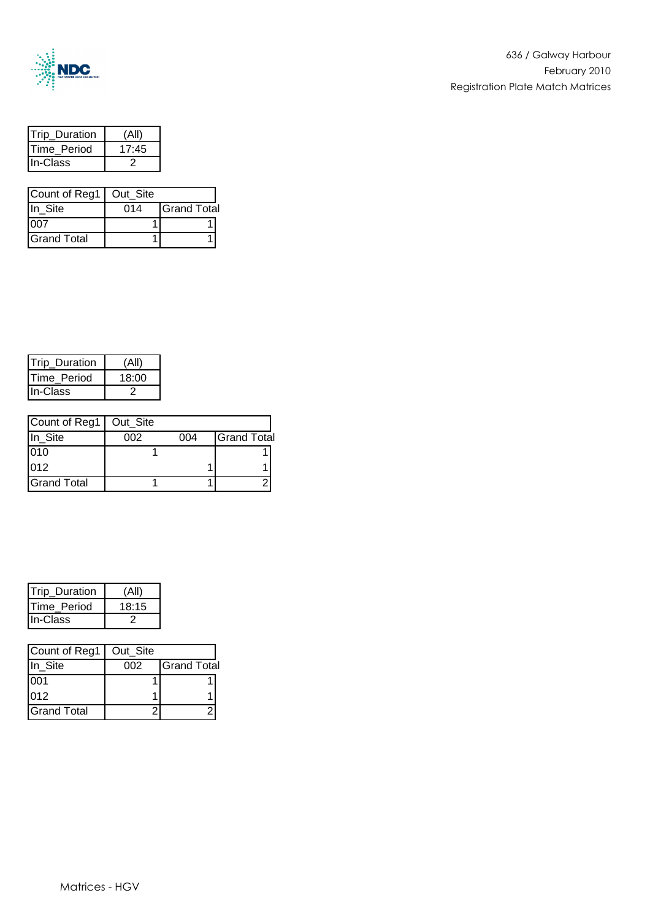| Trip_Duration | (All) |
|---|---|
| Time_Period | 17:45 |
| In-Class | 2 |

| Count of Reg1 | Out_Site | |
|---|---|---|
| In_Site | 014 | Grand Total |
| 007 | 1 | 1 |
| Grand Total | 1 | 1 |

| Trip_Duration | (All) |
|---|---|
| Time_Period | 18:00 |
| In-Class | 2 |

| Count of Reg1 | Out_Site | | |
|---|---|---|---|
| In_Site | 002 | 004 | Grand Total |
| 010 | 1 | | 1 |
| 012 | | 1 | 1 |
| Grand Total | 1 | 1 | 2 |

| Trip_Duration | (All) |
|---|---|
| Time_Period | 18:15 |
| In-Class | 2 |

| Count of Reg1 | Out_Site | |
|---|---|---|
| In_Site | 002 | Grand Total |
| 001 | 1 | 1 |
| 012 | 1 | 1 |
| Grand Total | 2 | 2 |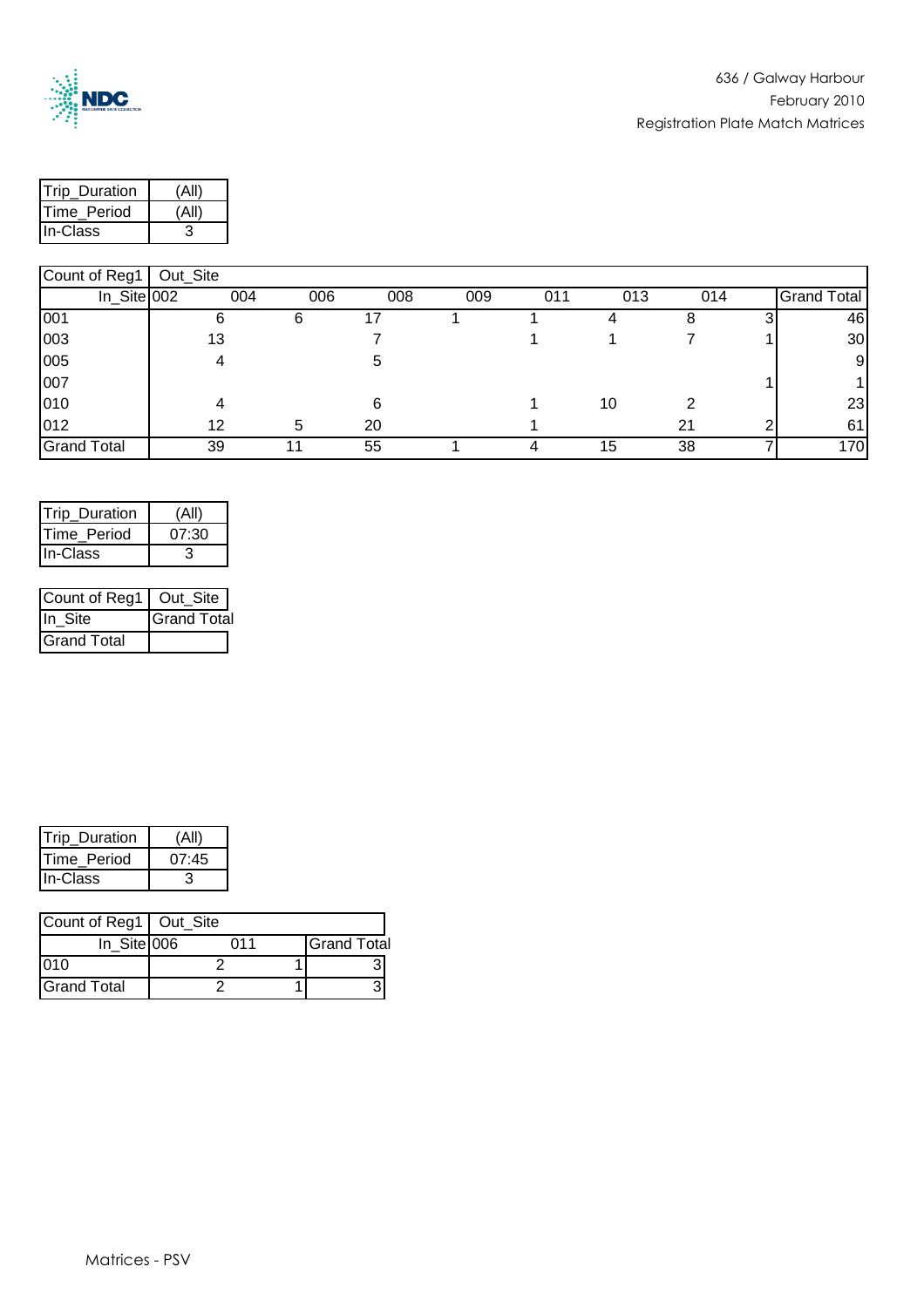| Trip_Duration | (All) |
|---|---|
| Time_Period | (All) |
| In-Class | 3 |

| Count of Reg1 | Out_Site | | | | | | | | |
|---|---|---|---|---|---|---|---|---|---|
| In_Site | 002 | 004 | 006 | 008 | 009 | 011 | 013 | 014 | Grand Total |
| 001 | 6 | 6 | 17 | 1 | 1 | 4 | 8 | 3 | 46 |
| 003 | 13 | | 7 | | 1 | 1 | 7 | 1 | 30 |
| 005 | 4 | | 5 | | | | | | 9 |
| 007 | | | | | | | | 1 | 1 |
| 010 | 4 | | 6 | | 1 | 10 | 2 | | 23 |
| 012 | 12 | 5 | 20 | | 1 | | 21 | 2 | 61 |
| Grand Total | 39 | 11 | 55 | 1 | 4 | 15 | 38 | 7 | 170 |

| Trip_Duration | (All) |
|---|---|
| Time_Period | 07:30 |
| In-Class | 3 |

| Count of Reg1 | Out_Site |
|---|---|
| In_Site | Grand Total |
| Grand Total | |

| Trip_Duration | (All) |
|---|---|
| Time_Period | 07:45 |
| In-Class | 3 |

| Count of Reg1 | Out_Site | | |
|---|---|---|---|
| In_Site | 006 | 011 | Grand Total |
| 010 | 2 | 1 | 3 |
| Grand Total | 2 | 1 | 3 |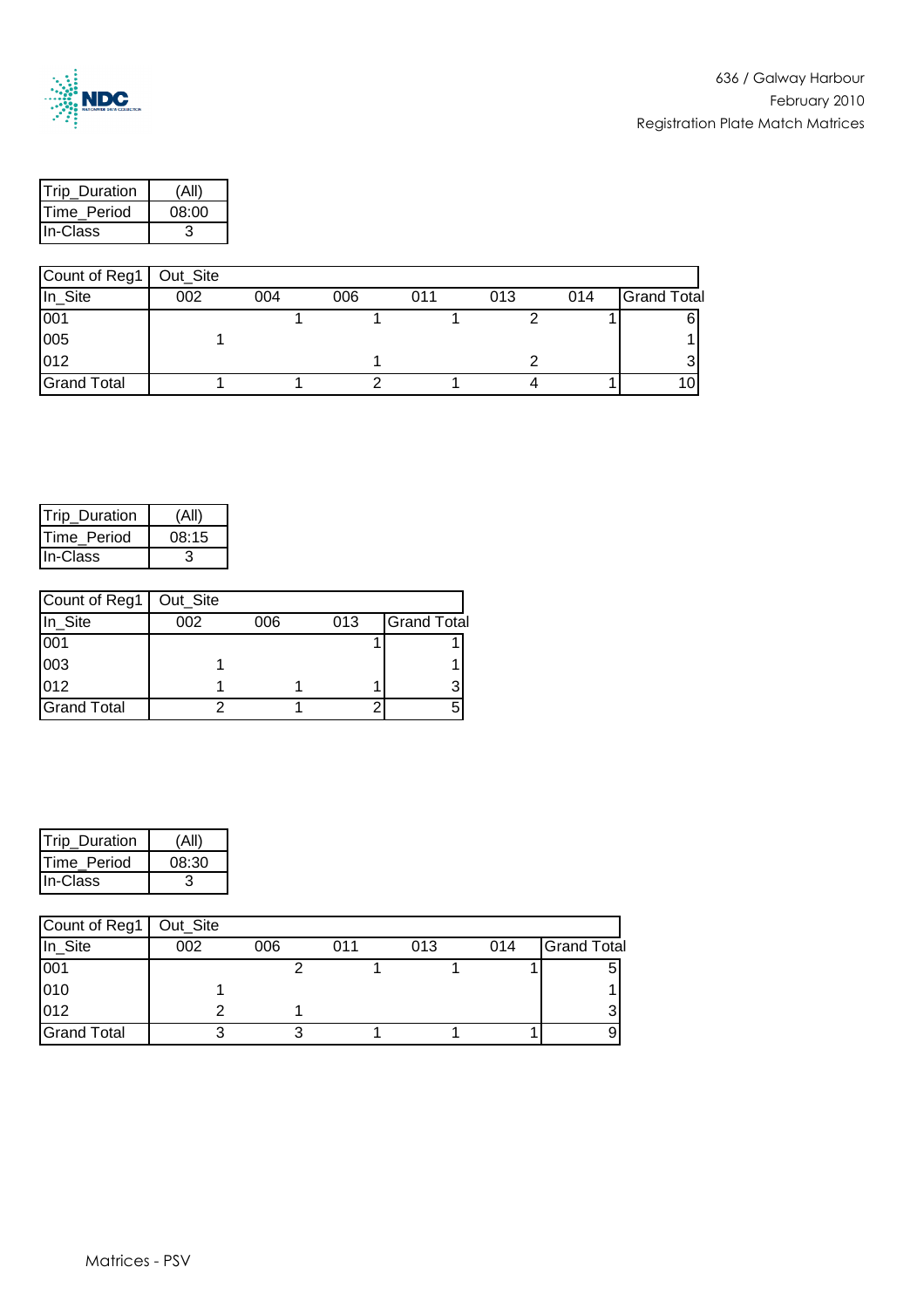| Trip_Duration | (All) |
|---|---|
| Time_Period | 08:00 |
| In-Class | 3 |

| Count of Reg1 | Out_Site | | | | | | |
|---|---|---|---|---|---|---|---|
| In_Site | 002 | 004 | 006 | 011 | 013 | 014 | Grand Total |
| 001 | | 1 | 1 | 1 | 2 | 1 | 6 |
| 005 | 1 | | | | | | 1 |
| 012 | | | 1 | | 2 | | 3 |
| Grand Total | 1 | 1 | 2 | 1 | 4 | 1 | 10 |

| Trip_Duration | (All) |
|---|---|
| Time_Period | 08:15 |
| In-Class | 3 |

| Count of Reg1 | Out_Site | | | |
|---|---|---|---|---|
| In_Site | 002 | 006 | 013 | Grand Total |
| 001 | | | 1 | 1 |
| 003 | 1 | | | 1 |
| 012 | 1 | 1 | 1 | 3 |
| Grand Total | 2 | 1 | 2 | 5 |

| Trip_Duration | (All) |
|---|---|
| Time_Period | 08:30 |
| In-Class | 3 |

| Count of Reg1 | Out_Site | | | | | |
|---|---|---|---|---|---|---|
| In_Site | 002 | 006 | 011 | 013 | 014 | Grand Total |
| 001 | | 2 | 1 | 1 | 1 | 5 |
| 010 | 1 | | | | | 1 |
| 012 | 2 | 1 | | | | 3 |
| Grand Total | 3 | 3 | 1 | 1 | 1 | 9 |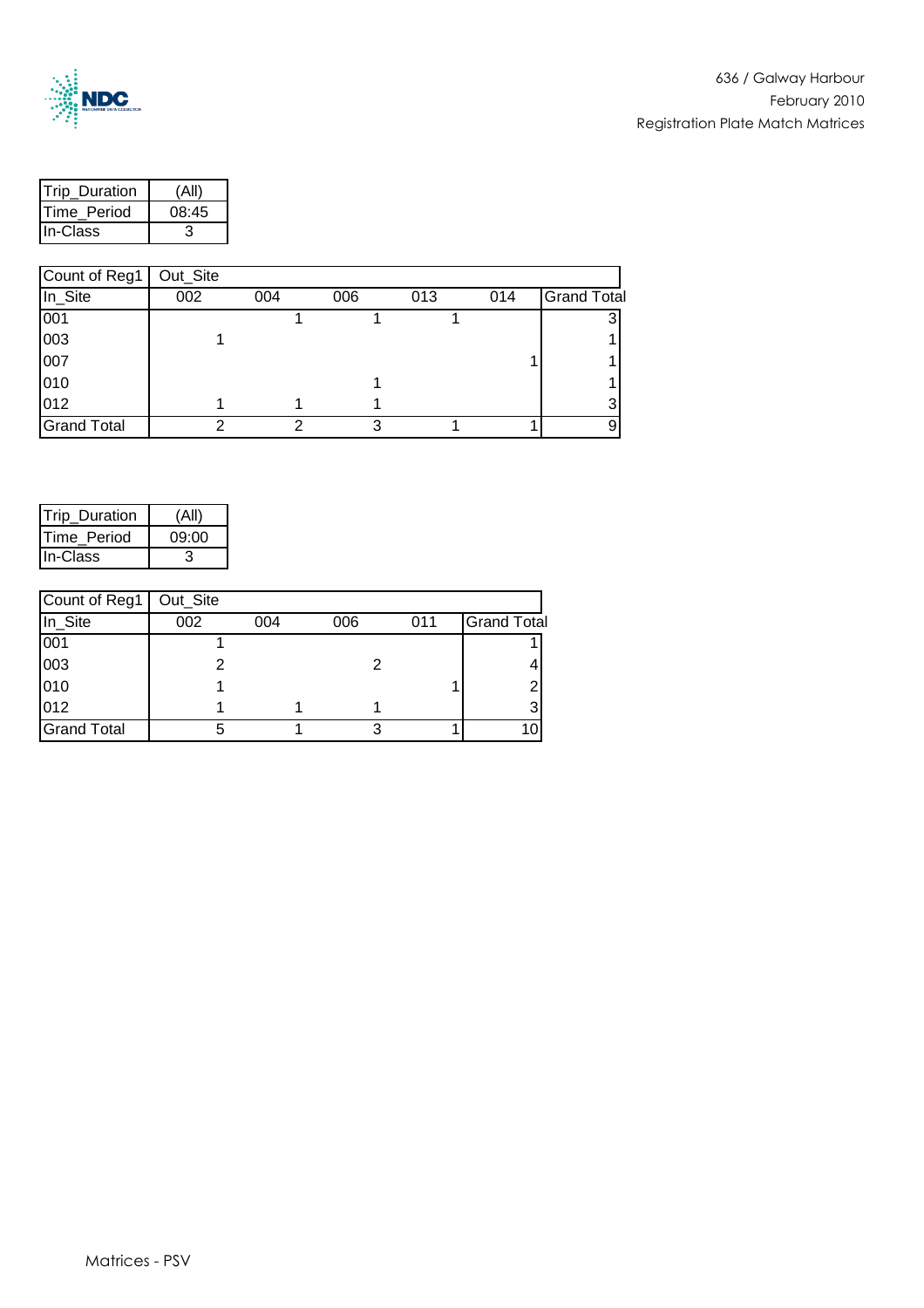636 / Galway Harbour
February 2010
Registration Plate Match Matrices

| Trip_Duration | (All) |
|---|---|
| Time_Period | 08:45 |
| In-Class | 3 |

| Count of Reg1 | Out_Site | | | | | |
|---|---|---|---|---|---|---|
| In_Site | 002 | 004 | 006 | 013 | 014 | Grand Total |
| 001 | | 1 | 1 | 1 | | 3 |
| 003 | 1 | | | | | 1 |
| 007 | | | | | 1 | 1 |
| 010 | | | 1 | | | 1 |
| 012 | 1 | 1 | 1 | | | 3 |
| Grand Total | 2 | 2 | 3 | 1 | 1 | 9 |

| Trip_Duration | (All) |
|---|---|
| Time_Period | 09:00 |
| In-Class | 3 |

| Count of Reg1 | Out_Site | | | | |
|---|---|---|---|---|---|
| In_Site | 002 | 004 | 006 | 011 | Grand Total |
| 001 | 1 | | | | 1 |
| 003 | 2 | | 2 | | 4 |
| 010 | 1 | | | 1 | 2 |
| 012 | 1 | 1 | 1 | | 3 |
| Grand Total | 5 | 1 | 3 | 1 | 10 |

Matrices - PSV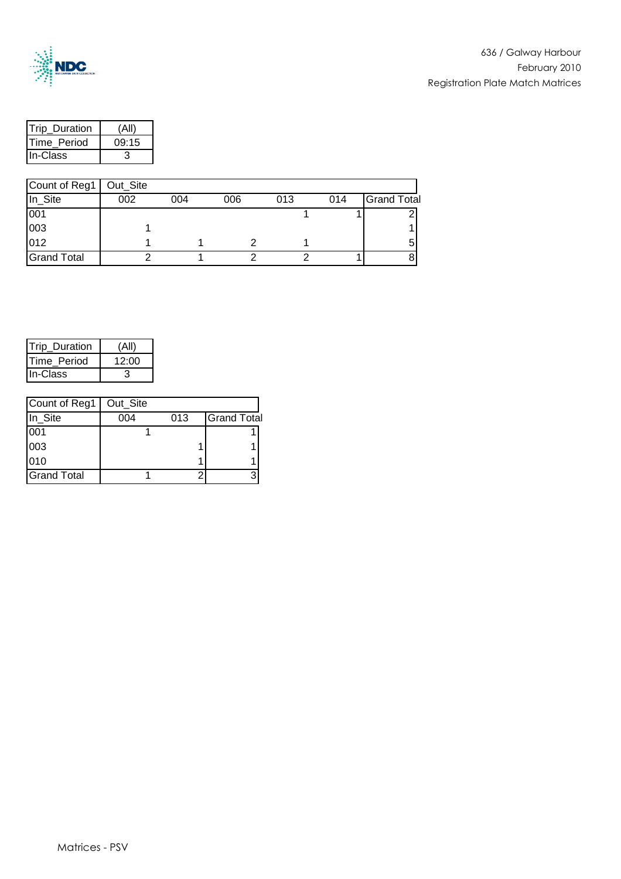636 / Galway Harbour
February 2010
Registration Plate Match Matrices

| Trip_Duration | (All) |
|---|---|
| Time_Period | 09:15 |
| In-Class | 3 |

| Count of Reg1 | Out_Site | | | | | |
|---|---|---|---|---|---|---|
| In_Site | 002 | 004 | 006 | 013 | 014 | Grand Total |
| 001 | | | | 1 | 1 | 2 |
| 003 | 1 | | | | | 1 |
| 012 | 1 | 1 | 2 | 1 | | 5 |
| Grand Total | 2 | 1 | 2 | 2 | 1 | 8 |

| Trip_Duration | (All) |
|---|---|
| Time_Period | 12:00 |
| In-Class | 3 |

| Count of Reg1 | Out_Site | | |
|---|---|---|---|
| In_Site | 004 | 013 | Grand Total |
| 001 | 1 | | 1 |
| 003 | | 1 | 1 |
| 010 | | 1 | 1 |
| Grand Total | 1 | 2 | 3 |

Matrices - PSV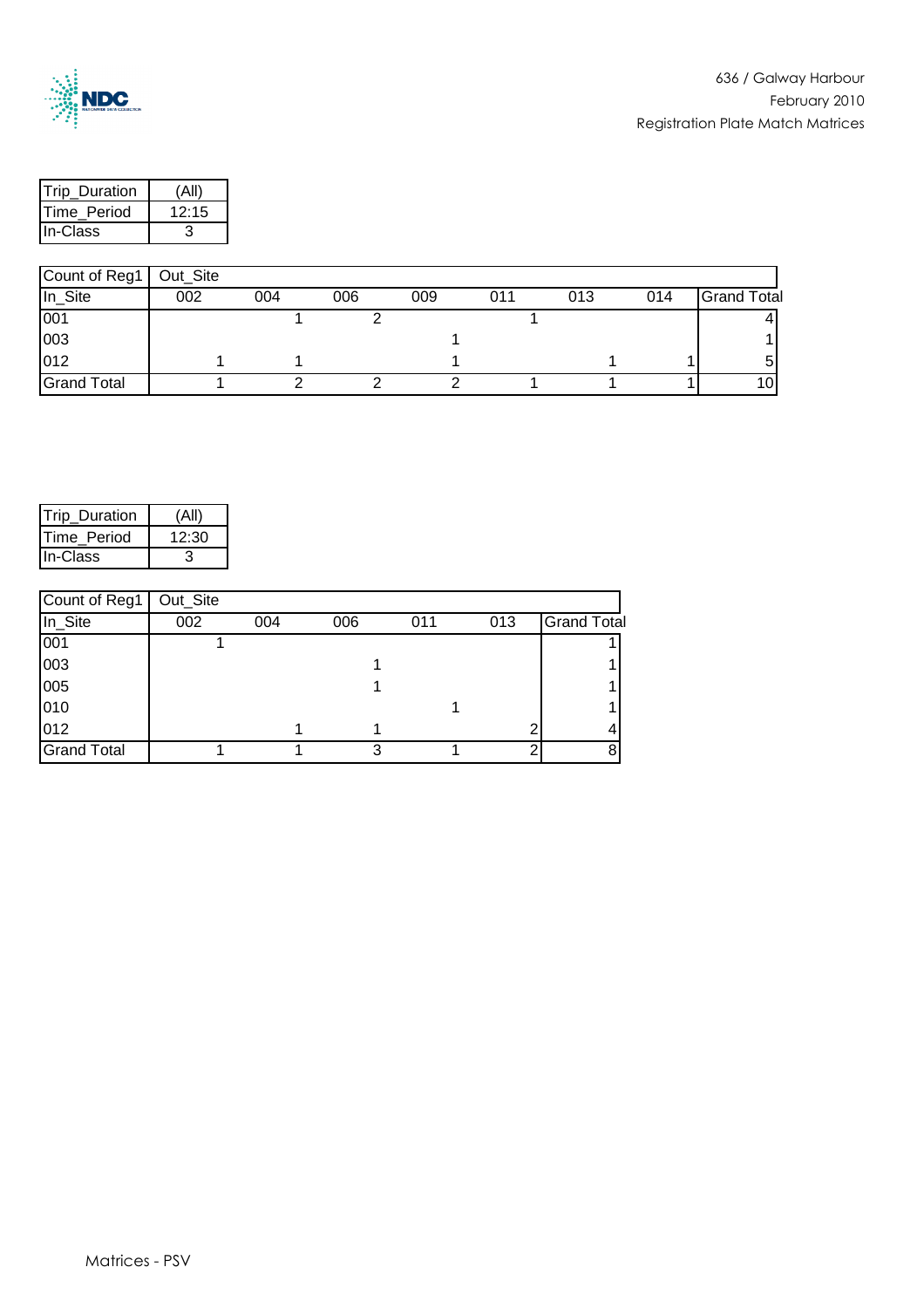| Trip_Duration | (All) |
|---|---|
| Time_Period | 12:15 |
| In-Class | 3 |

| Count of Reg1 | Out_Site | | | | | | | |
|---|---|---|---|---|---|---|---|---|
| In_Site | 002 | 004 | 006 | 009 | 011 | 013 | 014 | Grand Total |
| 001 | | 1 | 2 | | 1 | | | 4 |
| 003 | | | | 1 | | | | 1 |
| 012 | 1 | 1 | | 1 | | 1 | 1 | 5 |
| Grand Total | 1 | 2 | 2 | 2 | 1 | 1 | 1 | 10 |

| Trip_Duration | (All) |
|---|---|
| Time_Period | 12:30 |
| In-Class | 3 |

| Count of Reg1 | Out_Site | | | | | |
|---|---|---|---|---|---|---|
| In_Site | 002 | 004 | 006 | 011 | 013 | Grand Total |
| 001 | 1 | | | | | 1 |
| 003 | | | 1 | | | 1 |
| 005 | | | 1 | | | 1 |
| 010 | | | | 1 | | 1 |
| 012 | | 1 | 1 | | 2 | 4 |
| Grand Total | 1 | 1 | 3 | 1 | 2 | 8 |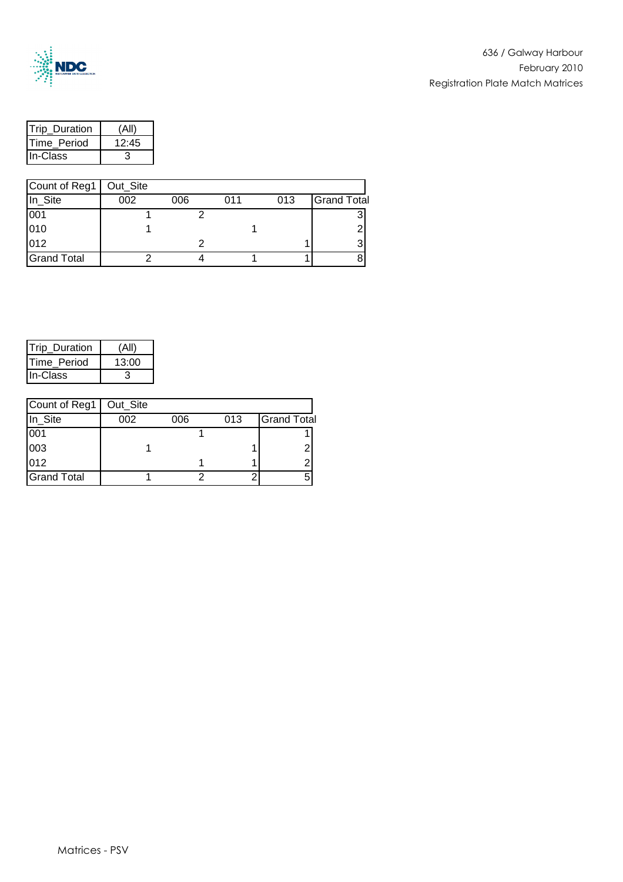636 / Galway Harbour

February 2010

Registration Plate Match Matrices

| Trip_Duration | (All) |
|---|---|
| Time_Period | 12:45 |
| In-Class | 3 |

| Count of Reg1 | Out_Site | | | | |
|---|---|---|---|---|---|
| In_Site | 002 | 006 | 011 | 013 | Grand Total |
| 001 | 1 | 2 | | | 3 |
| 010 | 1 | | 1 | | 2 |
| 012 | | 2 | | 1 | 3 |
| Grand Total | 2 | 4 | 1 | 1 | 8 |

| Trip_Duration | (All) |
|---|---|
| Time_Period | 13:00 |
| In-Class | 3 |

| Count of Reg1 | Out_Site | | | |
|---|---|---|---|---|
| In_Site | 002 | 006 | 013 | Grand Total |
| 001 | | 1 | | 1 |
| 003 | 1 | | 1 | 2 |
| 012 | | 1 | 1 | 2 |
| Grand Total | 1 | 2 | 2 | 5 |

Matrices - PSV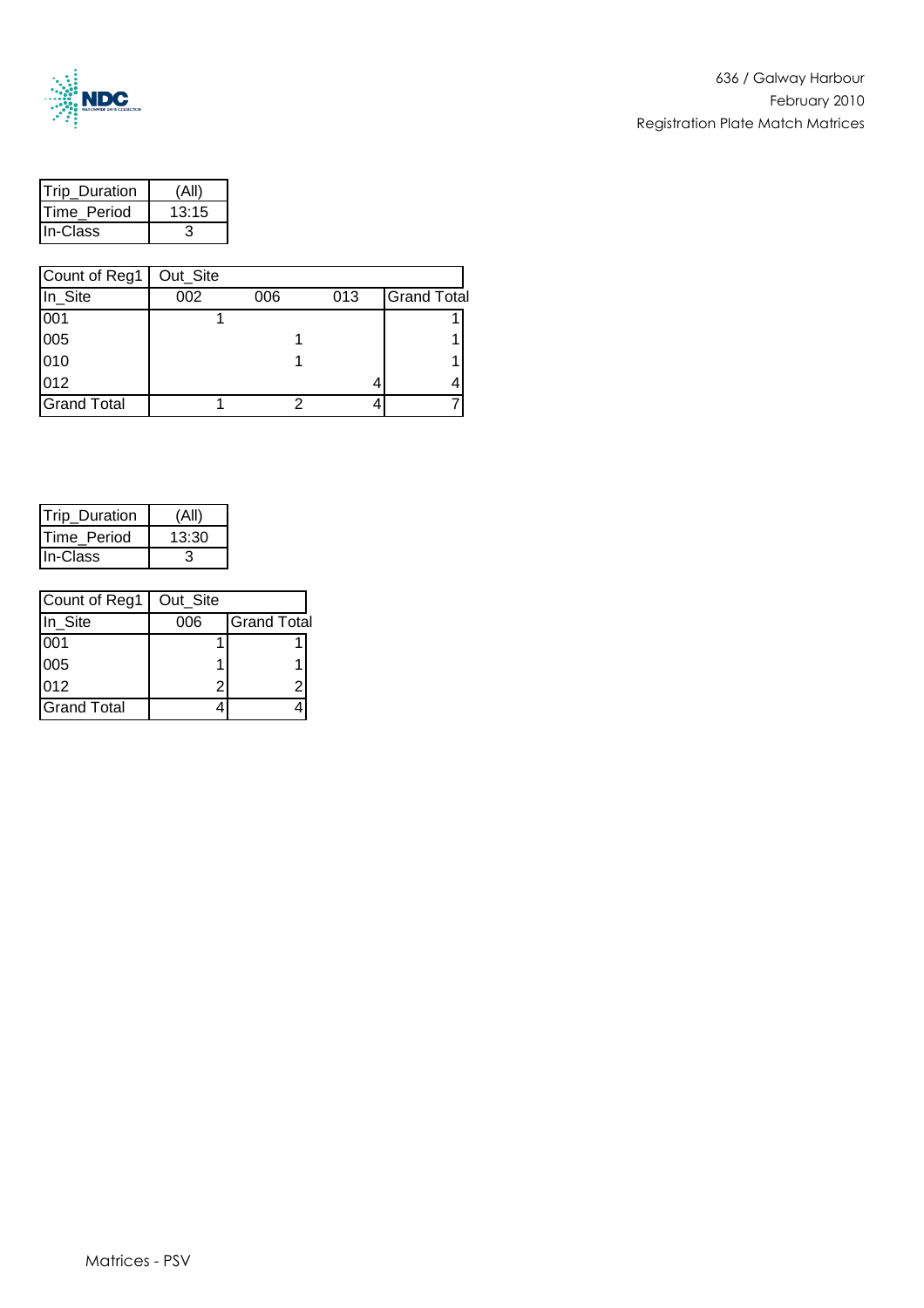636 / Galway Harbour
February 2010
Registration Plate Match Matrices

| Trip_Duration | (All) |
|---|---|
| Time_Period | 13:15 |
| In-Class | 3 |

| Count of Reg1 | Out_Site | | | |
|---|---|---|---|---|
| In_Site | 002 | 006 | 013 | Grand Total |
| 001 | 1 | | | 1 |
| 005 | | 1 | | 1 |
| 010 | | 1 | | 1 |
| 012 | | | 4 | 4 |
| Grand Total | 1 | 2 | 4 | 7 |

| Trip_Duration | (All) |
|---|---|
| Time_Period | 13:30 |
| In-Class | 3 |

| Count of Reg1 | Out_Site | |
|---|---|---|
| In_Site | 006 | Grand Total |
| 001 | 1 | 1 |
| 005 | 1 | 1 |
| 012 | 2 | 2 |
| Grand Total | 4 | 4 |

Matrices - PSV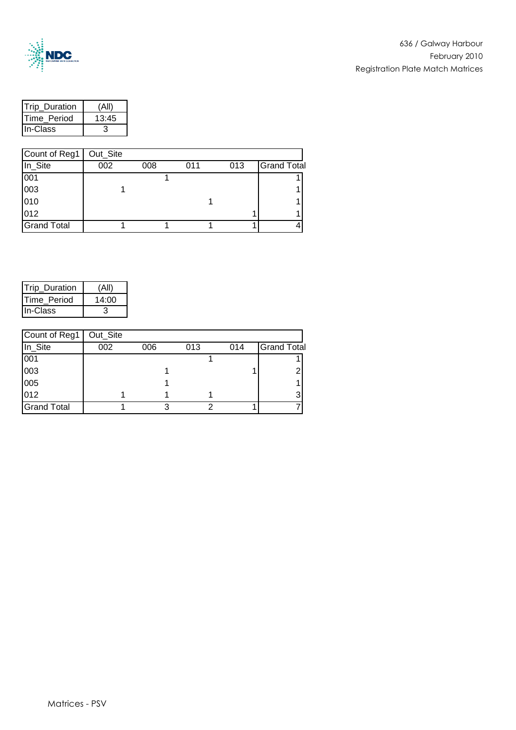636 / Galway Harbour
February 2010
Registration Plate Match Matrices

| Trip_Duration | (All) |
| --- | --- |
| Time_Period | 13:45 |
| In-Class | 3 |

| Count of Reg1 | Out_Site | | | | |
| --- | --- | --- | --- | --- | --- |
| In_Site | 002 | 008 | 011 | 013 | Grand Total |
| 001 | | 1 | | | 1 |
| 003 | 1 | | | | 1 |
| 010 | | | 1 | | 1 |
| 012 | | | | 1 | 1 |
| Grand Total | 1 | 1 | 1 | 1 | 4 |

| Trip_Duration | (All) |
| --- | --- |
| Time_Period | 14:00 |
| In-Class | 3 |

| Count of Reg1 | Out_Site | | | | |
| --- | --- | --- | --- | --- | --- |
| In_Site | 002 | 006 | 013 | 014 | Grand Total |
| 001 | | | 1 | | 1 |
| 003 | | 1 | | 1 | 2 |
| 005 | | 1 | | | 1 |
| 012 | 1 | 1 | 1 | | 3 |
| Grand Total | 1 | 3 | 2 | 1 | 7 |

Matrices - PSV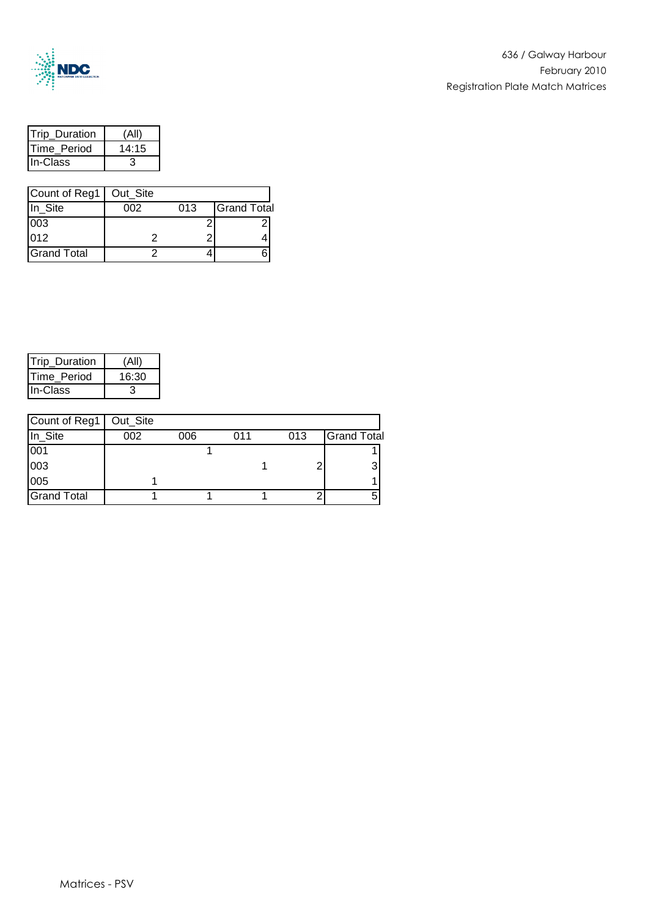| Trip_Duration | (All) |
|---|---|
| Time_Period | 14:15 |
| In-Class | 3 |

| Count of Reg1 | Out_Site | | |
|---|---|---|---|
| In_Site | 002 | 013 | Grand Total |
| 003 | | 2 | 2 |
| 012 | 2 | 2 | 4 |
| Grand Total | 2 | 4 | 6 |

| Trip_Duration | (All) |
|---|---|
| Time_Period | 16:30 |
| In-Class | 3 |

| Count of Reg1 | Out_Site | | | | |
|---|---|---|---|---|---|
| In_Site | 002 | 006 | 011 | 013 | Grand Total |
| 001 | | 1 | | | 1 |
| 003 | | | 1 | 2 | 3 |
| 005 | 1 | | | | 1 |
| Grand Total | 1 | 1 | 1 | 2 | 5 |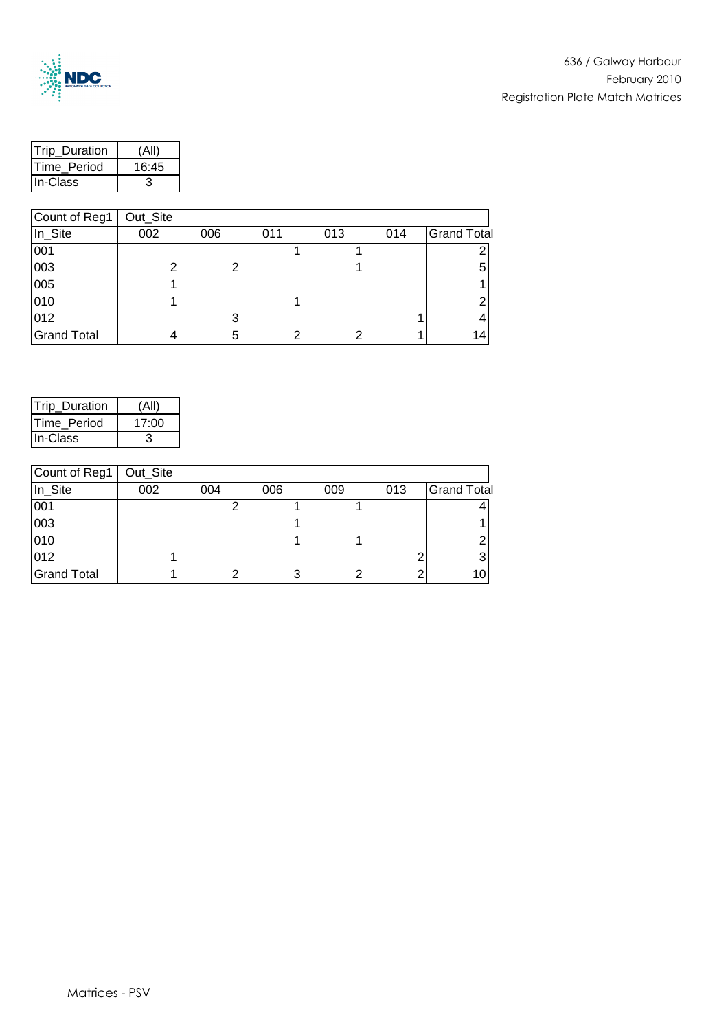636 / Galway Harbour
February 2010
Registration Plate Match Matrices

| Trip_Duration | (All) |
|---|---|
| Time_Period | 16:45 |
| In-Class | 3 |

| Count of Reg1 | Out_Site | | | | | |
|---|---|---|---|---|---|---|
| In_Site | 002 | 006 | 011 | 013 | 014 | Grand Total |
| 001 | | | 1 | 1 | | 2 |
| 003 | 2 | 2 | | 1 | | 5 |
| 005 | 1 | | | | | 1 |
| 010 | 1 | | 1 | | | 2 |
| 012 | | 3 | | | 1 | 4 |
| Grand Total | 4 | 5 | 2 | 2 | 1 | 14 |

| Trip_Duration | (All) |
|---|---|
| Time_Period | 17:00 |
| In-Class | 3 |

| Count of Reg1 | Out_Site | | | | | |
|---|---|---|---|---|---|---|
| In_Site | 002 | 004 | 006 | 009 | 013 | Grand Total |
| 001 | | 2 | 1 | 1 | | 4 |
| 003 | | | 1 | | | 1 |
| 010 | | | 1 | 1 | | 2 |
| 012 | 1 | | | | 2 | 3 |
| Grand Total | 1 | 2 | 3 | 2 | 2 | 10 |

Matrices - PSV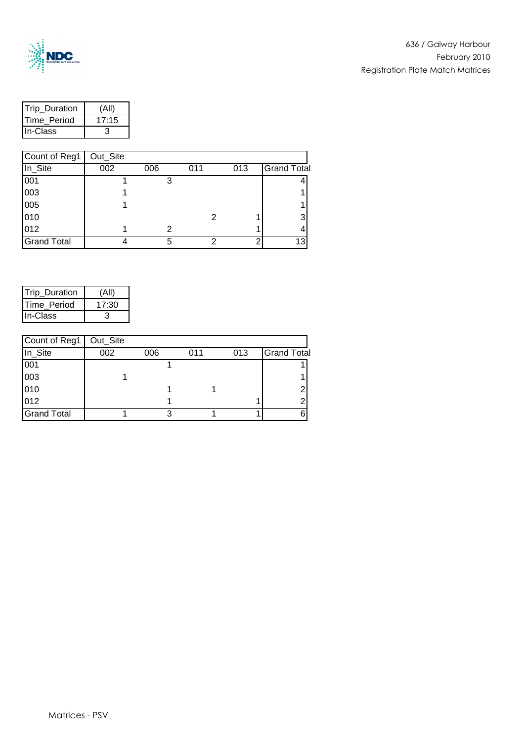636 / Galway Harbour
February 2010
Registration Plate Match Matrices

| Trip_Duration | (All) |
|---|---|
| Time_Period | 17:15 |
| In-Class | 3 |

| Count of Reg1 | Out_Site | | | | |
|---|---|---|---|---|---|
| In_Site | 002 | 006 | 011 | 013 | Grand Total |
| 001 | 1 | 3 | | | 4 |
| 003 | 1 | | | | 1 |
| 005 | 1 | | | | 1 |
| 010 | | | 2 | 1 | 3 |
| 012 | 1 | 2 | | 1 | 4 |
| Grand Total | 4 | 5 | 2 | 2 | 13 |

| Trip_Duration | (All) |
|---|---|
| Time_Period | 17:30 |
| In-Class | 3 |

| Count of Reg1 | Out_Site | | | | |
|---|---|---|---|---|---|
| In_Site | 002 | 006 | 011 | 013 | Grand Total |
| 001 | | 1 | | | 1 |
| 003 | 1 | | | | 1 |
| 010 | | 1 | 1 | | 2 |
| 012 | | 1 | | 1 | 2 |
| Grand Total | 1 | 3 | 1 | 1 | 6 |

Matrices - PSV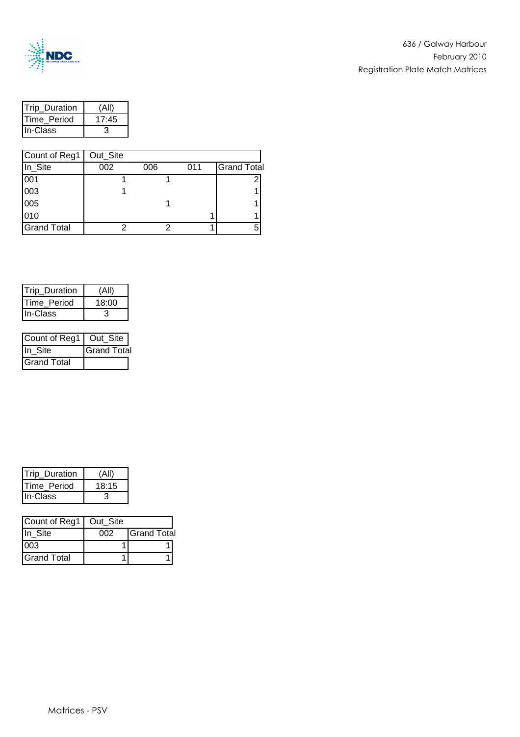636 / Galway Harbour
February 2010
Registration Plate Match Matrices

| Trip_Duration | (All) |
|---|---|
| Time_Period | 17:45 |
| In-Class | 3 |

| Count of Reg1 | Out_Site | | | |
|---|---|---|---|---|
| In_Site | 002 | 006 | 011 | Grand Total |
| 001 | 1 | 1 | | 2 |
| 003 | 1 | | | 1 |
| 005 | | 1 | | 1 |
| 010 | | | 1 | 1 |
| Grand Total | 2 | 2 | 1 | 5 |

| Trip_Duration | (All) |
|---|---|
| Time_Period | 18:00 |
| In-Class | 3 |

| Count of Reg1 | Out_Site |
|---|---|
| In_Site | Grand Total |
| Grand Total | |

| Trip_Duration | (All) |
|---|---|
| Time_Period | 18:15 |
| In-Class | 3 |

| Count of Reg1 | Out_Site | |
|---|---|---|
| In_Site | 002 | Grand Total |
| 003 | 1 | 1 |
| Grand Total | 1 | 1 |

Matrices - PSV